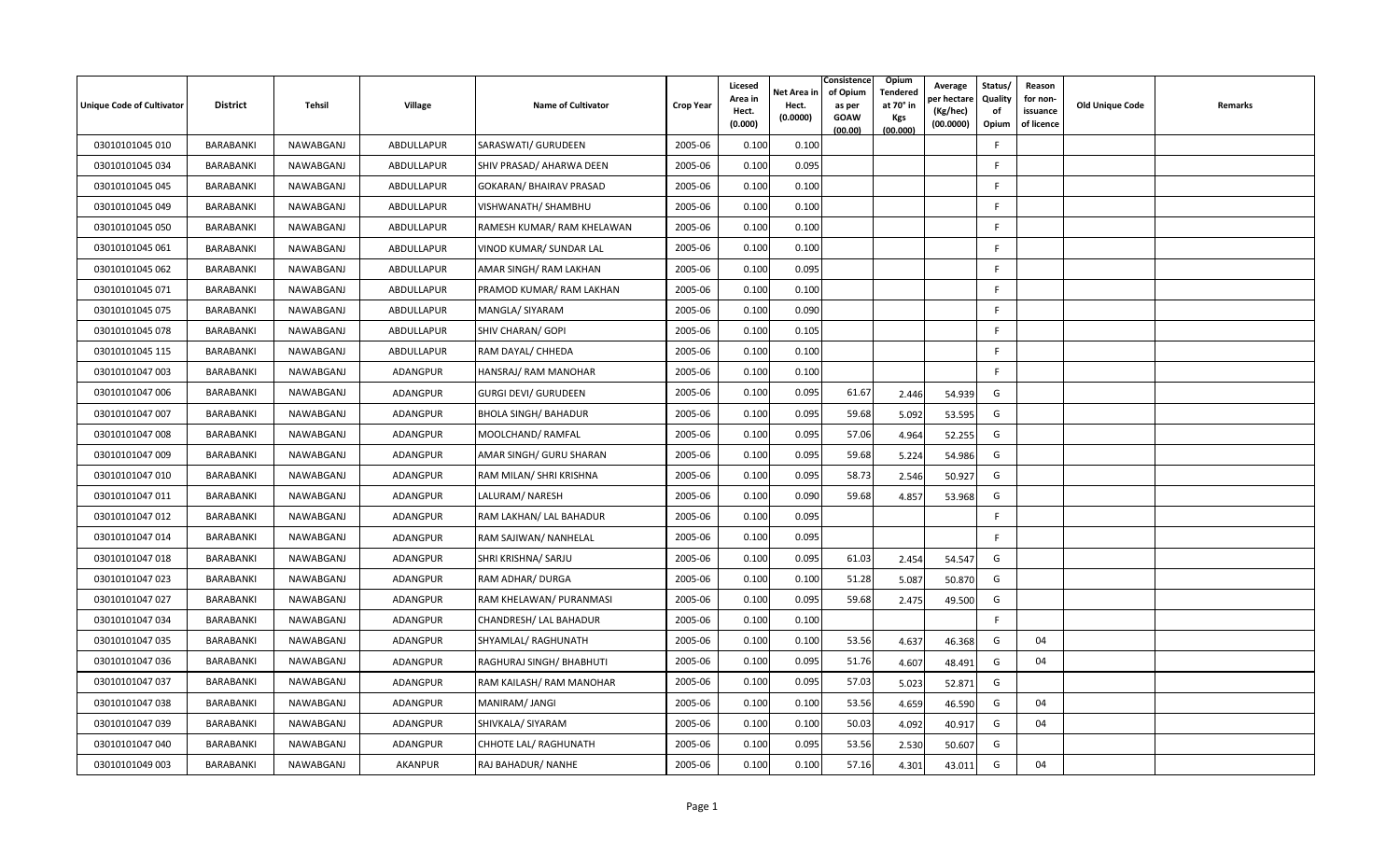| Unique Code of Cultivator | District | Tehsil | Village | Name of Cultivator | Crop Year | Licesed Area in Hect. (0.000) | Net Area in Hect. (0.0000) | Consistence of Opium as per GOAW (00.00) | Opium Tendered at 70° in Kgs (00.000) | Average per hectare (Kg/hec) (00.0000) | Status/ Quality of Opium | Reason for non-issuance of licence | Old Unique Code | Remarks |
|---|---|---|---|---|---|---|---|---|---|---|---|---|---|---|
| 03010101045 010 | BARABANKI | NAWABGANJ | ABDULLAPUR | SARASWATI/ GURUDEEN | 2005-06 | 0.100 | 0.100 | | | | F | | | |
| 03010101045 034 | BARABANKI | NAWABGANJ | ABDULLAPUR | SHIV PRASAD/ AHARWA DEEN | 2005-06 | 0.100 | 0.095 | | | | F | | | |
| 03010101045 045 | BARABANKI | NAWABGANJ | ABDULLAPUR | GOKARAN/ BHAIRAV PRASAD | 2005-06 | 0.100 | 0.100 | | | | F | | | |
| 03010101045 049 | BARABANKI | NAWABGANJ | ABDULLAPUR | VISHWANATH/ SHAMBHU | 2005-06 | 0.100 | 0.100 | | | | F | | | |
| 03010101045 050 | BARABANKI | NAWABGANJ | ABDULLAPUR | RAMESH KUMAR/ RAM KHELAWAN | 2005-06 | 0.100 | 0.100 | | | | F | | | |
| 03010101045 061 | BARABANKI | NAWABGANJ | ABDULLAPUR | VINOD KUMAR/ SUNDAR LAL | 2005-06 | 0.100 | 0.100 | | | | F | | | |
| 03010101045 062 | BARABANKI | NAWABGANJ | ABDULLAPUR | AMAR SINGH/ RAM LAKHAN | 2005-06 | 0.100 | 0.095 | | | | F | | | |
| 03010101045 071 | BARABANKI | NAWABGANJ | ABDULLAPUR | PRAMOD KUMAR/ RAM LAKHAN | 2005-06 | 0.100 | 0.100 | | | | F | | | |
| 03010101045 075 | BARABANKI | NAWABGANJ | ABDULLAPUR | MANGLA/ SIYARAM | 2005-06 | 0.100 | 0.090 | | | | F | | | |
| 03010101045 078 | BARABANKI | NAWABGANJ | ABDULLAPUR | SHIV CHARAN/ GOPI | 2005-06 | 0.100 | 0.105 | | | | F | | | |
| 03010101045 115 | BARABANKI | NAWABGANJ | ABDULLAPUR | RAM DAYAL/ CHHEDA | 2005-06 | 0.100 | 0.100 | | | | F | | | |
| 03010101047 003 | BARABANKI | NAWABGANJ | ADANGPUR | HANSRAJ/ RAM MANOHAR | 2005-06 | 0.100 | 0.100 | | | | F | | | |
| 03010101047 006 | BARABANKI | NAWABGANJ | ADANGPUR | GURGI DEVI/ GURUDEEN | 2005-06 | 0.100 | 0.095 | 61.67 | 2.446 | 54.939 | G | | | |
| 03010101047 007 | BARABANKI | NAWABGANJ | ADANGPUR | BHOLA SINGH/ BAHADUR | 2005-06 | 0.100 | 0.095 | 59.68 | 5.092 | 53.595 | G | | | |
| 03010101047 008 | BARABANKI | NAWABGANJ | ADANGPUR | MOOLCHAND/ RAMFAL | 2005-06 | 0.100 | 0.095 | 57.06 | 4.964 | 52.255 | G | | | |
| 03010101047 009 | BARABANKI | NAWABGANJ | ADANGPUR | AMAR SINGH/ GURU SHARAN | 2005-06 | 0.100 | 0.095 | 59.68 | 5.224 | 54.986 | G | | | |
| 03010101047 010 | BARABANKI | NAWABGANJ | ADANGPUR | RAM MILAN/ SHRI KRISHNA | 2005-06 | 0.100 | 0.095 | 58.73 | 2.546 | 50.927 | G | | | |
| 03010101047 011 | BARABANKI | NAWABGANJ | ADANGPUR | LALURAM/ NARESH | 2005-06 | 0.100 | 0.090 | 59.68 | 4.857 | 53.968 | G | | | |
| 03010101047 012 | BARABANKI | NAWABGANJ | ADANGPUR | RAM LAKHAN/ LAL BAHADUR | 2005-06 | 0.100 | 0.095 | | | | F | | | |
| 03010101047 014 | BARABANKI | NAWABGANJ | ADANGPUR | RAM SAJIWAN/ NANHELAL | 2005-06 | 0.100 | 0.095 | | | | F | | | |
| 03010101047 018 | BARABANKI | NAWABGANJ | ADANGPUR | SHRI KRISHNA/ SARJU | 2005-06 | 0.100 | 0.095 | 61.03 | 2.454 | 54.547 | G | | | |
| 03010101047 023 | BARABANKI | NAWABGANJ | ADANGPUR | RAM ADHAR/ DURGA | 2005-06 | 0.100 | 0.100 | 51.28 | 5.087 | 50.870 | G | | | |
| 03010101047 027 | BARABANKI | NAWABGANJ | ADANGPUR | RAM KHELAWAN/ PURANMASI | 2005-06 | 0.100 | 0.095 | 59.68 | 2.475 | 49.500 | G | | | |
| 03010101047 034 | BARABANKI | NAWABGANJ | ADANGPUR | CHANDRESH/ LAL BAHADUR | 2005-06 | 0.100 | 0.100 | | | | F | | | |
| 03010101047 035 | BARABANKI | NAWABGANJ | ADANGPUR | SHYAMLAL/ RAGHUNATH | 2005-06 | 0.100 | 0.100 | 53.56 | 4.637 | 46.368 | G | 04 | | |
| 03010101047 036 | BARABANKI | NAWABGANJ | ADANGPUR | RAGHURAJ SINGH/ BHABHUTI | 2005-06 | 0.100 | 0.095 | 51.76 | 4.607 | 48.491 | G | 04 | | |
| 03010101047 037 | BARABANKI | NAWABGANJ | ADANGPUR | RAM KAILASH/ RAM MANOHAR | 2005-06 | 0.100 | 0.095 | 57.03 | 5.023 | 52.871 | G | | | |
| 03010101047 038 | BARABANKI | NAWABGANJ | ADANGPUR | MANIRAM/ JANGI | 2005-06 | 0.100 | 0.100 | 53.56 | 4.659 | 46.590 | G | 04 | | |
| 03010101047 039 | BARABANKI | NAWABGANJ | ADANGPUR | SHIVKALA/ SIYARAM | 2005-06 | 0.100 | 0.100 | 50.03 | 4.092 | 40.917 | G | 04 | | |
| 03010101047 040 | BARABANKI | NAWABGANJ | ADANGPUR | CHHOTE LAL/ RAGHUNATH | 2005-06 | 0.100 | 0.095 | 53.56 | 2.530 | 50.607 | G | | | |
| 03010101049 003 | BARABANKI | NAWABGANJ | AKANPUR | RAJ BAHADUR/ NANHE | 2005-06 | 0.100 | 0.100 | 57.16 | 4.301 | 43.011 | G | 04 | | |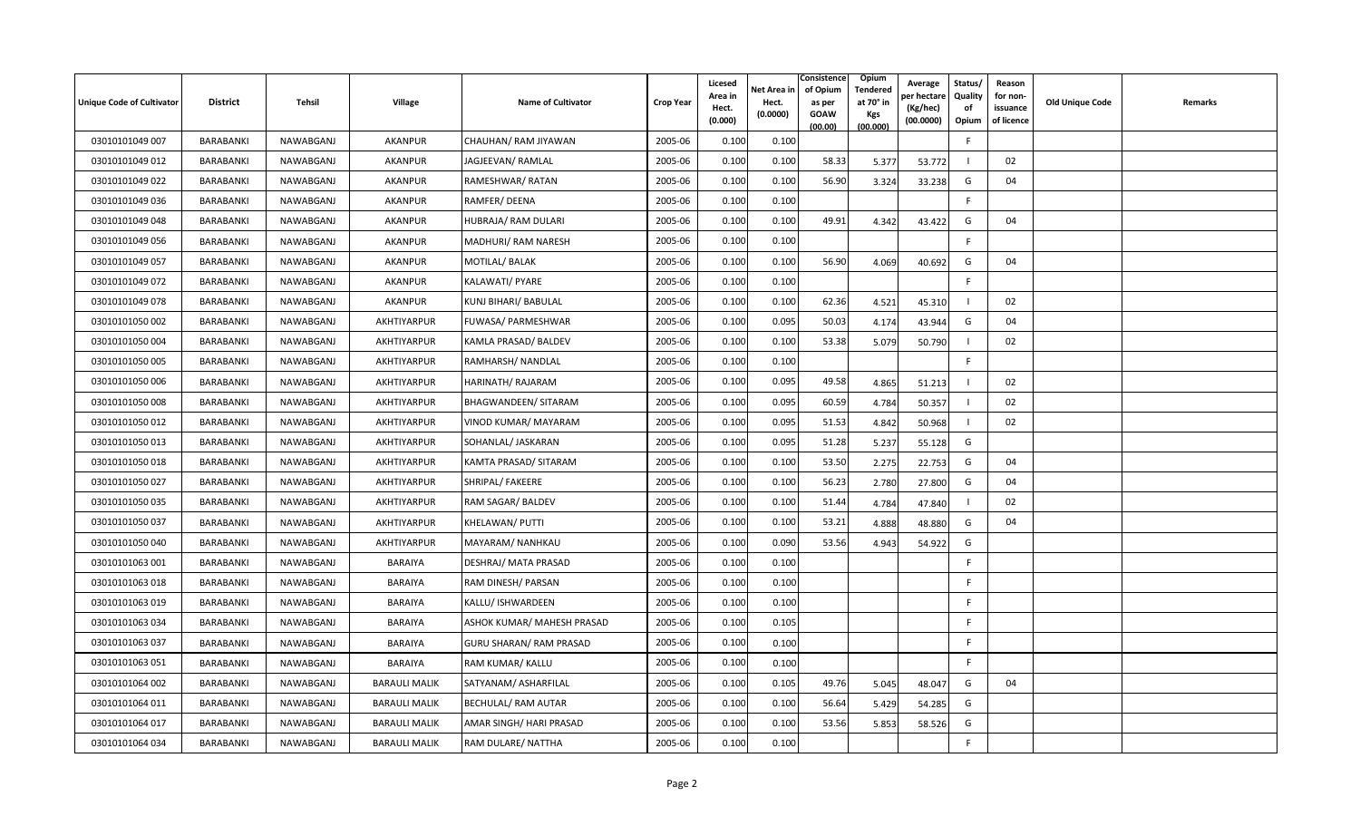| Unique Code of Cultivator | District | Tehsil | Village | Name of Cultivator | Crop Year | Licesed Area in Hect. (0.000) | Net Area in Hect. (0.0000) | Consistence of Opium as per GOAW (00.00) | Opium Tendered at 70° in Kgs (00.000) | Average per hectare (Kg/hec) (00.0000) | Status/ Quality of Opium | Reason for non-issuance of licence | Old Unique Code | Remarks |
|---|---|---|---|---|---|---|---|---|---|---|---|---|---|---|
| 03010101049 007 | BARABANKI | NAWABGANJ | AKANPUR | CHAUHAN/ RAM JIYAWAN | 2005-06 | 0.100 | 0.100 | | | | F | | | |
| 03010101049 012 | BARABANKI | NAWABGANJ | AKANPUR | JAGJEEVAN/ RAMLAL | 2005-06 | 0.100 | 0.100 | 58.33 | 5.377 | 53.772 | I | 02 | | |
| 03010101049 022 | BARABANKI | NAWABGANJ | AKANPUR | RAMESHWAR/ RATAN | 2005-06 | 0.100 | 0.100 | 56.90 | 3.324 | 33.238 | G | 04 | | |
| 03010101049 036 | BARABANKI | NAWABGANJ | AKANPUR | RAMFER/ DEENA | 2005-06 | 0.100 | 0.100 | | | | F | | | |
| 03010101049 048 | BARABANKI | NAWABGANJ | AKANPUR | HUBRAJA/ RAM DULARI | 2005-06 | 0.100 | 0.100 | 49.91 | 4.342 | 43.422 | G | 04 | | |
| 03010101049 056 | BARABANKI | NAWABGANJ | AKANPUR | MADHURI/ RAM NARESH | 2005-06 | 0.100 | 0.100 | | | | F | | | |
| 03010101049 057 | BARABANKI | NAWABGANJ | AKANPUR | MOTILAL/ BALAK | 2005-06 | 0.100 | 0.100 | 56.90 | 4.069 | 40.692 | G | 04 | | |
| 03010101049 072 | BARABANKI | NAWABGANJ | AKANPUR | KALAWATI/ PYARE | 2005-06 | 0.100 | 0.100 | | | | F | | | |
| 03010101049 078 | BARABANKI | NAWABGANJ | AKANPUR | KUNJ BIHARI/ BABULAL | 2005-06 | 0.100 | 0.100 | 62.36 | 4.521 | 45.310 | I | 02 | | |
| 03010101050 002 | BARABANKI | NAWABGANJ | AKHTIYARPUR | FUWASA/ PARMESHWAR | 2005-06 | 0.100 | 0.095 | 50.03 | 4.174 | 43.944 | G | 04 | | |
| 03010101050 004 | BARABANKI | NAWABGANJ | AKHTIYARPUR | KAMLA PRASAD/ BALDEV | 2005-06 | 0.100 | 0.100 | 53.38 | 5.079 | 50.790 | I | 02 | | |
| 03010101050 005 | BARABANKI | NAWABGANJ | AKHTIYARPUR | RAMHARSH/ NANDLAL | 2005-06 | 0.100 | 0.100 | | | | F | | | |
| 03010101050 006 | BARABANKI | NAWABGANJ | AKHTIYARPUR | HARINATH/ RAJARAM | 2005-06 | 0.100 | 0.095 | 49.58 | 4.865 | 51.213 | I | 02 | | |
| 03010101050 008 | BARABANKI | NAWABGANJ | AKHTIYARPUR | BHAGWANDEEN/ SITARAM | 2005-06 | 0.100 | 0.095 | 60.59 | 4.784 | 50.357 | I | 02 | | |
| 03010101050 012 | BARABANKI | NAWABGANJ | AKHTIYARPUR | VINOD KUMAR/ MAYARAM | 2005-06 | 0.100 | 0.095 | 51.53 | 4.842 | 50.968 | I | 02 | | |
| 03010101050 013 | BARABANKI | NAWABGANJ | AKHTIYARPUR | SOHANLAL/ JASKARAN | 2005-06 | 0.100 | 0.095 | 51.28 | 5.237 | 55.128 | G | | | |
| 03010101050 018 | BARABANKI | NAWABGANJ | AKHTIYARPUR | KAMTA PRASAD/ SITARAM | 2005-06 | 0.100 | 0.100 | 53.50 | 2.275 | 22.753 | G | 04 | | |
| 03010101050 027 | BARABANKI | NAWABGANJ | AKHTIYARPUR | SHRIPAL/ FAKEERE | 2005-06 | 0.100 | 0.100 | 56.23 | 2.780 | 27.800 | G | 04 | | |
| 03010101050 035 | BARABANKI | NAWABGANJ | AKHTIYARPUR | RAM SAGAR/ BALDEV | 2005-06 | 0.100 | 0.100 | 51.44 | 4.784 | 47.840 | I | 02 | | |
| 03010101050 037 | BARABANKI | NAWABGANJ | AKHTIYARPUR | KHELAWAN/ PUTTI | 2005-06 | 0.100 | 0.100 | 53.21 | 4.888 | 48.880 | G | 04 | | |
| 03010101050 040 | BARABANKI | NAWABGANJ | AKHTIYARPUR | MAYARAM/ NANHKAU | 2005-06 | 0.100 | 0.090 | 53.56 | 4.943 | 54.922 | G | | | |
| 03010101063 001 | BARABANKI | NAWABGANJ | BARAIYA | DESHRAJ/ MATA PRASAD | 2005-06 | 0.100 | 0.100 | | | | F | | | |
| 03010101063 018 | BARABANKI | NAWABGANJ | BARAIYA | RAM DINESH/ PARSAN | 2005-06 | 0.100 | 0.100 | | | | F | | | |
| 03010101063 019 | BARABANKI | NAWABGANJ | BARAIYA | KALLU/ ISHWARDEEN | 2005-06 | 0.100 | 0.100 | | | | F | | | |
| 03010101063 034 | BARABANKI | NAWABGANJ | BARAIYA | ASHOK KUMAR/ MAHESH PRASAD | 2005-06 | 0.100 | 0.105 | | | | F | | | |
| 03010101063 037 | BARABANKI | NAWABGANJ | BARAIYA | GURU SHARAN/ RAM PRASAD | 2005-06 | 0.100 | 0.100 | | | | F | | | |
| 03010101063 051 | BARABANKI | NAWABGANJ | BARAIYA | RAM KUMAR/ KALLU | 2005-06 | 0.100 | 0.100 | | | | F | | | |
| 03010101064 002 | BARABANKI | NAWABGANJ | BARAULI MALIK | SATYANAM/ ASHARFILAL | 2005-06 | 0.100 | 0.105 | 49.76 | 5.045 | 48.047 | G | 04 | | |
| 03010101064 011 | BARABANKI | NAWABGANJ | BARAULI MALIK | BECHULAL/ RAM AUTAR | 2005-06 | 0.100 | 0.100 | 56.64 | 5.429 | 54.285 | G | | | |
| 03010101064 017 | BARABANKI | NAWABGANJ | BARAULI MALIK | AMAR SINGH/ HARI PRASAD | 2005-06 | 0.100 | 0.100 | 53.56 | 5.853 | 58.526 | G | | | |
| 03010101064 034 | BARABANKI | NAWABGANJ | BARAULI MALIK | RAM DULARE/ NATTHA | 2005-06 | 0.100 | 0.100 | | | | F | | | |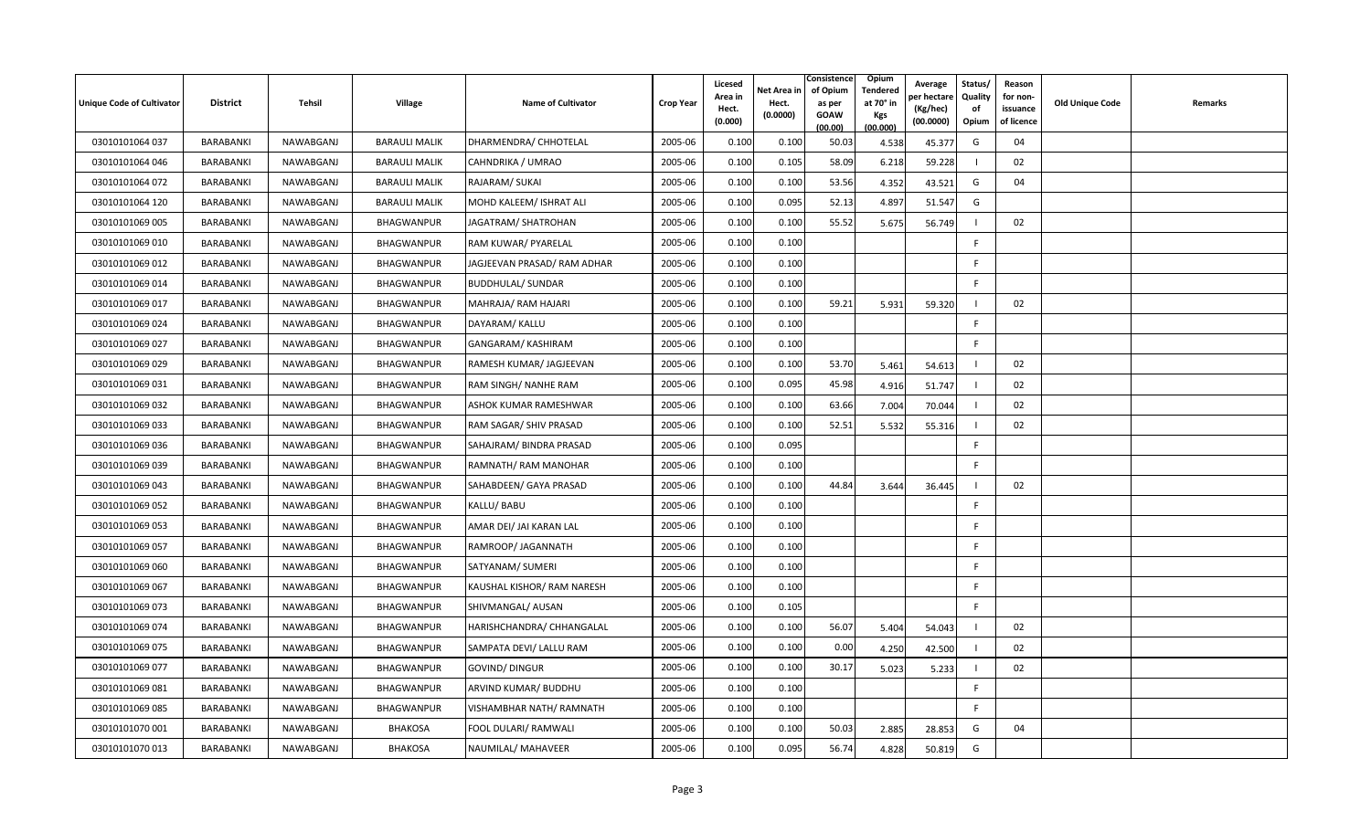| Unique Code of Cultivator | District | Tehsil | Village | Name of Cultivator | Crop Year | Licesed Area in Hect. (0.000) | Net Area in Hect. (0.0000) | Consistence of Opium as per GOAW (00.00) | Opium Tendered at 70° in Kgs (00.000) | Average per hectare (Kg/hec) (00.0000) | Status/ Quality of Opium | Reason for non-issuance of licence | Old Unique Code | Remarks |
|---|---|---|---|---|---|---|---|---|---|---|---|---|---|---|
| 03010101064 037 | BARABANKI | NAWABGANJ | BARAULI MALIK | DHARMENDRA/ CHHOTELAL | 2005-06 | 0.100 | 0.100 | 50.03 | 4.538 | 45.377 | G | 04 | | |
| 03010101064 046 | BARABANKI | NAWABGANJ | BARAULI MALIK | CAHNDRIKA / UMRAO | 2005-06 | 0.100 | 0.105 | 58.09 | 6.218 | 59.228 | I | 02 | | |
| 03010101064 072 | BARABANKI | NAWABGANJ | BARAULI MALIK | RAJARAM/ SUKAI | 2005-06 | 0.100 | 0.100 | 53.56 | 4.352 | 43.521 | G | 04 | | |
| 03010101064 120 | BARABANKI | NAWABGANJ | BARAULI MALIK | MOHD KALEEM/ ISHRAT ALI | 2005-06 | 0.100 | 0.095 | 52.13 | 4.897 | 51.547 | G | | | |
| 03010101069 005 | BARABANKI | NAWABGANJ | BHAGWANPUR | JAGATRAM/ SHATROHAN | 2005-06 | 0.100 | 0.100 | 55.52 | 5.675 | 56.749 | I | 02 | | |
| 03010101069 010 | BARABANKI | NAWABGANJ | BHAGWANPUR | RAM KUWAR/ PYARELAL | 2005-06 | 0.100 | 0.100 | | | | F | | | |
| 03010101069 012 | BARABANKI | NAWABGANJ | BHAGWANPUR | JAGJEEVAN PRASAD/ RAM ADHAR | 2005-06 | 0.100 | 0.100 | | | | F | | | |
| 03010101069 014 | BARABANKI | NAWABGANJ | BHAGWANPUR | BUDDHULAL/ SUNDAR | 2005-06 | 0.100 | 0.100 | | | | F | | | |
| 03010101069 017 | BARABANKI | NAWABGANJ | BHAGWANPUR | MAHRAJA/ RAM HAJARI | 2005-06 | 0.100 | 0.100 | 59.21 | 5.931 | 59.320 | I | 02 | | |
| 03010101069 024 | BARABANKI | NAWABGANJ | BHAGWANPUR | DAYARAM/ KALLU | 2005-06 | 0.100 | 0.100 | | | | F | | | |
| 03010101069 027 | BARABANKI | NAWABGANJ | BHAGWANPUR | GANGARAM/ KASHIRAM | 2005-06 | 0.100 | 0.100 | | | | F | | | |
| 03010101069 029 | BARABANKI | NAWABGANJ | BHAGWANPUR | RAMESH KUMAR/ JAGJEEVAN | 2005-06 | 0.100 | 0.100 | 53.70 | 5.461 | 54.613 | I | 02 | | |
| 03010101069 031 | BARABANKI | NAWABGANJ | BHAGWANPUR | RAM SINGH/ NANHE RAM | 2005-06 | 0.100 | 0.095 | 45.98 | 4.916 | 51.747 | I | 02 | | |
| 03010101069 032 | BARABANKI | NAWABGANJ | BHAGWANPUR | ASHOK KUMAR RAMESHWAR | 2005-06 | 0.100 | 0.100 | 63.66 | 7.004 | 70.044 | I | 02 | | |
| 03010101069 033 | BARABANKI | NAWABGANJ | BHAGWANPUR | RAM SAGAR/ SHIV PRASAD | 2005-06 | 0.100 | 0.100 | 52.51 | 5.532 | 55.316 | I | 02 | | |
| 03010101069 036 | BARABANKI | NAWABGANJ | BHAGWANPUR | SAHAJRAM/ BINDRA PRASAD | 2005-06 | 0.100 | 0.095 | | | | F | | | |
| 03010101069 039 | BARABANKI | NAWABGANJ | BHAGWANPUR | RAMNATH/ RAM MANOHAR | 2005-06 | 0.100 | 0.100 | | | | F | | | |
| 03010101069 043 | BARABANKI | NAWABGANJ | BHAGWANPUR | SAHABDEEN/ GAYA PRASAD | 2005-06 | 0.100 | 0.100 | 44.84 | 3.644 | 36.445 | I | 02 | | |
| 03010101069 052 | BARABANKI | NAWABGANJ | BHAGWANPUR | KALLU/ BABU | 2005-06 | 0.100 | 0.100 | | | | F | | | |
| 03010101069 053 | BARABANKI | NAWABGANJ | BHAGWANPUR | AMAR DEI/ JAI KARAN LAL | 2005-06 | 0.100 | 0.100 | | | | F | | | |
| 03010101069 057 | BARABANKI | NAWABGANJ | BHAGWANPUR | RAMROOP/ JAGANNATH | 2005-06 | 0.100 | 0.100 | | | | F | | | |
| 03010101069 060 | BARABANKI | NAWABGANJ | BHAGWANPUR | SATYANAM/ SUMERI | 2005-06 | 0.100 | 0.100 | | | | F | | | |
| 03010101069 067 | BARABANKI | NAWABGANJ | BHAGWANPUR | KAUSHAL KISHOR/ RAM NARESH | 2005-06 | 0.100 | 0.100 | | | | F | | | |
| 03010101069 073 | BARABANKI | NAWABGANJ | BHAGWANPUR | SHIVMANGAL/ AUSAN | 2005-06 | 0.100 | 0.105 | | | | F | | | |
| 03010101069 074 | BARABANKI | NAWABGANJ | BHAGWANPUR | HARISHCHANDRA/ CHHANGALAL | 2005-06 | 0.100 | 0.100 | 56.07 | 5.404 | 54.043 | I | 02 | | |
| 03010101069 075 | BARABANKI | NAWABGANJ | BHAGWANPUR | SAMPATA DEVI/ LALLU RAM | 2005-06 | 0.100 | 0.100 | 0.00 | 4.250 | 42.500 | I | 02 | | |
| 03010101069 077 | BARABANKI | NAWABGANJ | BHAGWANPUR | GOVIND/ DINGUR | 2005-06 | 0.100 | 0.100 | 30.17 | 5.023 | 5.233 | I | 02 | | |
| 03010101069 081 | BARABANKI | NAWABGANJ | BHAGWANPUR | ARVIND KUMAR/ BUDDHU | 2005-06 | 0.100 | 0.100 | | | | F | | | |
| 03010101069 085 | BARABANKI | NAWABGANJ | BHAGWANPUR | VISHAMBHAR NATH/ RAMNATH | 2005-06 | 0.100 | 0.100 | | | | F | | | |
| 03010101070 001 | BARABANKI | NAWABGANJ | BHAKOSA | FOOL DULARI/ RAMWALI | 2005-06 | 0.100 | 0.100 | 50.03 | 2.885 | 28.853 | G | 04 | | |
| 03010101070 013 | BARABANKI | NAWABGANJ | BHAKOSA | NAUMILAL/ MAHAVEER | 2005-06 | 0.100 | 0.095 | 56.74 | 4.828 | 50.819 | G | | | |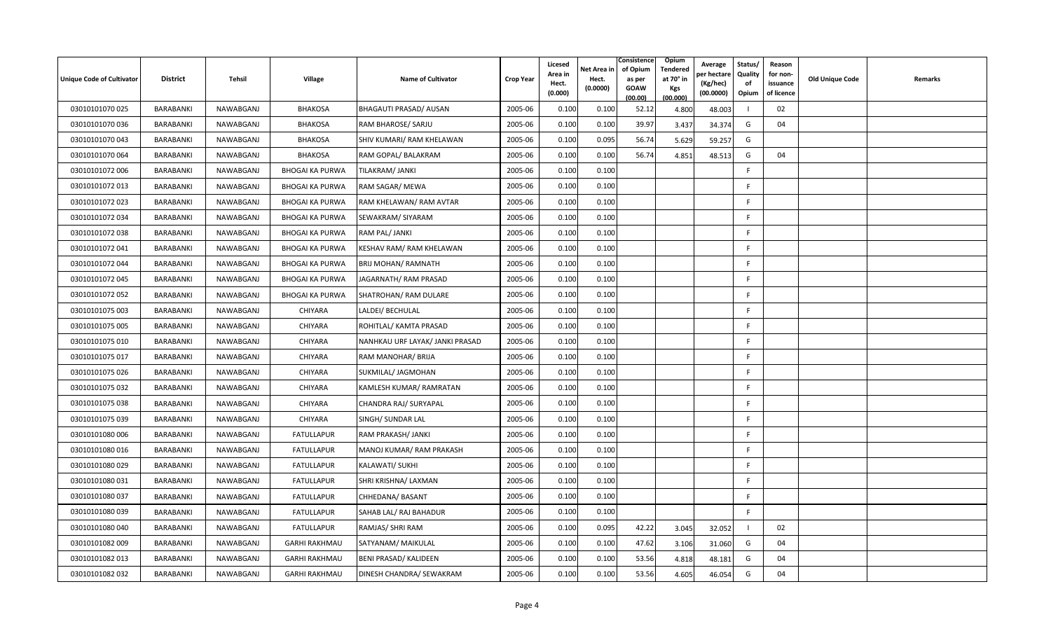| Unique Code of Cultivator | District | Tehsil | Village | Name of Cultivator | Crop Year | Licesed Area in Hect. (0.000) | Net Area in Hect. (0.0000) | Consistence of Opium as per GOAW (00.00) | Opium Tendered at 70° in Kgs (00.000) | Average per hectare (Kg/hec) (00.0000) | Status/ Quality of Opium | Reason for non-issuance of licence | Old Unique Code | Remarks |
|---|---|---|---|---|---|---|---|---|---|---|---|---|---|---|
| 03010101070 025 | BARABANKI | NAWABGANJ | BHAKOSA | BHAGAUTI PRASAD/ AUSAN | 2005-06 | 0.100 | 0.100 | 52.12 | 4.800 | 48.003 | I | 02 | | |
| 03010101070 036 | BARABANKI | NAWABGANJ | BHAKOSA | RAM BHAROSE/ SARJU | 2005-06 | 0.100 | 0.100 | 39.97 | 3.437 | 34.374 | G | 04 | | |
| 03010101070 043 | BARABANKI | NAWABGANJ | BHAKOSA | SHIV KUMARI/ RAM KHELAWAN | 2005-06 | 0.100 | 0.095 | 56.74 | 5.629 | 59.257 | G | | | |
| 03010101070 064 | BARABANKI | NAWABGANJ | BHAKOSA | RAM GOPAL/ BALAKRAM | 2005-06 | 0.100 | 0.100 | 56.74 | 4.851 | 48.513 | G | 04 | | |
| 03010101072 006 | BARABANKI | NAWABGANJ | BHOGAI KA PURWA | TILAKRAM/ JANKI | 2005-06 | 0.100 | 0.100 | | | | F | | | |
| 03010101072 013 | BARABANKI | NAWABGANJ | BHOGAI KA PURWA | RAM SAGAR/ MEWA | 2005-06 | 0.100 | 0.100 | | | | F | | | |
| 03010101072 023 | BARABANKI | NAWABGANJ | BHOGAI KA PURWA | RAM KHELAWAN/ RAM AVTAR | 2005-06 | 0.100 | 0.100 | | | | F | | | |
| 03010101072 034 | BARABANKI | NAWABGANJ | BHOGAI KA PURWA | SEWAKRAM/ SIYARAM | 2005-06 | 0.100 | 0.100 | | | | F | | | |
| 03010101072 038 | BARABANKI | NAWABGANJ | BHOGAI KA PURWA | RAM PAL/ JANKI | 2005-06 | 0.100 | 0.100 | | | | F | | | |
| 03010101072 041 | BARABANKI | NAWABGANJ | BHOGAI KA PURWA | KESHAV RAM/ RAM KHELAWAN | 2005-06 | 0.100 | 0.100 | | | | F | | | |
| 03010101072 044 | BARABANKI | NAWABGANJ | BHOGAI KA PURWA | BRIJ MOHAN/ RAMNATH | 2005-06 | 0.100 | 0.100 | | | | F | | | |
| 03010101072 045 | BARABANKI | NAWABGANJ | BHOGAI KA PURWA | JAGARNATH/ RAM PRASAD | 2005-06 | 0.100 | 0.100 | | | | F | | | |
| 03010101072 052 | BARABANKI | NAWABGANJ | BHOGAI KA PURWA | SHATROHAN/ RAM DULARE | 2005-06 | 0.100 | 0.100 | | | | F | | | |
| 03010101075 003 | BARABANKI | NAWABGANJ | CHIYARA | LALDEI/ BECHULAL | 2005-06 | 0.100 | 0.100 | | | | F | | | |
| 03010101075 005 | BARABANKI | NAWABGANJ | CHIYARA | ROHITLAL/ KAMTA PRASAD | 2005-06 | 0.100 | 0.100 | | | | F | | | |
| 03010101075 010 | BARABANKI | NAWABGANJ | CHIYARA | NANHKAU URF LAYAK/ JANKI PRASAD | 2005-06 | 0.100 | 0.100 | | | | F | | | |
| 03010101075 017 | BARABANKI | NAWABGANJ | CHIYARA | RAM MANOHAR/ BRIJA | 2005-06 | 0.100 | 0.100 | | | | F | | | |
| 03010101075 026 | BARABANKI | NAWABGANJ | CHIYARA | SUKMILAL/ JAGMOHAN | 2005-06 | 0.100 | 0.100 | | | | F | | | |
| 03010101075 032 | BARABANKI | NAWABGANJ | CHIYARA | KAMLESH KUMAR/ RAMRATAN | 2005-06 | 0.100 | 0.100 | | | | F | | | |
| 03010101075 038 | BARABANKI | NAWABGANJ | CHIYARA | CHANDRA RAJ/ SURYAPAL | 2005-06 | 0.100 | 0.100 | | | | F | | | |
| 03010101075 039 | BARABANKI | NAWABGANJ | CHIYARA | SINGH/ SUNDAR LAL | 2005-06 | 0.100 | 0.100 | | | | F | | | |
| 03010101080 006 | BARABANKI | NAWABGANJ | FATULLAPUR | RAM PRAKASH/ JANKI | 2005-06 | 0.100 | 0.100 | | | | F | | | |
| 03010101080 016 | BARABANKI | NAWABGANJ | FATULLAPUR | MANOJ KUMAR/ RAM PRAKASH | 2005-06 | 0.100 | 0.100 | | | | F | | | |
| 03010101080 029 | BARABANKI | NAWABGANJ | FATULLAPUR | KALAWATI/ SUKHI | 2005-06 | 0.100 | 0.100 | | | | F | | | |
| 03010101080 031 | BARABANKI | NAWABGANJ | FATULLAPUR | SHRI KRISHNA/ LAXMAN | 2005-06 | 0.100 | 0.100 | | | | F | | | |
| 03010101080 037 | BARABANKI | NAWABGANJ | FATULLAPUR | CHHEDANA/ BASANT | 2005-06 | 0.100 | 0.100 | | | | F | | | |
| 03010101080 039 | BARABANKI | NAWABGANJ | FATULLAPUR | SAHAB LAL/ RAJ BAHADUR | 2005-06 | 0.100 | 0.100 | | | | F | | | |
| 03010101080 040 | BARABANKI | NAWABGANJ | FATULLAPUR | RAMJAS/ SHRI RAM | 2005-06 | 0.100 | 0.095 | 42.22 | 3.045 | 32.052 | I | 02 | | |
| 03010101082 009 | BARABANKI | NAWABGANJ | GARHI RAKHMAU | SATYANAM/ MAIKULAL | 2005-06 | 0.100 | 0.100 | 47.62 | 3.106 | 31.060 | G | 04 | | |
| 03010101082 013 | BARABANKI | NAWABGANJ | GARHI RAKHMAU | BENI PRASAD/ KALIDEEN | 2005-06 | 0.100 | 0.100 | 53.56 | 4.818 | 48.181 | G | 04 | | |
| 03010101082 032 | BARABANKI | NAWABGANJ | GARHI RAKHMAU | DINESH CHANDRA/ SEWAKRAM | 2005-06 | 0.100 | 0.100 | 53.56 | 4.605 | 46.054 | G | 04 | | |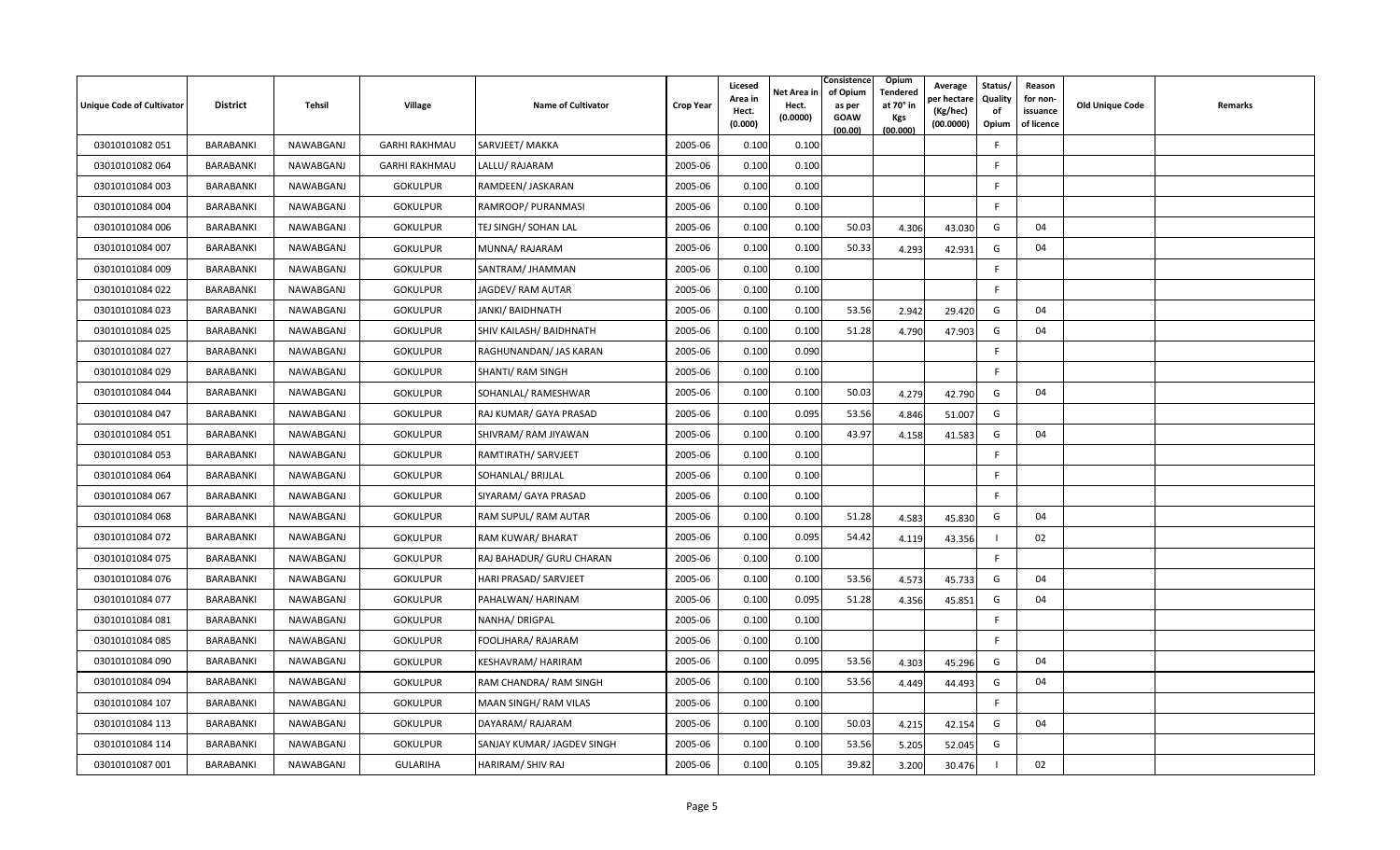| Unique Code of Cultivator | District | Tehsil | Village | Name of Cultivator | Crop Year | Licesed Area in Hect. (0.000) | Net Area in Hect. (0.0000) | Consistence of Opium as per GOAW (00.00) | Opium Tendered at 70° in Kgs (00.000) | Average per hectare (Kg/hec) (00.0000) | Status/ Quality of Opium | Reason for non-issuance of licence | Old Unique Code | Remarks |
|---|---|---|---|---|---|---|---|---|---|---|---|---|---|---|
| 03010101082 051 | BARABANKI | NAWABGANJ | GARHI RAKHMAU | SARVJEET/ MAKKA | 2005-06 | 0.100 | 0.100 | | | | F | | | |
| 03010101082 064 | BARABANKI | NAWABGANJ | GARHI RAKHMAU | LALLU/ RAJARAM | 2005-06 | 0.100 | 0.100 | | | | F | | | |
| 03010101084 003 | BARABANKI | NAWABGANJ | GOKULPUR | RAMDEEN/ JASKARAN | 2005-06 | 0.100 | 0.100 | | | | F | | | |
| 03010101084 004 | BARABANKI | NAWABGANJ | GOKULPUR | RAMROOP/ PURANMASI | 2005-06 | 0.100 | 0.100 | | | | F | | | |
| 03010101084 006 | BARABANKI | NAWABGANJ | GOKULPUR | TEJ SINGH/ SOHAN LAL | 2005-06 | 0.100 | 0.100 | 50.03 | 4.306 | 43.030 | G | 04 | | |
| 03010101084 007 | BARABANKI | NAWABGANJ | GOKULPUR | MUNNA/ RAJARAM | 2005-06 | 0.100 | 0.100 | 50.33 | 4.293 | 42.931 | G | 04 | | |
| 03010101084 009 | BARABANKI | NAWABGANJ | GOKULPUR | SANTRAM/ JHAMMAN | 2005-06 | 0.100 | 0.100 | | | | F | | | |
| 03010101084 022 | BARABANKI | NAWABGANJ | GOKULPUR | JAGDEV/ RAM AUTAR | 2005-06 | 0.100 | 0.100 | | | | F | | | |
| 03010101084 023 | BARABANKI | NAWABGANJ | GOKULPUR | JANKI/ BAIDHNATH | 2005-06 | 0.100 | 0.100 | 53.56 | 2.942 | 29.420 | G | 04 | | |
| 03010101084 025 | BARABANKI | NAWABGANJ | GOKULPUR | SHIV KAILASH/ BAIDHNATH | 2005-06 | 0.100 | 0.100 | 51.28 | 4.790 | 47.903 | G | 04 | | |
| 03010101084 027 | BARABANKI | NAWABGANJ | GOKULPUR | RAGHUNANDAN/ JAS KARAN | 2005-06 | 0.100 | 0.090 | | | | F | | | |
| 03010101084 029 | BARABANKI | NAWABGANJ | GOKULPUR | SHANTI/ RAM SINGH | 2005-06 | 0.100 | 0.100 | | | | F | | | |
| 03010101084 044 | BARABANKI | NAWABGANJ | GOKULPUR | SOHANLAL/ RAMESHWAR | 2005-06 | 0.100 | 0.100 | 50.03 | 4.279 | 42.790 | G | 04 | | |
| 03010101084 047 | BARABANKI | NAWABGANJ | GOKULPUR | RAJ KUMAR/ GAYA PRASAD | 2005-06 | 0.100 | 0.095 | 53.56 | 4.846 | 51.007 | G | | | |
| 03010101084 051 | BARABANKI | NAWABGANJ | GOKULPUR | SHIVRAM/ RAM JIYAWAN | 2005-06 | 0.100 | 0.100 | 43.97 | 4.158 | 41.583 | G | 04 | | |
| 03010101084 053 | BARABANKI | NAWABGANJ | GOKULPUR | RAMTIRATH/ SARVJEET | 2005-06 | 0.100 | 0.100 | | | | F | | | |
| 03010101084 064 | BARABANKI | NAWABGANJ | GOKULPUR | SOHANLAL/ BRIJLAL | 2005-06 | 0.100 | 0.100 | | | | F | | | |
| 03010101084 067 | BARABANKI | NAWABGANJ | GOKULPUR | SIYARAM/ GAYA PRASAD | 2005-06 | 0.100 | 0.100 | | | | F | | | |
| 03010101084 068 | BARABANKI | NAWABGANJ | GOKULPUR | RAM SUPUL/ RAM AUTAR | 2005-06 | 0.100 | 0.100 | 51.28 | 4.583 | 45.830 | G | 04 | | |
| 03010101084 072 | BARABANKI | NAWABGANJ | GOKULPUR | RAM KUWAR/ BHARAT | 2005-06 | 0.100 | 0.095 | 54.42 | 4.119 | 43.356 | I | 02 | | |
| 03010101084 075 | BARABANKI | NAWABGANJ | GOKULPUR | RAJ BAHADUR/ GURU CHARAN | 2005-06 | 0.100 | 0.100 | | | | F | | | |
| 03010101084 076 | BARABANKI | NAWABGANJ | GOKULPUR | HARI PRASAD/ SARVJEET | 2005-06 | 0.100 | 0.100 | 53.56 | 4.573 | 45.733 | G | 04 | | |
| 03010101084 077 | BARABANKI | NAWABGANJ | GOKULPUR | PAHALWAN/ HARINAM | 2005-06 | 0.100 | 0.095 | 51.28 | 4.356 | 45.851 | G | 04 | | |
| 03010101084 081 | BARABANKI | NAWABGANJ | GOKULPUR | NANHA/ DRIGPAL | 2005-06 | 0.100 | 0.100 | | | | F | | | |
| 03010101084 085 | BARABANKI | NAWABGANJ | GOKULPUR | FOOLJHARA/ RAJARAM | 2005-06 | 0.100 | 0.100 | | | | F | | | |
| 03010101084 090 | BARABANKI | NAWABGANJ | GOKULPUR | KESHAVRAM/ HARIRAM | 2005-06 | 0.100 | 0.095 | 53.56 | 4.303 | 45.296 | G | 04 | | |
| 03010101084 094 | BARABANKI | NAWABGANJ | GOKULPUR | RAM CHANDRA/ RAM SINGH | 2005-06 | 0.100 | 0.100 | 53.56 | 4.449 | 44.493 | G | 04 | | |
| 03010101084 107 | BARABANKI | NAWABGANJ | GOKULPUR | MAAN SINGH/ RAM VILAS | 2005-06 | 0.100 | 0.100 | | | | F | | | |
| 03010101084 113 | BARABANKI | NAWABGANJ | GOKULPUR | DAYARAM/ RAJARAM | 2005-06 | 0.100 | 0.100 | 50.03 | 4.215 | 42.154 | G | 04 | | |
| 03010101084 114 | BARABANKI | NAWABGANJ | GOKULPUR | SANJAY KUMAR/ JAGDEV SINGH | 2005-06 | 0.100 | 0.100 | 53.56 | 5.205 | 52.045 | G | | | |
| 03010101087 001 | BARABANKI | NAWABGANJ | GULARIHA | HARIRAM/ SHIV RAJ | 2005-06 | 0.100 | 0.105 | 39.82 | 3.200 | 30.476 | I | 02 | | |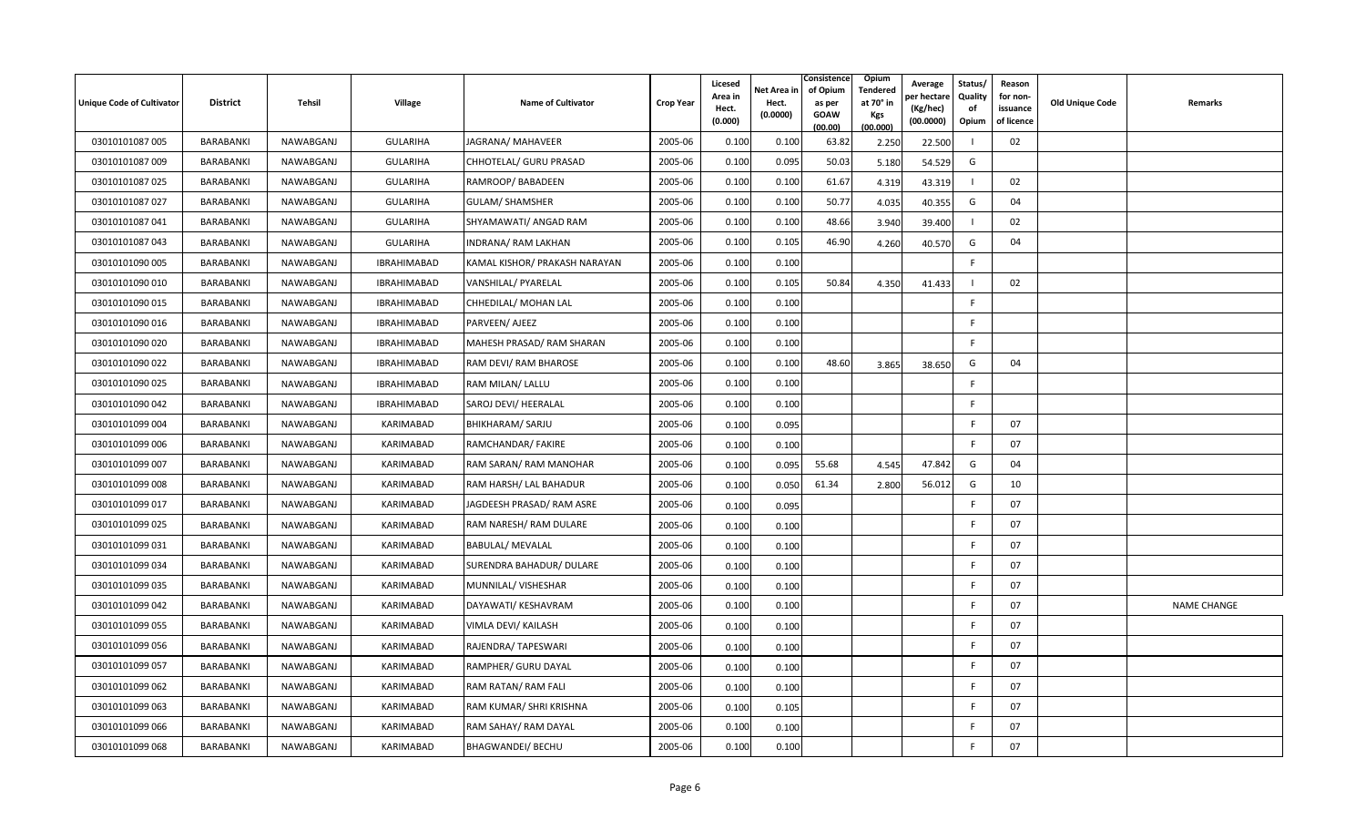| Unique Code of Cultivator | District | Tehsil | Village | Name of Cultivator | Crop Year | Licesed Area in Hect. (0.000) | Net Area in Hect. (0.0000) | Consistence of Opium as per GOAW (00.00) | Opium Tendered at 70° in Kgs (00.000) | Average per hectare (Kg/hec) (00.0000) | Status/ Quality of Opium | Reason for non-issuance of licence | Old Unique Code | Remarks |
|---|---|---|---|---|---|---|---|---|---|---|---|---|---|---|
| 03010101087 005 | BARABANKI | NAWABGANJ | GULARIHA | JAGRANA/ MAHAVEER | 2005-06 | 0.100 | 0.100 | 63.82 | 2.250 | 22.500 | I | 02 | | |
| 03010101087 009 | BARABANKI | NAWABGANJ | GULARIHA | CHHOTELAL/ GURU PRASAD | 2005-06 | 0.100 | 0.095 | 50.03 | 5.180 | 54.529 | G | | | |
| 03010101087 025 | BARABANKI | NAWABGANJ | GULARIHA | RAMROOP/ BABADEEN | 2005-06 | 0.100 | 0.100 | 61.67 | 4.319 | 43.319 | I | 02 | | |
| 03010101087 027 | BARABANKI | NAWABGANJ | GULARIHA | GULAM/ SHAMSHER | 2005-06 | 0.100 | 0.100 | 50.77 | 4.035 | 40.355 | G | 04 | | |
| 03010101087 041 | BARABANKI | NAWABGANJ | GULARIHA | SHYAMAWATI/ ANGAD RAM | 2005-06 | 0.100 | 0.100 | 48.66 | 3.940 | 39.400 | I | 02 | | |
| 03010101087 043 | BARABANKI | NAWABGANJ | GULARIHA | INDRANA/ RAM LAKHAN | 2005-06 | 0.100 | 0.105 | 46.90 | 4.260 | 40.570 | G | 04 | | |
| 03010101090 005 | BARABANKI | NAWABGANJ | IBRAHIMABAD | KAMAL KISHOR/ PRAKASH NARAYAN | 2005-06 | 0.100 | 0.100 | | | | F | | | |
| 03010101090 010 | BARABANKI | NAWABGANJ | IBRAHIMABAD | VANSHILAL/ PYARELAL | 2005-06 | 0.100 | 0.105 | 50.84 | 4.350 | 41.433 | I | 02 | | |
| 03010101090 015 | BARABANKI | NAWABGANJ | IBRAHIMABAD | CHHEDILAL/ MOHAN LAL | 2005-06 | 0.100 | 0.100 | | | | F | | | |
| 03010101090 016 | BARABANKI | NAWABGANJ | IBRAHIMABAD | PARVEEN/ AJEEZ | 2005-06 | 0.100 | 0.100 | | | | F | | | |
| 03010101090 020 | BARABANKI | NAWABGANJ | IBRAHIMABAD | MAHESH PRASAD/ RAM SHARAN | 2005-06 | 0.100 | 0.100 | | | | F | | | |
| 03010101090 022 | BARABANKI | NAWABGANJ | IBRAHIMABAD | RAM DEVI/ RAM BHAROSE | 2005-06 | 0.100 | 0.100 | 48.60 | 3.865 | 38.650 | G | 04 | | |
| 03010101090 025 | BARABANKI | NAWABGANJ | IBRAHIMABAD | RAM MILAN/ LALLU | 2005-06 | 0.100 | 0.100 | | | | F | | | |
| 03010101090 042 | BARABANKI | NAWABGANJ | IBRAHIMABAD | SAROJ DEVI/ HEERALAL | 2005-06 | 0.100 | 0.100 | | | | F | | | |
| 03010101099 004 | BARABANKI | NAWABGANJ | KARIMABAD | BHIKHARAM/ SARJU | 2005-06 | 0.100 | 0.095 | | | | F | 07 | | |
| 03010101099 006 | BARABANKI | NAWABGANJ | KARIMABAD | RAMCHANDAR/ FAKIRE | 2005-06 | 0.100 | 0.100 | | | | F | 07 | | |
| 03010101099 007 | BARABANKI | NAWABGANJ | KARIMABAD | RAM SARAN/ RAM MANOHAR | 2005-06 | 0.100 | 0.095 | 55.68 | 4.545 | 47.842 | G | 04 | | |
| 03010101099 008 | BARABANKI | NAWABGANJ | KARIMABAD | RAM HARSH/ LAL BAHADUR | 2005-06 | 0.100 | 0.050 | 61.34 | 2.800 | 56.012 | G | 10 | | |
| 03010101099 017 | BARABANKI | NAWABGANJ | KARIMABAD | JAGDEESH PRASAD/ RAM ASRE | 2005-06 | 0.100 | 0.095 | | | | F | 07 | | |
| 03010101099 025 | BARABANKI | NAWABGANJ | KARIMABAD | RAM NARESH/ RAM DULARE | 2005-06 | 0.100 | 0.100 | | | | F | 07 | | |
| 03010101099 031 | BARABANKI | NAWABGANJ | KARIMABAD | BABULAL/ MEVALAL | 2005-06 | 0.100 | 0.100 | | | | F | 07 | | |
| 03010101099 034 | BARABANKI | NAWABGANJ | KARIMABAD | SURENDRA BAHADUR/ DULARE | 2005-06 | 0.100 | 0.100 | | | | F | 07 | | |
| 03010101099 035 | BARABANKI | NAWABGANJ | KARIMABAD | MUNNILAL/ VISHESHAR | 2005-06 | 0.100 | 0.100 | | | | F | 07 | | |
| 03010101099 042 | BARABANKI | NAWABGANJ | KARIMABAD | DAYAWATI/ KESHAVRAM | 2005-06 | 0.100 | 0.100 | | | | F | 07 | | NAME CHANGE |
| 03010101099 055 | BARABANKI | NAWABGANJ | KARIMABAD | VIMLA DEVI/ KAILASH | 2005-06 | 0.100 | 0.100 | | | | F | 07 | | |
| 03010101099 056 | BARABANKI | NAWABGANJ | KARIMABAD | RAJENDRA/ TAPESWARI | 2005-06 | 0.100 | 0.100 | | | | F | 07 | | |
| 03010101099 057 | BARABANKI | NAWABGANJ | KARIMABAD | RAMPHER/ GURU DAYAL | 2005-06 | 0.100 | 0.100 | | | | F | 07 | | |
| 03010101099 062 | BARABANKI | NAWABGANJ | KARIMABAD | RAM RATAN/ RAM FALI | 2005-06 | 0.100 | 0.100 | | | | F | 07 | | |
| 03010101099 063 | BARABANKI | NAWABGANJ | KARIMABAD | RAM KUMAR/ SHRI KRISHNA | 2005-06 | 0.100 | 0.105 | | | | F | 07 | | |
| 03010101099 066 | BARABANKI | NAWABGANJ | KARIMABAD | RAM SAHAY/ RAM DAYAL | 2005-06 | 0.100 | 0.100 | | | | F | 07 | | |
| 03010101099 068 | BARABANKI | NAWABGANJ | KARIMABAD | BHAGWANDEI/ BECHU | 2005-06 | 0.100 | 0.100 | | | | F | 07 | | |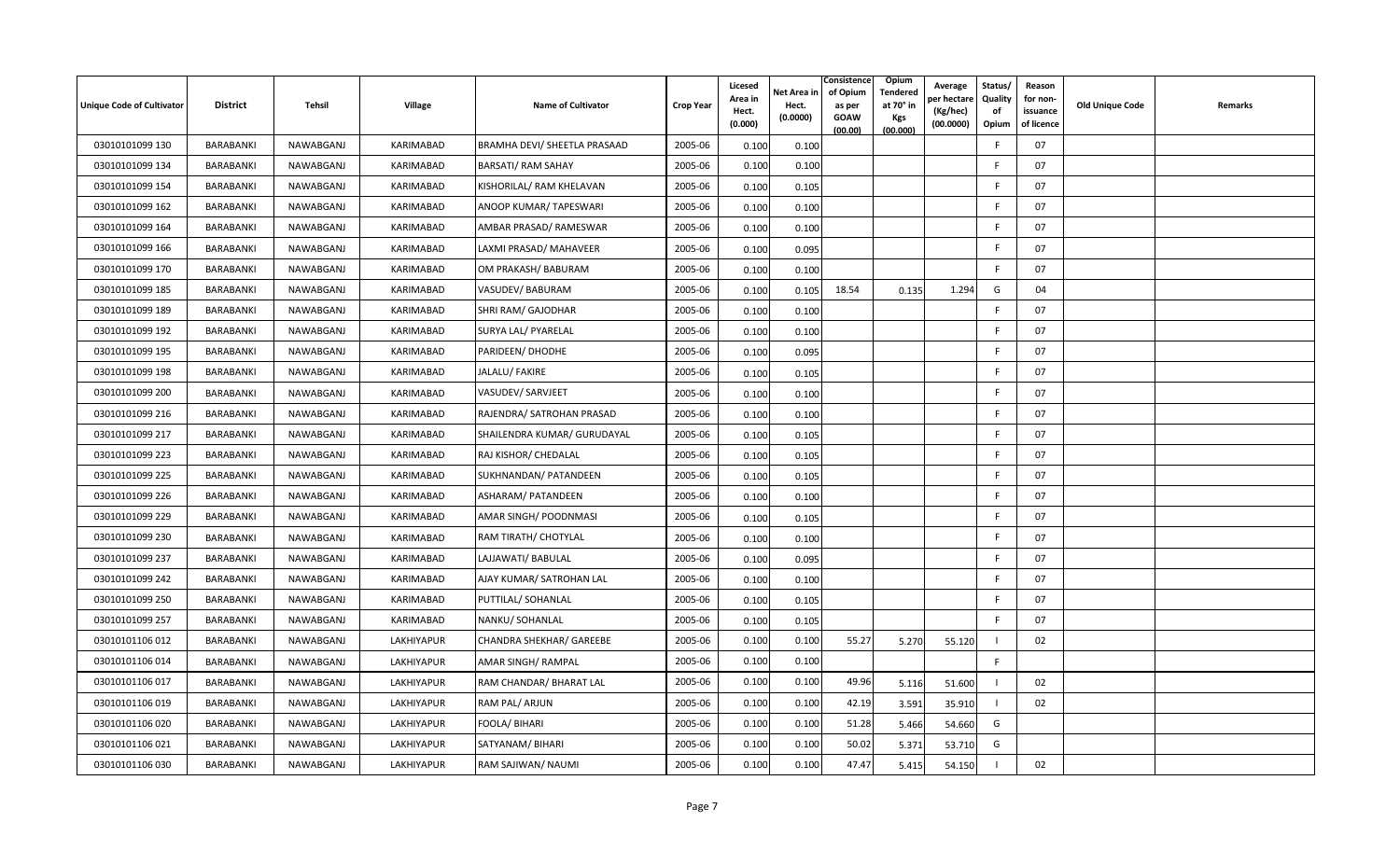| Unique Code of Cultivator | District | Tehsil | Village | Name of Cultivator | Crop Year | Licesed Area in Hect. (0.000) | Net Area in Hect. (0.0000) | Consistence of Opium as per GOAW (00.00) | Opium Tendered at 70° in Kgs (00.000) | Average per hectare (Kg/hec) (00.0000) | Status/ Quality of Opium | Reason for non-issuance of licence | Old Unique Code | Remarks |
|---|---|---|---|---|---|---|---|---|---|---|---|---|---|---|
| 03010101099 130 | BARABANKI | NAWABGANJ | KARIMABAD | BRAMHA DEVI/ SHEETLA PRASAAD | 2005-06 | 0.100 | 0.100 | | | | F | 07 | | |
| 03010101099 134 | BARABANKI | NAWABGANJ | KARIMABAD | BARSATI/ RAM SAHAY | 2005-06 | 0.100 | 0.100 | | | | F | 07 | | |
| 03010101099 154 | BARABANKI | NAWABGANJ | KARIMABAD | KISHORILAL/ RAM KHELAVAN | 2005-06 | 0.100 | 0.105 | | | | F | 07 | | |
| 03010101099 162 | BARABANKI | NAWABGANJ | KARIMABAD | ANOOP KUMAR/ TAPESWARI | 2005-06 | 0.100 | 0.100 | | | | F | 07 | | |
| 03010101099 164 | BARABANKI | NAWABGANJ | KARIMABAD | AMBAR PRASAD/ RAMESWAR | 2005-06 | 0.100 | 0.100 | | | | F | 07 | | |
| 03010101099 166 | BARABANKI | NAWABGANJ | KARIMABAD | LAXMI PRASAD/ MAHAVEER | 2005-06 | 0.100 | 0.095 | | | | F | 07 | | |
| 03010101099 170 | BARABANKI | NAWABGANJ | KARIMABAD | OM PRAKASH/ BABURAM | 2005-06 | 0.100 | 0.100 | | | | F | 07 | | |
| 03010101099 185 | BARABANKI | NAWABGANJ | KARIMABAD | VASUDEV/ BABURAM | 2005-06 | 0.100 | 0.105 | 18.54 | 0.135 | 1.294 | G | 04 | | |
| 03010101099 189 | BARABANKI | NAWABGANJ | KARIMABAD | SHRI RAM/ GAJODHAR | 2005-06 | 0.100 | 0.100 | | | | F | 07 | | |
| 03010101099 192 | BARABANKI | NAWABGANJ | KARIMABAD | SURYA LAL/ PYARELAL | 2005-06 | 0.100 | 0.100 | | | | F | 07 | | |
| 03010101099 195 | BARABANKI | NAWABGANJ | KARIMABAD | PARIDEEN/ DHODHE | 2005-06 | 0.100 | 0.095 | | | | F | 07 | | |
| 03010101099 198 | BARABANKI | NAWABGANJ | KARIMABAD | JALALU/ FAKIRE | 2005-06 | 0.100 | 0.105 | | | | F | 07 | | |
| 03010101099 200 | BARABANKI | NAWABGANJ | KARIMABAD | VASUDEV/ SARVJEET | 2005-06 | 0.100 | 0.100 | | | | F | 07 | | |
| 03010101099 216 | BARABANKI | NAWABGANJ | KARIMABAD | RAJENDRA/ SATROHAN PRASAD | 2005-06 | 0.100 | 0.100 | | | | F | 07 | | |
| 03010101099 217 | BARABANKI | NAWABGANJ | KARIMABAD | SHAILENDRA KUMAR/ GURUDAYAL | 2005-06 | 0.100 | 0.105 | | | | F | 07 | | |
| 03010101099 223 | BARABANKI | NAWABGANJ | KARIMABAD | RAJ KISHOR/ CHEDALAL | 2005-06 | 0.100 | 0.105 | | | | F | 07 | | |
| 03010101099 225 | BARABANKI | NAWABGANJ | KARIMABAD | SUKHNANDAN/ PATANDEEN | 2005-06 | 0.100 | 0.105 | | | | F | 07 | | |
| 03010101099 226 | BARABANKI | NAWABGANJ | KARIMABAD | ASHARAM/ PATANDEEN | 2005-06 | 0.100 | 0.100 | | | | F | 07 | | |
| 03010101099 229 | BARABANKI | NAWABGANJ | KARIMABAD | AMAR SINGH/ POODNMASI | 2005-06 | 0.100 | 0.105 | | | | F | 07 | | |
| 03010101099 230 | BARABANKI | NAWABGANJ | KARIMABAD | RAM TIRATH/ CHOTYLAL | 2005-06 | 0.100 | 0.100 | | | | F | 07 | | |
| 03010101099 237 | BARABANKI | NAWABGANJ | KARIMABAD | LAJJAWATI/ BABULAL | 2005-06 | 0.100 | 0.095 | | | | F | 07 | | |
| 03010101099 242 | BARABANKI | NAWABGANJ | KARIMABAD | AJAY KUMAR/ SATROHAN LAL | 2005-06 | 0.100 | 0.100 | | | | F | 07 | | |
| 03010101099 250 | BARABANKI | NAWABGANJ | KARIMABAD | PUTTILAL/ SOHANLAL | 2005-06 | 0.100 | 0.105 | | | | F | 07 | | |
| 03010101099 257 | BARABANKI | NAWABGANJ | KARIMABAD | NANKU/ SOHANLAL | 2005-06 | 0.100 | 0.105 | | | | F | 07 | | |
| 03010101106 012 | BARABANKI | NAWABGANJ | LAKHIYAPUR | CHANDRA SHEKHAR/ GAREEBE | 2005-06 | 0.100 | 0.100 | 55.27 | 5.270 | 55.120 | I | 02 | | |
| 03010101106 014 | BARABANKI | NAWABGANJ | LAKHIYAPUR | AMAR SINGH/ RAMPAL | 2005-06 | 0.100 | 0.100 | | | | F | | | |
| 03010101106 017 | BARABANKI | NAWABGANJ | LAKHIYAPUR | RAM CHANDAR/ BHARAT LAL | 2005-06 | 0.100 | 0.100 | 49.96 | 5.116 | 51.600 | I | 02 | | |
| 03010101106 019 | BARABANKI | NAWABGANJ | LAKHIYAPUR | RAM PAL/ ARJUN | 2005-06 | 0.100 | 0.100 | 42.19 | 3.591 | 35.910 | I | 02 | | |
| 03010101106 020 | BARABANKI | NAWABGANJ | LAKHIYAPUR | FOOLA/ BIHARI | 2005-06 | 0.100 | 0.100 | 51.28 | 5.466 | 54.660 | G | | | |
| 03010101106 021 | BARABANKI | NAWABGANJ | LAKHIYAPUR | SATYANAM/ BIHARI | 2005-06 | 0.100 | 0.100 | 50.02 | 5.371 | 53.710 | G | | | |
| 03010101106 030 | BARABANKI | NAWABGANJ | LAKHIYAPUR | RAM SAJIWAN/ NAUMI | 2005-06 | 0.100 | 0.100 | 47.47 | 5.415 | 54.150 | I | 02 | | |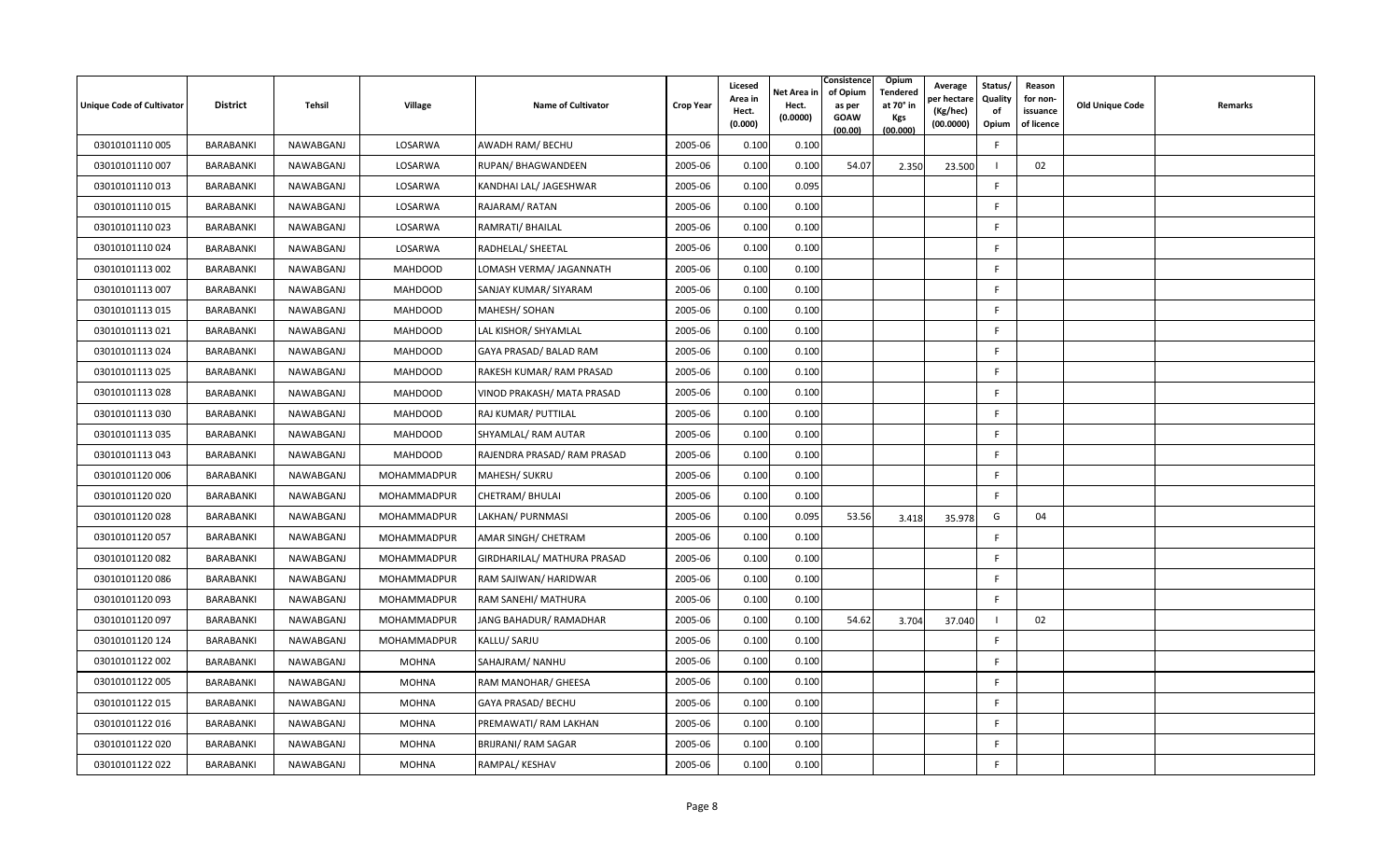| Unique Code of Cultivator | District | Tehsil | Village | Name of Cultivator | Crop Year | Licesed Area in Hect. (0.000) | Net Area in Hect. (0.0000) | Consistence of Opium as per GOAW (00.00) | Opium Tendered at 70° in Kgs (00.000) | Average per hectare (Kg/hec) (00.0000) | Status/ Quality of Opium | Reason for non-issuance of licence | Old Unique Code | Remarks |
|---|---|---|---|---|---|---|---|---|---|---|---|---|---|---|
| 03010101110 005 | BARABANKI | NAWABGANJ | LOSARWA | AWADH RAM/ BECHU | 2005-06 | 0.100 | 0.100 | | | | F | | | |
| 03010101110 007 | BARABANKI | NAWABGANJ | LOSARWA | RUPAN/ BHAGWANDEEN | 2005-06 | 0.100 | 0.100 | 54.07 | 2.350 | 23.500 | I | 02 | | |
| 03010101110 013 | BARABANKI | NAWABGANJ | LOSARWA | KANDHAI LAL/ JAGESHWAR | 2005-06 | 0.100 | 0.095 | | | | F | | | |
| 03010101110 015 | BARABANKI | NAWABGANJ | LOSARWA | RAJARAM/ RATAN | 2005-06 | 0.100 | 0.100 | | | | F | | | |
| 03010101110 023 | BARABANKI | NAWABGANJ | LOSARWA | RAMRATI/ BHAILAL | 2005-06 | 0.100 | 0.100 | | | | F | | | |
| 03010101110 024 | BARABANKI | NAWABGANJ | LOSARWA | RADHELAL/ SHEETAL | 2005-06 | 0.100 | 0.100 | | | | F | | | |
| 03010101113 002 | BARABANKI | NAWABGANJ | MAHDOOD | LOMASH VERMA/ JAGANNATH | 2005-06 | 0.100 | 0.100 | | | | F | | | |
| 03010101113 007 | BARABANKI | NAWABGANJ | MAHDOOD | SANJAY KUMAR/ SIYARAM | 2005-06 | 0.100 | 0.100 | | | | F | | | |
| 03010101113 015 | BARABANKI | NAWABGANJ | MAHDOOD | MAHESH/ SOHAN | 2005-06 | 0.100 | 0.100 | | | | F | | | |
| 03010101113 021 | BARABANKI | NAWABGANJ | MAHDOOD | LAL KISHOR/ SHYAMLAL | 2005-06 | 0.100 | 0.100 | | | | F | | | |
| 03010101113 024 | BARABANKI | NAWABGANJ | MAHDOOD | GAYA PRASAD/ BALAD RAM | 2005-06 | 0.100 | 0.100 | | | | F | | | |
| 03010101113 025 | BARABANKI | NAWABGANJ | MAHDOOD | RAKESH KUMAR/ RAM PRASAD | 2005-06 | 0.100 | 0.100 | | | | F | | | |
| 03010101113 028 | BARABANKI | NAWABGANJ | MAHDOOD | VINOD PRAKASH/ MATA PRASAD | 2005-06 | 0.100 | 0.100 | | | | F | | | |
| 03010101113 030 | BARABANKI | NAWABGANJ | MAHDOOD | RAJ KUMAR/ PUTTILAL | 2005-06 | 0.100 | 0.100 | | | | F | | | |
| 03010101113 035 | BARABANKI | NAWABGANJ | MAHDOOD | SHYAMLAL/ RAM AUTAR | 2005-06 | 0.100 | 0.100 | | | | F | | | |
| 03010101113 043 | BARABANKI | NAWABGANJ | MAHDOOD | RAJENDRA PRASAD/ RAM PRASAD | 2005-06 | 0.100 | 0.100 | | | | F | | | |
| 03010101120 006 | BARABANKI | NAWABGANJ | MOHAMMADPUR | MAHESH/ SUKRU | 2005-06 | 0.100 | 0.100 | | | | F | | | |
| 03010101120 020 | BARABANKI | NAWABGANJ | MOHAMMADPUR | CHETRAM/ BHULAI | 2005-06 | 0.100 | 0.100 | | | | F | | | |
| 03010101120 028 | BARABANKI | NAWABGANJ | MOHAMMADPUR | LAKHAN/ PURNMASI | 2005-06 | 0.100 | 0.095 | 53.56 | 3.418 | 35.978 | G | 04 | | |
| 03010101120 057 | BARABANKI | NAWABGANJ | MOHAMMADPUR | AMAR SINGH/ CHETRAM | 2005-06 | 0.100 | 0.100 | | | | F | | | |
| 03010101120 082 | BARABANKI | NAWABGANJ | MOHAMMADPUR | GIRDHARILAL/ MATHURA PRASAD | 2005-06 | 0.100 | 0.100 | | | | F | | | |
| 03010101120 086 | BARABANKI | NAWABGANJ | MOHAMMADPUR | RAM SAJIWAN/ HARIDWAR | 2005-06 | 0.100 | 0.100 | | | | F | | | |
| 03010101120 093 | BARABANKI | NAWABGANJ | MOHAMMADPUR | RAM SANEHI/ MATHURA | 2005-06 | 0.100 | 0.100 | | | | F | | | |
| 03010101120 097 | BARABANKI | NAWABGANJ | MOHAMMADPUR | JANG BAHADUR/ RAMADHAR | 2005-06 | 0.100 | 0.100 | 54.62 | 3.704 | 37.040 | I | 02 | | |
| 03010101120 124 | BARABANKI | NAWABGANJ | MOHAMMADPUR | KALLU/ SARJU | 2005-06 | 0.100 | 0.100 | | | | F | | | |
| 03010101122 002 | BARABANKI | NAWABGANJ | MOHNA | SAHAJRAM/ NANHU | 2005-06 | 0.100 | 0.100 | | | | F | | | |
| 03010101122 005 | BARABANKI | NAWABGANJ | MOHNA | RAM MANOHAR/ GHEESA | 2005-06 | 0.100 | 0.100 | | | | F | | | |
| 03010101122 015 | BARABANKI | NAWABGANJ | MOHNA | GAYA PRASAD/ BECHU | 2005-06 | 0.100 | 0.100 | | | | F | | | |
| 03010101122 016 | BARABANKI | NAWABGANJ | MOHNA | PREMAWATI/ RAM LAKHAN | 2005-06 | 0.100 | 0.100 | | | | F | | | |
| 03010101122 020 | BARABANKI | NAWABGANJ | MOHNA | BRIJRANI/ RAM SAGAR | 2005-06 | 0.100 | 0.100 | | | | F | | | |
| 03010101122 022 | BARABANKI | NAWABGANJ | MOHNA | RAMPAL/ KESHAV | 2005-06 | 0.100 | 0.100 | | | | F | | | |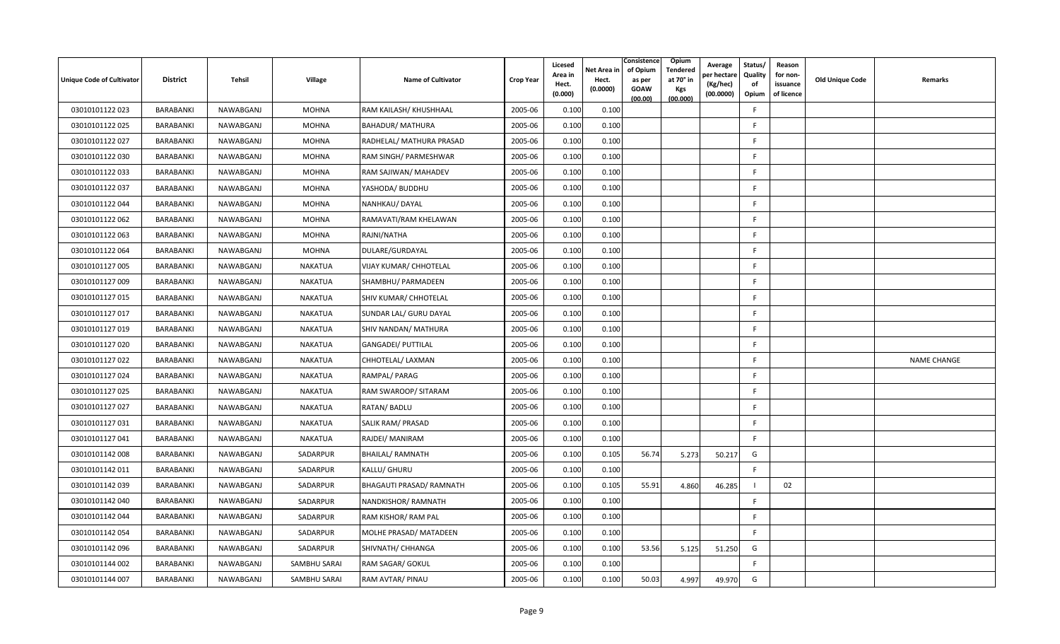| Unique Code of Cultivator | District | Tehsil | Village | Name of Cultivator | Crop Year | Licesed Area in Hect. (0.000) | Net Area in Hect. (0.0000) | Consistence of Opium as per GOAW (00.00) | Opium Tendered at 70° in Kgs (00.000) | Average per hectare (Kg/hec) (00.0000) | Status/ Quality of Opium | Reason for non-issuance of licence | Old Unique Code | Remarks |
|---|---|---|---|---|---|---|---|---|---|---|---|---|---|---|
| 03010101122 023 | BARABANKI | NAWABGANJ | MOHNA | RAM KAILASH/ KHUSHHAAL | 2005-06 | 0.100 | 0.100 | | | | F | | | |
| 03010101122 025 | BARABANKI | NAWABGANJ | MOHNA | BAHADUR/ MATHURA | 2005-06 | 0.100 | 0.100 | | | | F | | | |
| 03010101122 027 | BARABANKI | NAWABGANJ | MOHNA | RADHELAL/ MATHURA PRASAD | 2005-06 | 0.100 | 0.100 | | | | F | | | |
| 03010101122 030 | BARABANKI | NAWABGANJ | MOHNA | RAM SINGH/ PARMESHWAR | 2005-06 | 0.100 | 0.100 | | | | F | | | |
| 03010101122 033 | BARABANKI | NAWABGANJ | MOHNA | RAM SAJIWAN/ MAHADEV | 2005-06 | 0.100 | 0.100 | | | | F | | | |
| 03010101122 037 | BARABANKI | NAWABGANJ | MOHNA | YASHODA/ BUDDHU | 2005-06 | 0.100 | 0.100 | | | | F | | | |
| 03010101122 044 | BARABANKI | NAWABGANJ | MOHNA | NANHKAU/ DAYAL | 2005-06 | 0.100 | 0.100 | | | | F | | | |
| 03010101122 062 | BARABANKI | NAWABGANJ | MOHNA | RAMAVATI/RAM KHELAWAN | 2005-06 | 0.100 | 0.100 | | | | F | | | |
| 03010101122 063 | BARABANKI | NAWABGANJ | MOHNA | RAJNI/NATHA | 2005-06 | 0.100 | 0.100 | | | | F | | | |
| 03010101122 064 | BARABANKI | NAWABGANJ | MOHNA | DULARE/GURDAYAL | 2005-06 | 0.100 | 0.100 | | | | F | | | |
| 03010101127 005 | BARABANKI | NAWABGANJ | NAKATUA | VIJAY KUMAR/ CHHOTELAL | 2005-06 | 0.100 | 0.100 | | | | F | | | |
| 03010101127 009 | BARABANKI | NAWABGANJ | NAKATUA | SHAMBHU/ PARMADEEN | 2005-06 | 0.100 | 0.100 | | | | F | | | |
| 03010101127 015 | BARABANKI | NAWABGANJ | NAKATUA | SHIV KUMAR/ CHHOTELAL | 2005-06 | 0.100 | 0.100 | | | | F | | | |
| 03010101127 017 | BARABANKI | NAWABGANJ | NAKATUA | SUNDAR LAL/ GURU DAYAL | 2005-06 | 0.100 | 0.100 | | | | F | | | |
| 03010101127 019 | BARABANKI | NAWABGANJ | NAKATUA | SHIV NANDAN/ MATHURA | 2005-06 | 0.100 | 0.100 | | | | F | | | |
| 03010101127 020 | BARABANKI | NAWABGANJ | NAKATUA | GANGADEI/ PUTTILAL | 2005-06 | 0.100 | 0.100 | | | | F | | | |
| 03010101127 022 | BARABANKI | NAWABGANJ | NAKATUA | CHHOTELAL/ LAXMAN | 2005-06 | 0.100 | 0.100 | | | | F | | | NAME CHANGE |
| 03010101127 024 | BARABANKI | NAWABGANJ | NAKATUA | RAMPAL/ PARAG | 2005-06 | 0.100 | 0.100 | | | | F | | | |
| 03010101127 025 | BARABANKI | NAWABGANJ | NAKATUA | RAM SWAROOP/ SITARAM | 2005-06 | 0.100 | 0.100 | | | | F | | | |
| 03010101127 027 | BARABANKI | NAWABGANJ | NAKATUA | RATAN/ BADLU | 2005-06 | 0.100 | 0.100 | | | | F | | | |
| 03010101127 031 | BARABANKI | NAWABGANJ | NAKATUA | SALIK RAM/ PRASAD | 2005-06 | 0.100 | 0.100 | | | | F | | | |
| 03010101127 041 | BARABANKI | NAWABGANJ | NAKATUA | RAJDEI/ MANIRAM | 2005-06 | 0.100 | 0.100 | | | | F | | | |
| 03010101142 008 | BARABANKI | NAWABGANJ | SADARPUR | BHAILAL/ RAMNATH | 2005-06 | 0.100 | 0.105 | 56.74 | 5.273 | 50.217 | G | | | |
| 03010101142 011 | BARABANKI | NAWABGANJ | SADARPUR | KALLU/ GHURU | 2005-06 | 0.100 | 0.100 | | | | F | | | |
| 03010101142 039 | BARABANKI | NAWABGANJ | SADARPUR | BHAGAUTI PRASAD/ RAMNATH | 2005-06 | 0.100 | 0.105 | 55.91 | 4.860 | 46.285 | I | 02 | | |
| 03010101142 040 | BARABANKI | NAWABGANJ | SADARPUR | NANDKISHOR/ RAMNATH | 2005-06 | 0.100 | 0.100 | | | | F | | | |
| 03010101142 044 | BARABANKI | NAWABGANJ | SADARPUR | RAM KISHOR/ RAM PAL | 2005-06 | 0.100 | 0.100 | | | | F | | | |
| 03010101142 054 | BARABANKI | NAWABGANJ | SADARPUR | MOLHE PRASAD/ MATADEEN | 2005-06 | 0.100 | 0.100 | | | | F | | | |
| 03010101142 096 | BARABANKI | NAWABGANJ | SADARPUR | SHIVNATH/ CHHANGA | 2005-06 | 0.100 | 0.100 | 53.56 | 5.125 | 51.250 | G | | | |
| 03010101144 002 | BARABANKI | NAWABGANJ | SAMBHU SARAI | RAM SAGAR/ GOKUL | 2005-06 | 0.100 | 0.100 | | | | F | | | |
| 03010101144 007 | BARABANKI | NAWABGANJ | SAMBHU SARAI | RAM AVTAR/ PINAU | 2005-06 | 0.100 | 0.100 | 50.03 | 4.997 | 49.970 | G | | | |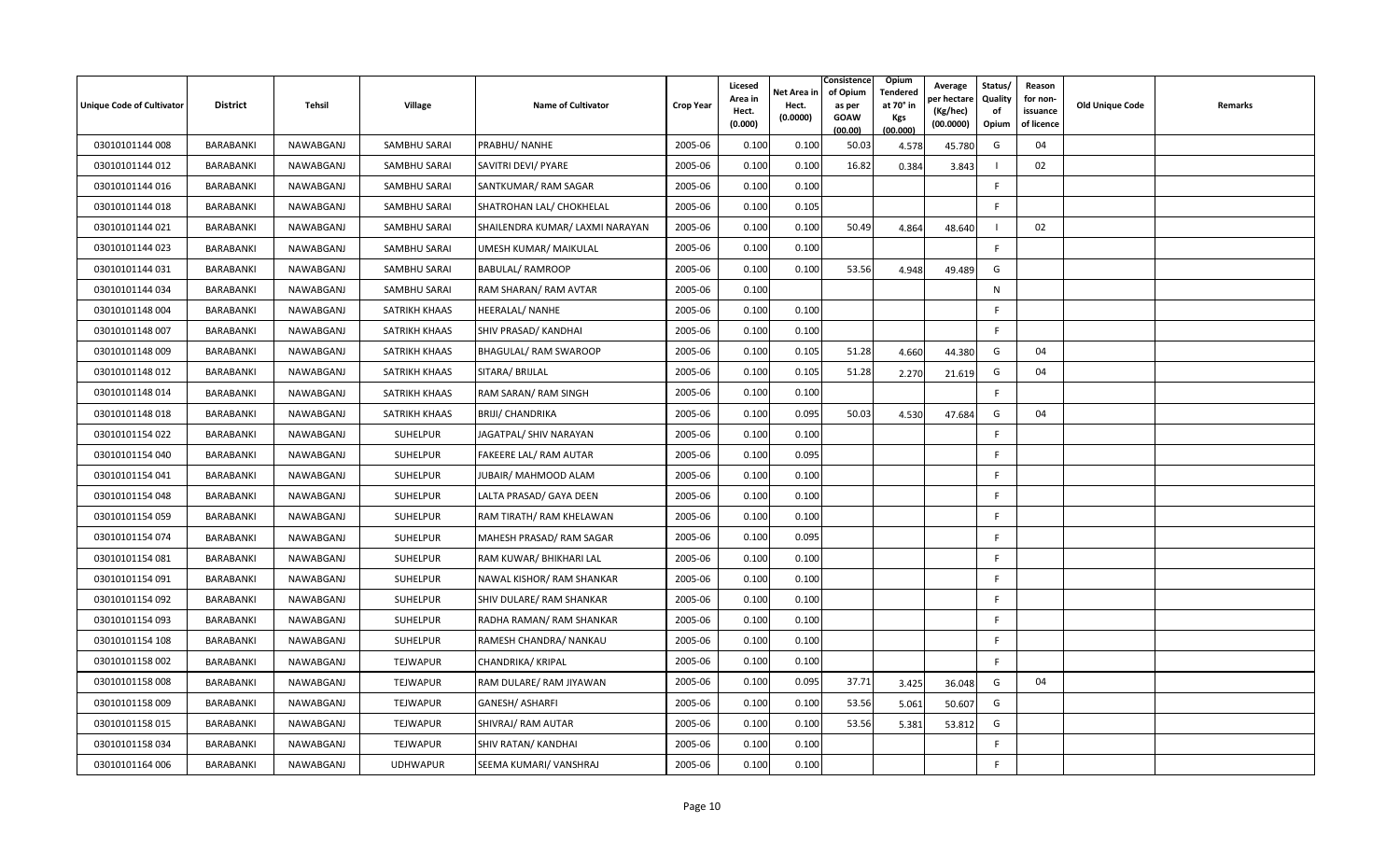| Unique Code of Cultivator | District | Tehsil | Village | Name of Cultivator | Crop Year | Licesed Area in Hect. (0.000) | Net Area in Hect. (0.0000) | Consistence of Opium as per GOAW (00.00) | Opium Tendered at 70° in Kgs (00.000) | Average per hectare (Kg/hec) (00.0000) | Status/ Quality of Opium | Reason for non-issuance of licence | Old Unique Code | Remarks |
|---|---|---|---|---|---|---|---|---|---|---|---|---|---|---|
| 03010101144 008 | BARABANKI | NAWABGANJ | SAMBHU SARAI | PRABHU/ NANHE | 2005-06 | 0.100 | 0.100 | 50.03 | 4.578 | 45.780 | G | 04 | | |
| 03010101144 012 | BARABANKI | NAWABGANJ | SAMBHU SARAI | SAVITRI DEVI/ PYARE | 2005-06 | 0.100 | 0.100 | 16.82 | 0.384 | 3.843 | I | 02 | | |
| 03010101144 016 | BARABANKI | NAWABGANJ | SAMBHU SARAI | SANTKUMAR/ RAM SAGAR | 2005-06 | 0.100 | 0.100 | | | | F | | | |
| 03010101144 018 | BARABANKI | NAWABGANJ | SAMBHU SARAI | SHATROHAN LAL/ CHOKHELAL | 2005-06 | 0.100 | 0.105 | | | | F | | | |
| 03010101144 021 | BARABANKI | NAWABGANJ | SAMBHU SARAI | SHAILENDRA KUMAR/ LAXMI NARAYAN | 2005-06 | 0.100 | 0.100 | 50.49 | 4.864 | 48.640 | I | 02 | | |
| 03010101144 023 | BARABANKI | NAWABGANJ | SAMBHU SARAI | UMESH KUMAR/ MAIKULAL | 2005-06 | 0.100 | 0.100 | | | | F | | | |
| 03010101144 031 | BARABANKI | NAWABGANJ | SAMBHU SARAI | BABULAL/ RAMROOP | 2005-06 | 0.100 | 0.100 | 53.56 | 4.948 | 49.489 | G | | | |
| 03010101144 034 | BARABANKI | NAWABGANJ | SAMBHU SARAI | RAM SHARAN/ RAM AVTAR | 2005-06 | 0.100 | | | | | N | | | |
| 03010101148 004 | BARABANKI | NAWABGANJ | SATRIKH KHAAS | HEERALAL/ NANHE | 2005-06 | 0.100 | 0.100 | | | | F | | | |
| 03010101148 007 | BARABANKI | NAWABGANJ | SATRIKH KHAAS | SHIV PRASAD/ KANDHAI | 2005-06 | 0.100 | 0.100 | | | | F | | | |
| 03010101148 009 | BARABANKI | NAWABGANJ | SATRIKH KHAAS | BHAGULAL/ RAM SWAROOP | 2005-06 | 0.100 | 0.105 | 51.28 | 4.660 | 44.380 | G | 04 | | |
| 03010101148 012 | BARABANKI | NAWABGANJ | SATRIKH KHAAS | SITARA/ BRIJLAL | 2005-06 | 0.100 | 0.105 | 51.28 | 2.270 | 21.619 | G | 04 | | |
| 03010101148 014 | BARABANKI | NAWABGANJ | SATRIKH KHAAS | RAM SARAN/ RAM SINGH | 2005-06 | 0.100 | 0.100 | | | | F | | | |
| 03010101148 018 | BARABANKI | NAWABGANJ | SATRIKH KHAAS | BRIJI/ CHANDRIKA | 2005-06 | 0.100 | 0.095 | 50.03 | 4.530 | 47.684 | G | 04 | | |
| 03010101154 022 | BARABANKI | NAWABGANJ | SUHELPUR | JAGATPAL/ SHIV NARAYAN | 2005-06 | 0.100 | 0.100 | | | | F | | | |
| 03010101154 040 | BARABANKI | NAWABGANJ | SUHELPUR | FAKEERE LAL/ RAM AUTAR | 2005-06 | 0.100 | 0.095 | | | | F | | | |
| 03010101154 041 | BARABANKI | NAWABGANJ | SUHELPUR | JUBAIR/ MAHMOOD ALAM | 2005-06 | 0.100 | 0.100 | | | | F | | | |
| 03010101154 048 | BARABANKI | NAWABGANJ | SUHELPUR | LALTA PRASAD/ GAYA DEEN | 2005-06 | 0.100 | 0.100 | | | | F | | | |
| 03010101154 059 | BARABANKI | NAWABGANJ | SUHELPUR | RAM TIRATH/ RAM KHELAWAN | 2005-06 | 0.100 | 0.100 | | | | F | | | |
| 03010101154 074 | BARABANKI | NAWABGANJ | SUHELPUR | MAHESH PRASAD/ RAM SAGAR | 2005-06 | 0.100 | 0.095 | | | | F | | | |
| 03010101154 081 | BARABANKI | NAWABGANJ | SUHELPUR | RAM KUWAR/ BHIKHARI LAL | 2005-06 | 0.100 | 0.100 | | | | F | | | |
| 03010101154 091 | BARABANKI | NAWABGANJ | SUHELPUR | NAWAL KISHOR/ RAM SHANKAR | 2005-06 | 0.100 | 0.100 | | | | F | | | |
| 03010101154 092 | BARABANKI | NAWABGANJ | SUHELPUR | SHIV DULARE/ RAM SHANKAR | 2005-06 | 0.100 | 0.100 | | | | F | | | |
| 03010101154 093 | BARABANKI | NAWABGANJ | SUHELPUR | RADHA RAMAN/ RAM SHANKAR | 2005-06 | 0.100 | 0.100 | | | | F | | | |
| 03010101154 108 | BARABANKI | NAWABGANJ | SUHELPUR | RAMESH CHANDRA/ NANKAU | 2005-06 | 0.100 | 0.100 | | | | F | | | |
| 03010101158 002 | BARABANKI | NAWABGANJ | TEJWAPUR | CHANDRIKA/ KRIPAL | 2005-06 | 0.100 | 0.100 | | | | F | | | |
| 03010101158 008 | BARABANKI | NAWABGANJ | TEJWAPUR | RAM DULARE/ RAM JIYAWAN | 2005-06 | 0.100 | 0.095 | 37.71 | 3.425 | 36.048 | G | 04 | | |
| 03010101158 009 | BARABANKI | NAWABGANJ | TEJWAPUR | GANESH/ ASHARFI | 2005-06 | 0.100 | 0.100 | 53.56 | 5.061 | 50.607 | G | | | |
| 03010101158 015 | BARABANKI | NAWABGANJ | TEJWAPUR | SHIVRAJ/ RAM AUTAR | 2005-06 | 0.100 | 0.100 | 53.56 | 5.381 | 53.812 | G | | | |
| 03010101158 034 | BARABANKI | NAWABGANJ | TEJWAPUR | SHIV RATAN/ KANDHAI | 2005-06 | 0.100 | 0.100 | | | | F | | | |
| 03010101164 006 | BARABANKI | NAWABGANJ | UDHWAPUR | SEEMA KUMARI/ VANSHRAJ | 2005-06 | 0.100 | 0.100 | | | | F | | | |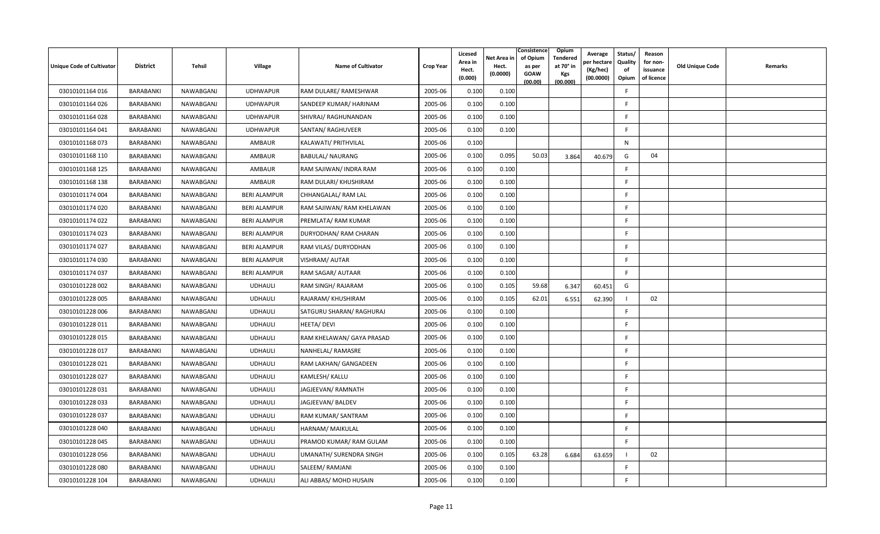| Unique Code of Cultivator | District | Tehsil | Village | Name of Cultivator | Crop Year | Licesed Area in Hect. (0.000) | Net Area in Hect. (0.0000) | Consistence of Opium as per GOAW (00.00) | Opium Tendered at 70° in Kgs (00.000) | Average per hectare (Kg/hec) (00.0000) | Status/ Quality of Opium | Reason for non-issuance of licence | Old Unique Code | Remarks |
|---|---|---|---|---|---|---|---|---|---|---|---|---|---|---|
| 03010101164 016 | BARABANKI | NAWABGANJ | UDHWAPUR | RAM DULARE/ RAMESHWAR | 2005-06 | 0.100 | 0.100 | | | | F | | | |
| 03010101164 026 | BARABANKI | NAWABGANJ | UDHWAPUR | SANDEEP KUMAR/ HARINAM | 2005-06 | 0.100 | 0.100 | | | | F | | | |
| 03010101164 028 | BARABANKI | NAWABGANJ | UDHWAPUR | SHIVRAJ/ RAGHUNANDAN | 2005-06 | 0.100 | 0.100 | | | | F | | | |
| 03010101164 041 | BARABANKI | NAWABGANJ | UDHWAPUR | SANTAN/ RAGHUVEER | 2005-06 | 0.100 | 0.100 | | | | F | | | |
| 03010101168 073 | BARABANKI | NAWABGANJ | AMBAUR | KALAWATI/ PRITHVILAL | 2005-06 | 0.100 | | | | | N | | | |
| 03010101168 110 | BARABANKI | NAWABGANJ | AMBAUR | BABULAL/ NAURANG | 2005-06 | 0.100 | 0.095 | 50.03 | 3.864 | 40.679 | G | 04 | | |
| 03010101168 125 | BARABANKI | NAWABGANJ | AMBAUR | RAM SAJIWAN/ INDRA RAM | 2005-06 | 0.100 | 0.100 | | | | F | | | |
| 03010101168 138 | BARABANKI | NAWABGANJ | AMBAUR | RAM DULARI/ KHUSHIRAM | 2005-06 | 0.100 | 0.100 | | | | F | | | |
| 03010101174 004 | BARABANKI | NAWABGANJ | BERI ALAMPUR | CHHANGALAL/ RAM LAL | 2005-06 | 0.100 | 0.100 | | | | F | | | |
| 03010101174 020 | BARABANKI | NAWABGANJ | BERI ALAMPUR | RAM SAJIWAN/ RAM KHELAWAN | 2005-06 | 0.100 | 0.100 | | | | F | | | |
| 03010101174 022 | BARABANKI | NAWABGANJ | BERI ALAMPUR | PREMLATA/ RAM KUMAR | 2005-06 | 0.100 | 0.100 | | | | F | | | |
| 03010101174 023 | BARABANKI | NAWABGANJ | BERI ALAMPUR | DURYODHAN/ RAM CHARAN | 2005-06 | 0.100 | 0.100 | | | | F | | | |
| 03010101174 027 | BARABANKI | NAWABGANJ | BERI ALAMPUR | RAM VILAS/ DURYODHAN | 2005-06 | 0.100 | 0.100 | | | | F | | | |
| 03010101174 030 | BARABANKI | NAWABGANJ | BERI ALAMPUR | VISHRAM/ AUTAR | 2005-06 | 0.100 | 0.100 | | | | F | | | |
| 03010101174 037 | BARABANKI | NAWABGANJ | BERI ALAMPUR | RAM SAGAR/ AUTAAR | 2005-06 | 0.100 | 0.100 | | | | F | | | |
| 03010101228 002 | BARABANKI | NAWABGANJ | UDHAULI | RAM SINGH/ RAJARAM | 2005-06 | 0.100 | 0.105 | 59.68 | 6.347 | 60.451 | G | | | |
| 03010101228 005 | BARABANKI | NAWABGANJ | UDHAULI | RAJARAM/ KHUSHIRAM | 2005-06 | 0.100 | 0.105 | 62.01 | 6.551 | 62.390 | I | 02 | | |
| 03010101228 006 | BARABANKI | NAWABGANJ | UDHAULI | SATGURU SHARAN/ RAGHURAJ | 2005-06 | 0.100 | 0.100 | | | | F | | | |
| 03010101228 011 | BARABANKI | NAWABGANJ | UDHAULI | HEETA/ DEVI | 2005-06 | 0.100 | 0.100 | | | | F | | | |
| 03010101228 015 | BARABANKI | NAWABGANJ | UDHAULI | RAM KHELAWAN/ GAYA PRASAD | 2005-06 | 0.100 | 0.100 | | | | F | | | |
| 03010101228 017 | BARABANKI | NAWABGANJ | UDHAULI | NANHELAL/ RAMASRE | 2005-06 | 0.100 | 0.100 | | | | F | | | |
| 03010101228 021 | BARABANKI | NAWABGANJ | UDHAULI | RAM LAKHAN/ GANGADEEN | 2005-06 | 0.100 | 0.100 | | | | F | | | |
| 03010101228 027 | BARABANKI | NAWABGANJ | UDHAULI | KAMLESH/ KALLU | 2005-06 | 0.100 | 0.100 | | | | F | | | |
| 03010101228 031 | BARABANKI | NAWABGANJ | UDHAULI | JAGJEEVAN/ RAMNATH | 2005-06 | 0.100 | 0.100 | | | | F | | | |
| 03010101228 033 | BARABANKI | NAWABGANJ | UDHAULI | JAGJEEVAN/ BALDEV | 2005-06 | 0.100 | 0.100 | | | | F | | | |
| 03010101228 037 | BARABANKI | NAWABGANJ | UDHAULI | RAM KUMAR/ SANTRAM | 2005-06 | 0.100 | 0.100 | | | | F | | | |
| 03010101228 040 | BARABANKI | NAWABGANJ | UDHAULI | HARNAM/ MAIKULAL | 2005-06 | 0.100 | 0.100 | | | | F | | | |
| 03010101228 045 | BARABANKI | NAWABGANJ | UDHAULI | PRAMOD KUMAR/ RAM GULAM | 2005-06 | 0.100 | 0.100 | | | | F | | | |
| 03010101228 056 | BARABANKI | NAWABGANJ | UDHAULI | UMANATH/ SURENDRA SINGH | 2005-06 | 0.100 | 0.105 | 63.28 | 6.684 | 63.659 | I | 02 | | |
| 03010101228 080 | BARABANKI | NAWABGANJ | UDHAULI | SALEEM/ RAMJANI | 2005-06 | 0.100 | 0.100 | | | | F | | | |
| 03010101228 104 | BARABANKI | NAWABGANJ | UDHAULI | ALI ABBAS/ MOHD HUSAIN | 2005-06 | 0.100 | 0.100 | | | | F | | | |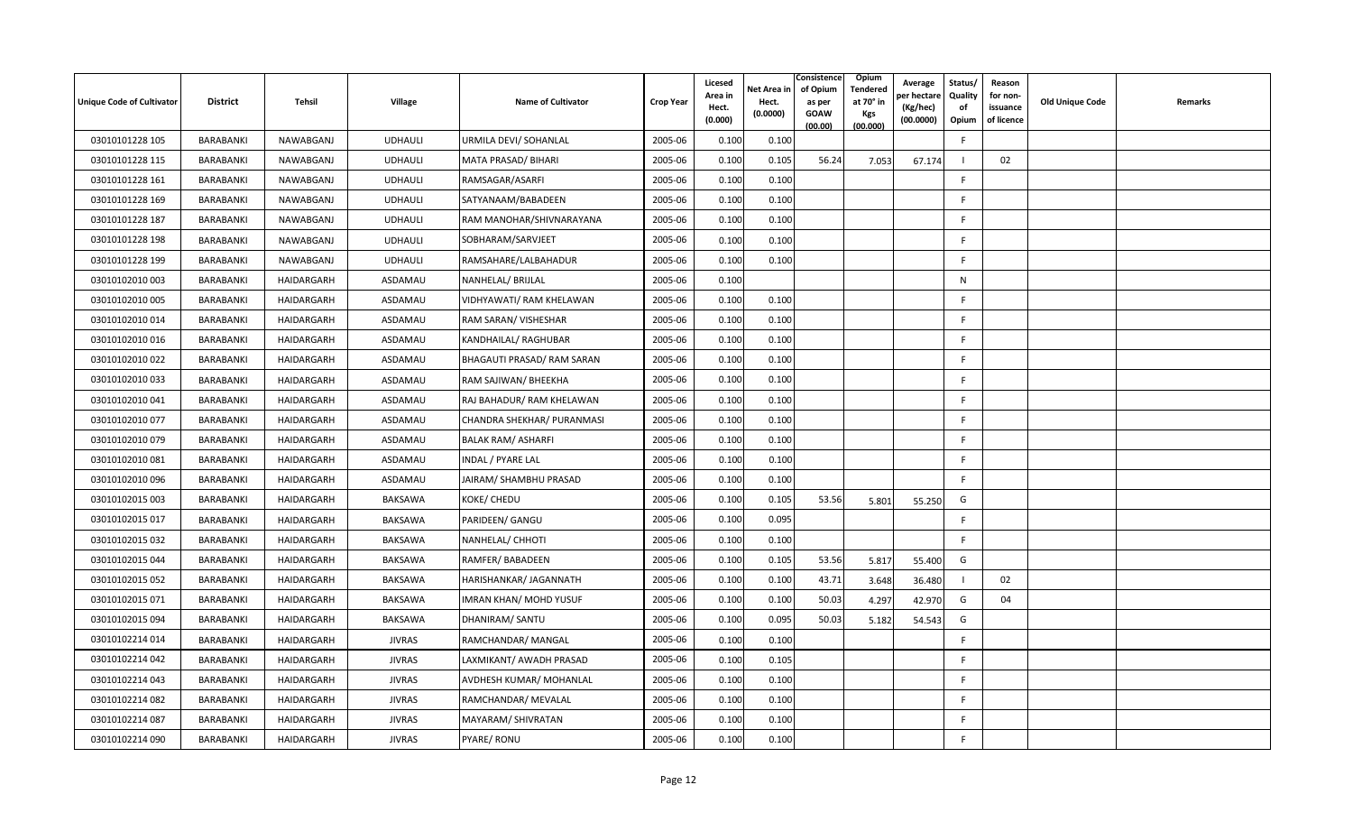| Unique Code of Cultivator | District | Tehsil | Village | Name of Cultivator | Crop Year | Licesed Area in Hect. (0.000) | Net Area in Hect. (0.0000) | Consistence of Opium as per GOAW (00.00) | Opium Tendered at 70° in Kgs (00.000) | Average per hectare (Kg/hec) (00.0000) | Status/ Quality of Opium | Reason for non-issuance of licence | Old Unique Code | Remarks |
|---|---|---|---|---|---|---|---|---|---|---|---|---|---|---|
| 03010101228 105 | BARABANKI | NAWABGANJ | UDHAULI | URMILA DEVI/ SOHANLAL | 2005-06 | 0.100 | 0.100 | | | | F | | | |
| 03010101228 115 | BARABANKI | NAWABGANJ | UDHAULI | MATA PRASAD/ BIHARI | 2005-06 | 0.100 | 0.105 | 56.24 | 7.053 | 67.174 | I | 02 | | |
| 03010101228 161 | BARABANKI | NAWABGANJ | UDHAULI | RAMSAGAR/ASARFI | 2005-06 | 0.100 | 0.100 | | | | F | | | |
| 03010101228 169 | BARABANKI | NAWABGANJ | UDHAULI | SATYANAAM/BABADEEN | 2005-06 | 0.100 | 0.100 | | | | F | | | |
| 03010101228 187 | BARABANKI | NAWABGANJ | UDHAULI | RAM MANOHAR/SHIVNARAYANA | 2005-06 | 0.100 | 0.100 | | | | F | | | |
| 03010101228 198 | BARABANKI | NAWABGANJ | UDHAULI | SOBHARAM/SARVJEET | 2005-06 | 0.100 | 0.100 | | | | F | | | |
| 03010101228 199 | BARABANKI | NAWABGANJ | UDHAULI | RAMSAHARE/LALBAHADUR | 2005-06 | 0.100 | 0.100 | | | | F | | | |
| 03010102010 003 | BARABANKI | HAIDARGARH | ASDAMAU | NANHELAL/ BRIJLAL | 2005-06 | 0.100 | | | | | N | | | |
| 03010102010 005 | BARABANKI | HAIDARGARH | ASDAMAU | VIDHYAWATI/ RAM KHELAWAN | 2005-06 | 0.100 | 0.100 | | | | F | | | |
| 03010102010 014 | BARABANKI | HAIDARGARH | ASDAMAU | RAM SARAN/ VISHESHAR | 2005-06 | 0.100 | 0.100 | | | | F | | | |
| 03010102010 016 | BARABANKI | HAIDARGARH | ASDAMAU | KANDHAILAL/ RAGHUBAR | 2005-06 | 0.100 | 0.100 | | | | F | | | |
| 03010102010 022 | BARABANKI | HAIDARGARH | ASDAMAU | BHAGAUTI PRASAD/ RAM SARAN | 2005-06 | 0.100 | 0.100 | | | | F | | | |
| 03010102010 033 | BARABANKI | HAIDARGARH | ASDAMAU | RAM SAJIWAN/ BHEEKHA | 2005-06 | 0.100 | 0.100 | | | | F | | | |
| 03010102010 041 | BARABANKI | HAIDARGARH | ASDAMAU | RAJ BAHADUR/ RAM KHELAWAN | 2005-06 | 0.100 | 0.100 | | | | F | | | |
| 03010102010 077 | BARABANKI | HAIDARGARH | ASDAMAU | CHANDRA SHEKHAR/ PURANMASI | 2005-06 | 0.100 | 0.100 | | | | F | | | |
| 03010102010 079 | BARABANKI | HAIDARGARH | ASDAMAU | BALAK RAM/ ASHARFI | 2005-06 | 0.100 | 0.100 | | | | F | | | |
| 03010102010 081 | BARABANKI | HAIDARGARH | ASDAMAU | INDAL / PYARE LAL | 2005-06 | 0.100 | 0.100 | | | | F | | | |
| 03010102010 096 | BARABANKI | HAIDARGARH | ASDAMAU | JAIRAM/ SHAMBHU PRASAD | 2005-06 | 0.100 | 0.100 | | | | F | | | |
| 03010102015 003 | BARABANKI | HAIDARGARH | BAKSAWA | KOKE/ CHEDU | 2005-06 | 0.100 | 0.105 | 53.56 | 5.801 | 55.250 | G | | | |
| 03010102015 017 | BARABANKI | HAIDARGARH | BAKSAWA | PARIDEEN/ GANGU | 2005-06 | 0.100 | 0.095 | | | | F | | | |
| 03010102015 032 | BARABANKI | HAIDARGARH | BAKSAWA | NANHELAL/ CHHOTI | 2005-06 | 0.100 | 0.100 | | | | F | | | |
| 03010102015 044 | BARABANKI | HAIDARGARH | BAKSAWA | RAMFER/ BABADEEN | 2005-06 | 0.100 | 0.105 | 53.56 | 5.817 | 55.400 | G | | | |
| 03010102015 052 | BARABANKI | HAIDARGARH | BAKSAWA | HARISHANKAR/ JAGANNATH | 2005-06 | 0.100 | 0.100 | 43.71 | 3.648 | 36.480 | I | 02 | | |
| 03010102015 071 | BARABANKI | HAIDARGARH | BAKSAWA | IMRAN KHAN/ MOHD YUSUF | 2005-06 | 0.100 | 0.100 | 50.03 | 4.297 | 42.970 | G | 04 | | |
| 03010102015 094 | BARABANKI | HAIDARGARH | BAKSAWA | DHANIRAM/ SANTU | 2005-06 | 0.100 | 0.095 | 50.03 | 5.182 | 54.543 | G | | | |
| 03010102214 014 | BARABANKI | HAIDARGARH | JIVRAS | RAMCHANDAR/ MANGAL | 2005-06 | 0.100 | 0.100 | | | | F | | | |
| 03010102214 042 | BARABANKI | HAIDARGARH | JIVRAS | LAXMIKANT/ AWADH PRASAD | 2005-06 | 0.100 | 0.105 | | | | F | | | |
| 03010102214 043 | BARABANKI | HAIDARGARH | JIVRAS | AVDHESH KUMAR/ MOHANLAL | 2005-06 | 0.100 | 0.100 | | | | F | | | |
| 03010102214 082 | BARABANKI | HAIDARGARH | JIVRAS | RAMCHANDAR/ MEVALAL | 2005-06 | 0.100 | 0.100 | | | | F | | | |
| 03010102214 087 | BARABANKI | HAIDARGARH | JIVRAS | MAYARAM/ SHIVRATAN | 2005-06 | 0.100 | 0.100 | | | | F | | | |
| 03010102214 090 | BARABANKI | HAIDARGARH | JIVRAS | PYARE/ RONU | 2005-06 | 0.100 | 0.100 | | | | F | | | |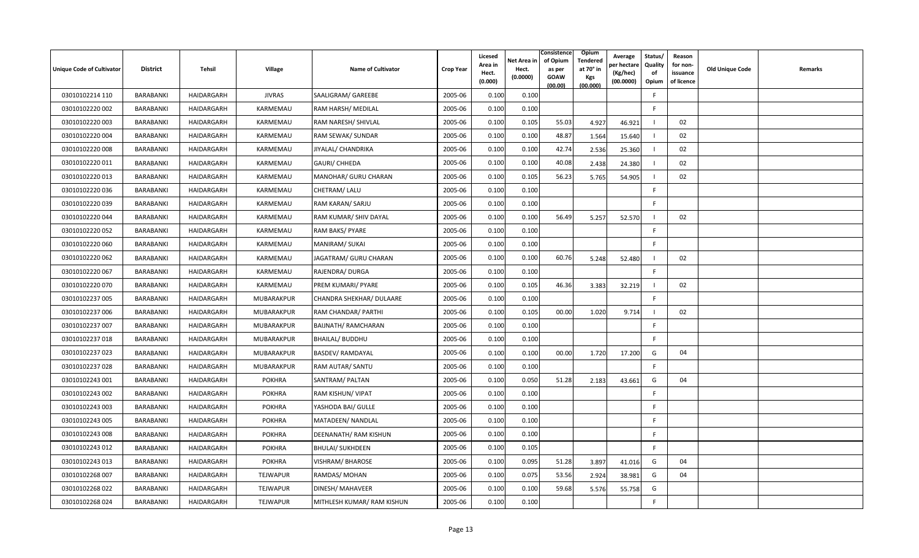| Unique Code of Cultivator | District | Tehsil | Village | Name of Cultivator | Crop Year | Licesed Area in Hect. (0.000) | Net Area in Hect. (0.0000) | Consistence of Opium as per GOAW (00.00) | Opium Tendered at 70° in Kgs (00.000) | Average per hectare (Kg/hec) (00.0000) | Status/ Quality of Opium | Reason for non-issuance of licence | Old Unique Code | Remarks |
|---|---|---|---|---|---|---|---|---|---|---|---|---|---|---|
| 03010102214 110 | BARABANKI | HAIDARGARH | JIVRAS | SAALIGRAM/ GAREEBE | 2005-06 | 0.100 | 0.100 | | | | F | | | |
| 03010102220 002 | BARABANKI | HAIDARGARH | KARMEMAU | RAM HARSH/ MEDILAL | 2005-06 | 0.100 | 0.100 | | | | F | | | |
| 03010102220 003 | BARABANKI | HAIDARGARH | KARMEMAU | RAM NARESH/ SHIVLAL | 2005-06 | 0.100 | 0.105 | 55.03 | 4.927 | 46.921 | I | 02 | | |
| 03010102220 004 | BARABANKI | HAIDARGARH | KARMEMAU | RAM SEWAK/ SUNDAR | 2005-06 | 0.100 | 0.100 | 48.87 | 1.564 | 15.640 | I | 02 | | |
| 03010102220 008 | BARABANKI | HAIDARGARH | KARMEMAU | JIYALAL/ CHANDRIKA | 2005-06 | 0.100 | 0.100 | 42.74 | 2.536 | 25.360 | I | 02 | | |
| 03010102220 011 | BARABANKI | HAIDARGARH | KARMEMAU | GAURI/ CHHEDA | 2005-06 | 0.100 | 0.100 | 40.08 | 2.438 | 24.380 | I | 02 | | |
| 03010102220 013 | BARABANKI | HAIDARGARH | KARMEMAU | MANOHAR/ GURU CHARAN | 2005-06 | 0.100 | 0.105 | 56.23 | 5.765 | 54.905 | I | 02 | | |
| 03010102220 036 | BARABANKI | HAIDARGARH | KARMEMAU | CHETRAM/ LALU | 2005-06 | 0.100 | 0.100 | | | | F | | | |
| 03010102220 039 | BARABANKI | HAIDARGARH | KARMEMAU | RAM KARAN/ SARJU | 2005-06 | 0.100 | 0.100 | | | | F | | | |
| 03010102220 044 | BARABANKI | HAIDARGARH | KARMEMAU | RAM KUMAR/ SHIV DAYAL | 2005-06 | 0.100 | 0.100 | 56.49 | 5.257 | 52.570 | I | 02 | | |
| 03010102220 052 | BARABANKI | HAIDARGARH | KARMEMAU | RAM BAKS/ PYARE | 2005-06 | 0.100 | 0.100 | | | | F | | | |
| 03010102220 060 | BARABANKI | HAIDARGARH | KARMEMAU | MANIRAM/ SUKAI | 2005-06 | 0.100 | 0.100 | | | | F | | | |
| 03010102220 062 | BARABANKI | HAIDARGARH | KARMEMAU | JAGATRAM/ GURU CHARAN | 2005-06 | 0.100 | 0.100 | 60.76 | 5.248 | 52.480 | I | 02 | | |
| 03010102220 067 | BARABANKI | HAIDARGARH | KARMEMAU | RAJENDRA/ DURGA | 2005-06 | 0.100 | 0.100 | | | | F | | | |
| 03010102220 070 | BARABANKI | HAIDARGARH | KARMEMAU | PREM KUMARI/ PYARE | 2005-06 | 0.100 | 0.105 | 46.36 | 3.383 | 32.219 | I | 02 | | |
| 03010102237 005 | BARABANKI | HAIDARGARH | MUBARAKPUR | CHANDRA SHEKHAR/ DULAARE | 2005-06 | 0.100 | 0.100 | | | | F | | | |
| 03010102237 006 | BARABANKI | HAIDARGARH | MUBARAKPUR | RAM CHANDAR/ PARTHI | 2005-06 | 0.100 | 0.105 | 00.00 | 1.020 | 9.714 | I | 02 | | |
| 03010102237 007 | BARABANKI | HAIDARGARH | MUBARAKPUR | BAIJNATH/ RAMCHARAN | 2005-06 | 0.100 | 0.100 | | | | F | | | |
| 03010102237 018 | BARABANKI | HAIDARGARH | MUBARAKPUR | BHAILAL/ BUDDHU | 2005-06 | 0.100 | 0.100 | | | | F | | | |
| 03010102237 023 | BARABANKI | HAIDARGARH | MUBARAKPUR | BASDEV/ RAMDAYAL | 2005-06 | 0.100 | 0.100 | 00.00 | 1.720 | 17.200 | G | 04 | | |
| 03010102237 028 | BARABANKI | HAIDARGARH | MUBARAKPUR | RAM AUTAR/ SANTU | 2005-06 | 0.100 | 0.100 | | | | F | | | |
| 03010102243 001 | BARABANKI | HAIDARGARH | POKHRA | SANTRAM/ PALTAN | 2005-06 | 0.100 | 0.050 | 51.28 | 2.183 | 43.661 | G | 04 | | |
| 03010102243 002 | BARABANKI | HAIDARGARH | POKHRA | RAM KISHUN/ VIPAT | 2005-06 | 0.100 | 0.100 | | | | F | | | |
| 03010102243 003 | BARABANKI | HAIDARGARH | POKHRA | YASHODA BAI/ GULLE | 2005-06 | 0.100 | 0.100 | | | | F | | | |
| 03010102243 005 | BARABANKI | HAIDARGARH | POKHRA | MATADEEN/ NANDLAL | 2005-06 | 0.100 | 0.100 | | | | F | | | |
| 03010102243 008 | BARABANKI | HAIDARGARH | POKHRA | DEENANATH/ RAM KISHUN | 2005-06 | 0.100 | 0.100 | | | | F | | | |
| 03010102243 012 | BARABANKI | HAIDARGARH | POKHRA | BHULAI/ SUKHDEEN | 2005-06 | 0.100 | 0.105 | | | | F | | | |
| 03010102243 013 | BARABANKI | HAIDARGARH | POKHRA | VISHRAM/ BHAROSE | 2005-06 | 0.100 | 0.095 | 51.28 | 3.897 | 41.016 | G | 04 | | |
| 03010102268 007 | BARABANKI | HAIDARGARH | TEJWAPUR | RAMDAS/ MOHAN | 2005-06 | 0.100 | 0.075 | 53.56 | 2.924 | 38.981 | G | 04 | | |
| 03010102268 022 | BARABANKI | HAIDARGARH | TEJWAPUR | DINESH/ MAHAVEER | 2005-06 | 0.100 | 0.100 | 59.68 | 5.576 | 55.758 | G | | | |
| 03010102268 024 | BARABANKI | HAIDARGARH | TEJWAPUR | MITHLESH KUMAR/ RAM KISHUN | 2005-06 | 0.100 | 0.100 | | | | F | | | |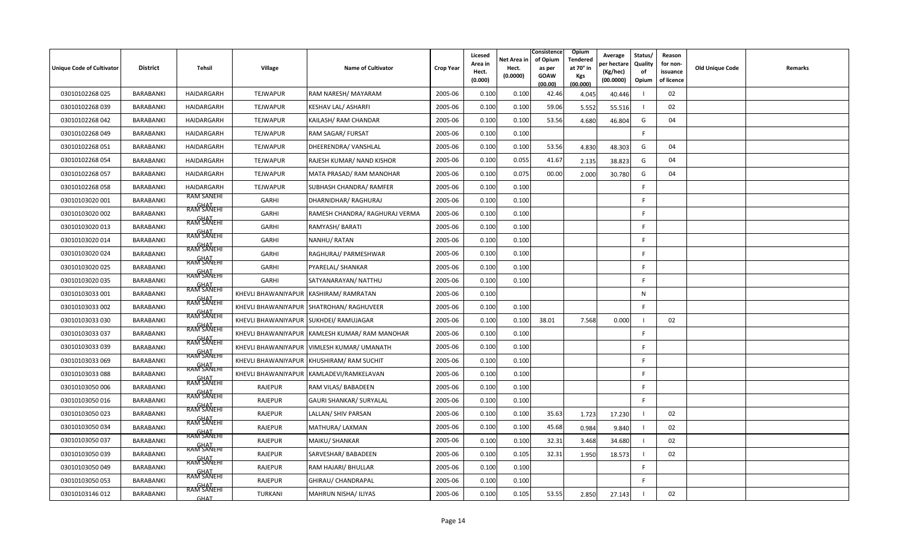| Unique Code of Cultivator | District | Tehsil | Village | Name of Cultivator | Crop Year | Licesed Area in Hect. (0.000) | Net Area in Hect. (0.0000) | Consistence of Opium as per GOAW (00.00) | Opium Tendered at 70° in Kgs (00.000) | Average per hectare (Kg/hec) (00.0000) | Status/ Quality of Opium | Reason for non-issuance of licence | Old Unique Code | Remarks |
|---|---|---|---|---|---|---|---|---|---|---|---|---|---|---|
| 03010102268 025 | BARABANKI | HAIDARGARH | TEJWAPUR | RAM NARESH/ MAYARAM | 2005-06 | 0.100 | 0.100 | 42.46 | 4.045 | 40.446 | I | 02 | | |
| 03010102268 039 | BARABANKI | HAIDARGARH | TEJWAPUR | KESHAV LAL/ ASHARFI | 2005-06 | 0.100 | 0.100 | 59.06 | 5.552 | 55.516 | I | 02 | | |
| 03010102268 042 | BARABANKI | HAIDARGARH | TEJWAPUR | KAILASH/ RAM CHANDAR | 2005-06 | 0.100 | 0.100 | 53.56 | 4.680 | 46.804 | G | 04 | | |
| 03010102268 049 | BARABANKI | HAIDARGARH | TEJWAPUR | RAM SAGAR/ FURSAT | 2005-06 | 0.100 | 0.100 | | | | F | | | |
| 03010102268 051 | BARABANKI | HAIDARGARH | TEJWAPUR | DHEERENDRA/ VANSHLAL | 2005-06 | 0.100 | 0.100 | 53.56 | 4.830 | 48.303 | G | 04 | | |
| 03010102268 054 | BARABANKI | HAIDARGARH | TEJWAPUR | RAJESH KUMAR/ NAND KISHOR | 2005-06 | 0.100 | 0.055 | 41.67 | 2.135 | 38.823 | G | 04 | | |
| 03010102268 057 | BARABANKI | HAIDARGARH | TEJWAPUR | MATA PRASAD/ RAM MANOHAR | 2005-06 | 0.100 | 0.075 | 00.00 | 2.000 | 30.780 | G | 04 | | |
| 03010102268 058 | BARABANKI | HAIDARGARH | TEJWAPUR | SUBHASH CHANDRA/ RAMFER | 2005-06 | 0.100 | 0.100 | | | | F | | | |
| 03010103020 001 | BARABANKI | RAM SANEHI GHAT | GARHI | DHARNIDHAR/ RAGHURAJ | 2005-06 | 0.100 | 0.100 | | | | F | | | |
| 03010103020 002 | BARABANKI | RAM SANEHI GHAT | GARHI | RAMESH CHANDRA/ RAGHURAJ VERMA | 2005-06 | 0.100 | 0.100 | | | | F | | | |
| 03010103020 013 | BARABANKI | RAM SANEHI GHAT | GARHI | RAMYASH/ BARATI | 2005-06 | 0.100 | 0.100 | | | | F | | | |
| 03010103020 014 | BARABANKI | RAM SANEHI GHAT | GARHI | NANHU/ RATAN | 2005-06 | 0.100 | 0.100 | | | | F | | | |
| 03010103020 024 | BARABANKI | RAM SANEHI GHAT | GARHI | RAGHURAJ/ PARMESHWAR | 2005-06 | 0.100 | 0.100 | | | | F | | | |
| 03010103020 025 | BARABANKI | RAM SANEHI GHAT | GARHI | PYARELAL/ SHANKAR | 2005-06 | 0.100 | 0.100 | | | | F | | | |
| 03010103020 035 | BARABANKI | RAM SANEHI GHAT | GARHI | SATYANARAYAN/ NATTHU | 2005-06 | 0.100 | 0.100 | | | | F | | | |
| 03010103033 001 | BARABANKI | RAM SANEHI GHAT | KHEVLI BHAWANIYAPUR | KASHIRAM/ RAMRATAN | 2005-06 | 0.100 | | | | | N | | | |
| 03010103033 002 | BARABANKI | RAM SANEHI GHAT | KHEVLI BHAWANIYAPUR | SHATROHAN/ RAGHUVEER | 2005-06 | 0.100 | 0.100 | | | | F | | | |
| 03010103033 030 | BARABANKI | RAM SANEHI GHAT | KHEVLI BHAWANIYAPUR | SUKHDEI/ RAMUJAGAR | 2005-06 | 0.100 | 0.100 | 38.01 | 7.568 | 0.000 | I | 02 | | |
| 03010103033 037 | BARABANKI | RAM SANEHI GHAT | KHEVLI BHAWANIYAPUR | KAMLESH KUMAR/ RAM MANOHAR | 2005-06 | 0.100 | 0.100 | | | | F | | | |
| 03010103033 039 | BARABANKI | RAM SANEHI GHAT | KHEVLI BHAWANIYAPUR | VIMLESH KUMAR/ UMANATH | 2005-06 | 0.100 | 0.100 | | | | F | | | |
| 03010103033 069 | BARABANKI | RAM SANEHI GHAT | KHEVLI BHAWANIYAPUR | KHUSHIRAM/ RAM SUCHIT | 2005-06 | 0.100 | 0.100 | | | | F | | | |
| 03010103033 088 | BARABANKI | RAM SANEHI GHAT | KHEVLI BHAWANIYAPUR | KAMLADEVI/RAMKELAVAN | 2005-06 | 0.100 | 0.100 | | | | F | | | |
| 03010103050 006 | BARABANKI | RAM SANEHI GHAT | RAJEPUR | RAM VILAS/ BABADEEN | 2005-06 | 0.100 | 0.100 | | | | F | | | |
| 03010103050 016 | BARABANKI | RAM SANEHI GHAT | RAJEPUR | GAURI SHANKAR/ SURYALAL | 2005-06 | 0.100 | 0.100 | | | | F | | | |
| 03010103050 023 | BARABANKI | RAM SANEHI GHAT | RAJEPUR | LALLAN/ SHIV PARSAN | 2005-06 | 0.100 | 0.100 | 35.63 | 1.723 | 17.230 | I | 02 | | |
| 03010103050 034 | BARABANKI | RAM SANEHI GHAT | RAJEPUR | MATHURA/ LAXMAN | 2005-06 | 0.100 | 0.100 | 45.68 | 0.984 | 9.840 | I | 02 | | |
| 03010103050 037 | BARABANKI | RAM SANEHI GHAT | RAJEPUR | MAIKU/ SHANKAR | 2005-06 | 0.100 | 0.100 | 32.31 | 3.468 | 34.680 | I | 02 | | |
| 03010103050 039 | BARABANKI | RAM SANEHI GHAT | RAJEPUR | SARVESHAR/ BABADEEN | 2005-06 | 0.100 | 0.105 | 32.31 | 1.950 | 18.573 | I | 02 | | |
| 03010103050 049 | BARABANKI | RAM SANEHI GHAT | RAJEPUR | RAM HAJARI/ BHULLAR | 2005-06 | 0.100 | 0.100 | | | | F | | | |
| 03010103050 053 | BARABANKI | RAM SANEHI GHAT | RAJEPUR | GHIRAU/ CHANDRAPAL | 2005-06 | 0.100 | 0.100 | | | | F | | | |
| 03010103146 012 | BARABANKI | RAM SANEHI GHAT | TURKANI | MAHRUN NISHA/ ILIYAS | 2005-06 | 0.100 | 0.105 | 53.55 | 2.850 | 27.143 | I | 02 | | |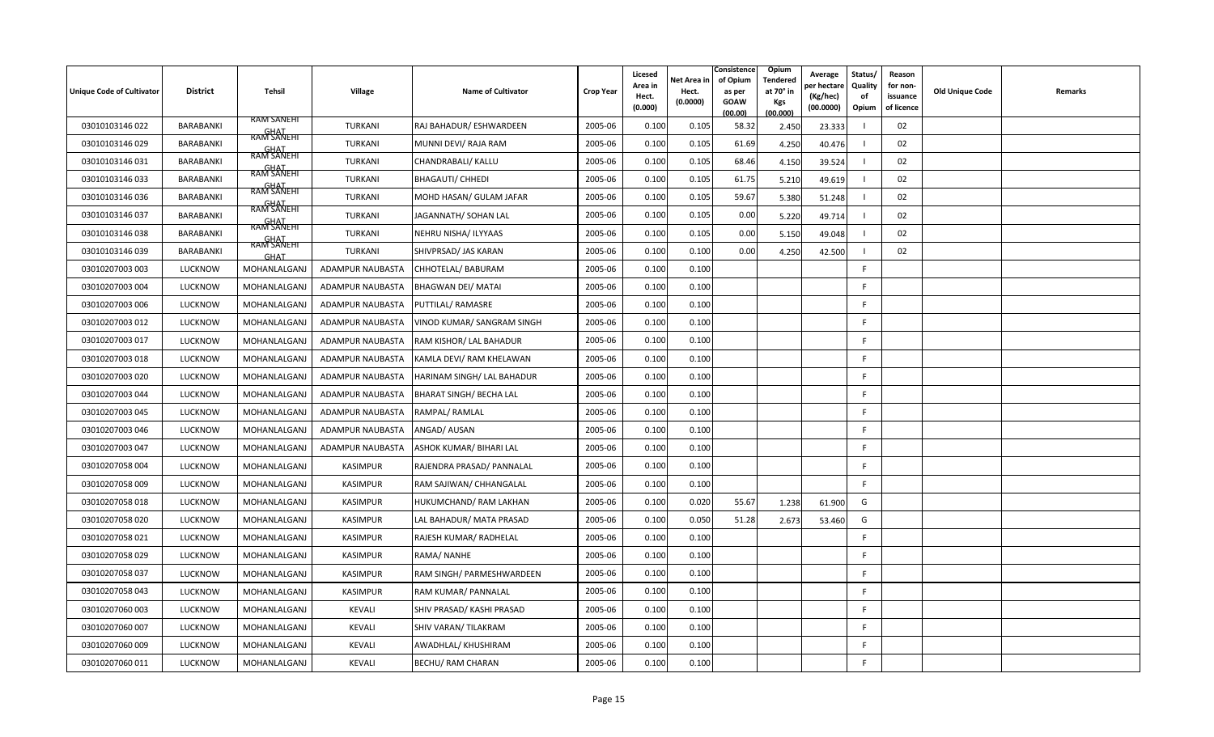| Unique Code of Cultivator | District | Tehsil | Village | Name of Cultivator | Crop Year | Licesed Area in Hect. (0.000) | Net Area in Hect. (0.0000) | Consistence of Opium as per GOAW (00.00) | Opium Tendered at 70° in Kgs (00.000) | Average per hectare (Kg/hec) (00.0000) | Status/ Quality of Opium | Reason for non-issuance of licence | Old Unique Code | Remarks |
|---|---|---|---|---|---|---|---|---|---|---|---|---|---|---|
| 03010103146 022 | BARABANKI | RAM SANEHI GHAT | TURKANI | RAJ BAHADUR/ ESHWARDEEN | 2005-06 | 0.100 | 0.105 | 58.32 | 2.450 | 23.333 | I | 02 | | |
| 03010103146 029 | BARABANKI | RAM SANEHI GHAT | TURKANI | MUNNI DEVI/ RAJA RAM | 2005-06 | 0.100 | 0.105 | 61.69 | 4.250 | 40.476 | I | 02 | | |
| 03010103146 031 | BARABANKI | RAM SANEHI GHAT | TURKANI | CHANDRABALI/ KALLU | 2005-06 | 0.100 | 0.105 | 68.46 | 4.150 | 39.524 | I | 02 | | |
| 03010103146 033 | BARABANKI | RAM SANEHI GHAT | TURKANI | BHAGAUTI/ CHHEDI | 2005-06 | 0.100 | 0.105 | 61.75 | 5.210 | 49.619 | I | 02 | | |
| 03010103146 036 | BARABANKI | RAM SANEHI GHAT | TURKANI | MOHD HASAN/ GULAM JAFAR | 2005-06 | 0.100 | 0.105 | 59.67 | 5.380 | 51.248 | I | 02 | | |
| 03010103146 037 | BARABANKI | RAM SANEHI GHAT | TURKANI | JAGANNATH/ SOHAN LAL | 2005-06 | 0.100 | 0.105 | 0.00 | 5.220 | 49.714 | I | 02 | | |
| 03010103146 038 | BARABANKI | RAM SANEHI GHAT | TURKANI | NEHRU NISHA/ ILYYAAS | 2005-06 | 0.100 | 0.105 | 0.00 | 5.150 | 49.048 | I | 02 | | |
| 03010103146 039 | BARABANKI | RAM SANEHI GHAT | TURKANI | SHIVPRSAD/ JAS KARAN | 2005-06 | 0.100 | 0.100 | 0.00 | 4.250 | 42.500 | I | 02 | | |
| 03010207003 003 | LUCKNOW | MOHANLALGANJ | ADAMPUR NAUBASTA | CHHOTELAL/ BABURAM | 2005-06 | 0.100 | 0.100 | | | | F | | | |
| 03010207003 004 | LUCKNOW | MOHANLALGANJ | ADAMPUR NAUBASTA | BHAGWAN DEI/ MATAI | 2005-06 | 0.100 | 0.100 | | | | F | | | |
| 03010207003 006 | LUCKNOW | MOHANLALGANJ | ADAMPUR NAUBASTA | PUTTILAL/ RAMASRE | 2005-06 | 0.100 | 0.100 | | | | F | | | |
| 03010207003 012 | LUCKNOW | MOHANLALGANJ | ADAMPUR NAUBASTA | VINOD KUMAR/ SANGRAM SINGH | 2005-06 | 0.100 | 0.100 | | | | F | | | |
| 03010207003 017 | LUCKNOW | MOHANLALGANJ | ADAMPUR NAUBASTA | RAM KISHOR/ LAL BAHADUR | 2005-06 | 0.100 | 0.100 | | | | F | | | |
| 03010207003 018 | LUCKNOW | MOHANLALGANJ | ADAMPUR NAUBASTA | KAMLA DEVI/ RAM KHELAWAN | 2005-06 | 0.100 | 0.100 | | | | F | | | |
| 03010207003 020 | LUCKNOW | MOHANLALGANJ | ADAMPUR NAUBASTA | HARINAM SINGH/ LAL BAHADUR | 2005-06 | 0.100 | 0.100 | | | | F | | | |
| 03010207003 044 | LUCKNOW | MOHANLALGANJ | ADAMPUR NAUBASTA | BHARAT SINGH/ BECHA LAL | 2005-06 | 0.100 | 0.100 | | | | F | | | |
| 03010207003 045 | LUCKNOW | MOHANLALGANJ | ADAMPUR NAUBASTA | RAMPAL/ RAMLAL | 2005-06 | 0.100 | 0.100 | | | | F | | | |
| 03010207003 046 | LUCKNOW | MOHANLALGANJ | ADAMPUR NAUBASTA | ANGAD/ AUSAN | 2005-06 | 0.100 | 0.100 | | | | F | | | |
| 03010207003 047 | LUCKNOW | MOHANLALGANJ | ADAMPUR NAUBASTA | ASHOK KUMAR/ BIHARI LAL | 2005-06 | 0.100 | 0.100 | | | | F | | | |
| 03010207058 004 | LUCKNOW | MOHANLALGANJ | KASIMPUR | RAJENDRA PRASAD/ PANNALAL | 2005-06 | 0.100 | 0.100 | | | | F | | | |
| 03010207058 009 | LUCKNOW | MOHANLALGANJ | KASIMPUR | RAM SAJIWAN/ CHHANGALAL | 2005-06 | 0.100 | 0.100 | | | | F | | | |
| 03010207058 018 | LUCKNOW | MOHANLALGANJ | KASIMPUR | HUKUMCHAND/ RAM LAKHAN | 2005-06 | 0.100 | 0.020 | 55.67 | 1.238 | 61.900 | G | | | |
| 03010207058 020 | LUCKNOW | MOHANLALGANJ | KASIMPUR | LAL BAHADUR/ MATA PRASAD | 2005-06 | 0.100 | 0.050 | 51.28 | 2.673 | 53.460 | G | | | |
| 03010207058 021 | LUCKNOW | MOHANLALGANJ | KASIMPUR | RAJESH KUMAR/ RADHELAL | 2005-06 | 0.100 | 0.100 | | | | F | | | |
| 03010207058 029 | LUCKNOW | MOHANLALGANJ | KASIMPUR | RAMA/ NANHE | 2005-06 | 0.100 | 0.100 | | | | F | | | |
| 03010207058 037 | LUCKNOW | MOHANLALGANJ | KASIMPUR | RAM SINGH/ PARMESHWARDEEN | 2005-06 | 0.100 | 0.100 | | | | F | | | |
| 03010207058 043 | LUCKNOW | MOHANLALGANJ | KASIMPUR | RAM KUMAR/ PANNALAL | 2005-06 | 0.100 | 0.100 | | | | F | | | |
| 03010207060 003 | LUCKNOW | MOHANLALGANJ | KEVALI | SHIV PRASAD/ KASHI PRASAD | 2005-06 | 0.100 | 0.100 | | | | F | | | |
| 03010207060 007 | LUCKNOW | MOHANLALGANJ | KEVALI | SHIV VARAN/ TILAKRAM | 2005-06 | 0.100 | 0.100 | | | | F | | | |
| 03010207060 009 | LUCKNOW | MOHANLALGANJ | KEVALI | AWADHLAL/ KHUSHIRAM | 2005-06 | 0.100 | 0.100 | | | | F | | | |
| 03010207060 011 | LUCKNOW | MOHANLALGANJ | KEVALI | BECHU/ RAM CHARAN | 2005-06 | 0.100 | 0.100 | | | | F | | | |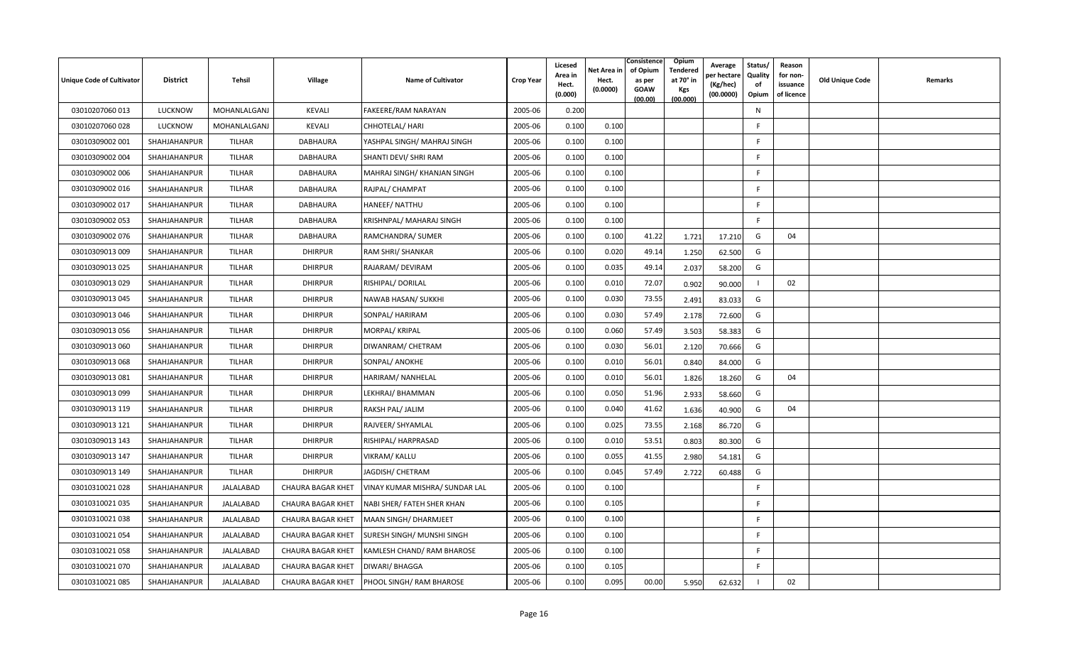| Unique Code of Cultivator | District | Tehsil | Village | Name of Cultivator | Crop Year | Licesed Area in Hect. (0.000) | Net Area in Hect. (0.0000) | Consistence of Opium as per GOAW (00.00) | Opium Tendered at 70° in Kgs (00.000) | Average per hectare (Kg/hec) (00.0000) | Status/ Quality of Opium | Reason for non-issuance of licence | Old Unique Code | Remarks |
|---|---|---|---|---|---|---|---|---|---|---|---|---|---|---|
| 03010207060 013 | LUCKNOW | MOHANLALGANJ | KEVALI | FAKEERE/RAM NARAYAN | 2005-06 | 0.200 | | | | | N | | | |
| 03010207060 028 | LUCKNOW | MOHANLALGANJ | KEVALI | CHHOTELAL/ HARI | 2005-06 | 0.100 | 0.100 | | | | F | | | |
| 03010309002 001 | SHAHJAHANPUR | TILHAR | DABHAURA | YASHPAL SINGH/ MAHRAJ SINGH | 2005-06 | 0.100 | 0.100 | | | | F | | | |
| 03010309002 004 | SHAHJAHANPUR | TILHAR | DABHAURA | SHANTI DEVI/ SHRI RAM | 2005-06 | 0.100 | 0.100 | | | | F | | | |
| 03010309002 006 | SHAHJAHANPUR | TILHAR | DABHAURA | MAHRAJ SINGH/ KHANJAN SINGH | 2005-06 | 0.100 | 0.100 | | | | F | | | |
| 03010309002 016 | SHAHJAHANPUR | TILHAR | DABHAURA | RAJPAL/ CHAMPAT | 2005-06 | 0.100 | 0.100 | | | | F | | | |
| 03010309002 017 | SHAHJAHANPUR | TILHAR | DABHAURA | HANEEF/ NATTHU | 2005-06 | 0.100 | 0.100 | | | | F | | | |
| 03010309002 053 | SHAHJAHANPUR | TILHAR | DABHAURA | KRISHNPAL/ MAHARAJ SINGH | 2005-06 | 0.100 | 0.100 | | | | F | | | |
| 03010309002 076 | SHAHJAHANPUR | TILHAR | DABHAURA | RAMCHANDRA/ SUMER | 2005-06 | 0.100 | 0.100 | 41.22 | 1.721 | 17.210 | G | 04 | | |
| 03010309013 009 | SHAHJAHANPUR | TILHAR | DHIRPUR | RAM SHRI/ SHANKAR | 2005-06 | 0.100 | 0.020 | 49.14 | 1.250 | 62.500 | G | | | |
| 03010309013 025 | SHAHJAHANPUR | TILHAR | DHIRPUR | RAJARAM/ DEVIRAM | 2005-06 | 0.100 | 0.035 | 49.14 | 2.037 | 58.200 | G | | | |
| 03010309013 029 | SHAHJAHANPUR | TILHAR | DHIRPUR | RISHIPAL/ DORILAL | 2005-06 | 0.100 | 0.010 | 72.07 | 0.902 | 90.000 | I | 02 | | |
| 03010309013 045 | SHAHJAHANPUR | TILHAR | DHIRPUR | NAWAB HASAN/ SUKKHI | 2005-06 | 0.100 | 0.030 | 73.55 | 2.491 | 83.033 | G | | | |
| 03010309013 046 | SHAHJAHANPUR | TILHAR | DHIRPUR | SONPAL/ HARIRAM | 2005-06 | 0.100 | 0.030 | 57.49 | 2.178 | 72.600 | G | | | |
| 03010309013 056 | SHAHJAHANPUR | TILHAR | DHIRPUR | MORPAL/ KRIPAL | 2005-06 | 0.100 | 0.060 | 57.49 | 3.503 | 58.383 | G | | | |
| 03010309013 060 | SHAHJAHANPUR | TILHAR | DHIRPUR | DIWANRAM/ CHETRAM | 2005-06 | 0.100 | 0.030 | 56.01 | 2.120 | 70.666 | G | | | |
| 03010309013 068 | SHAHJAHANPUR | TILHAR | DHIRPUR | SONPAL/ ANOKHE | 2005-06 | 0.100 | 0.010 | 56.01 | 0.840 | 84.000 | G | | | |
| 03010309013 081 | SHAHJAHANPUR | TILHAR | DHIRPUR | HARIRAM/ NANHELAL | 2005-06 | 0.100 | 0.010 | 56.01 | 1.826 | 18.260 | G | 04 | | |
| 03010309013 099 | SHAHJAHANPUR | TILHAR | DHIRPUR | LEKHRAJ/ BHAMMAN | 2005-06 | 0.100 | 0.050 | 51.96 | 2.933 | 58.660 | G | | | |
| 03010309013 119 | SHAHJAHANPUR | TILHAR | DHIRPUR | RAKSH PAL/ JALIM | 2005-06 | 0.100 | 0.040 | 41.62 | 1.636 | 40.900 | G | 04 | | |
| 03010309013 121 | SHAHJAHANPUR | TILHAR | DHIRPUR | RAJVEER/ SHYAMLAL | 2005-06 | 0.100 | 0.025 | 73.55 | 2.168 | 86.720 | G | | | |
| 03010309013 143 | SHAHJAHANPUR | TILHAR | DHIRPUR | RISHIPAL/ HARPRASAD | 2005-06 | 0.100 | 0.010 | 53.51 | 0.803 | 80.300 | G | | | |
| 03010309013 147 | SHAHJAHANPUR | TILHAR | DHIRPUR | VIKRAM/ KALLU | 2005-06 | 0.100 | 0.055 | 41.55 | 2.980 | 54.181 | G | | | |
| 03010309013 149 | SHAHJAHANPUR | TILHAR | DHIRPUR | JAGDISH/ CHETRAM | 2005-06 | 0.100 | 0.045 | 57.49 | 2.722 | 60.488 | G | | | |
| 03010310021 028 | SHAHJAHANPUR | JALALABAD | CHAURA BAGAR KHET | VINAY KUMAR MISHRA/ SUNDAR LAL | 2005-06 | 0.100 | 0.100 | | | | F | | | |
| 03010310021 035 | SHAHJAHANPUR | JALALABAD | CHAURA BAGAR KHET | NABI SHER/ FATEH SHER KHAN | 2005-06 | 0.100 | 0.105 | | | | F | | | |
| 03010310021 038 | SHAHJAHANPUR | JALALABAD | CHAURA BAGAR KHET | MAAN SINGH/ DHARMJEET | 2005-06 | 0.100 | 0.100 | | | | F | | | |
| 03010310021 054 | SHAHJAHANPUR | JALALABAD | CHAURA BAGAR KHET | SURESH SINGH/ MUNSHI SINGH | 2005-06 | 0.100 | 0.100 | | | | F | | | |
| 03010310021 058 | SHAHJAHANPUR | JALALABAD | CHAURA BAGAR KHET | KAMLESH CHAND/ RAM BHAROSE | 2005-06 | 0.100 | 0.100 | | | | F | | | |
| 03010310021 070 | SHAHJAHANPUR | JALALABAD | CHAURA BAGAR KHET | DIWARI/ BHAGGA | 2005-06 | 0.100 | 0.105 | | | | F | | | |
| 03010310021 085 | SHAHJAHANPUR | JALALABAD | CHAURA BAGAR KHET | PHOOL SINGH/ RAM BHAROSE | 2005-06 | 0.100 | 0.095 | 00.00 | 5.950 | 62.632 | I | 02 | | |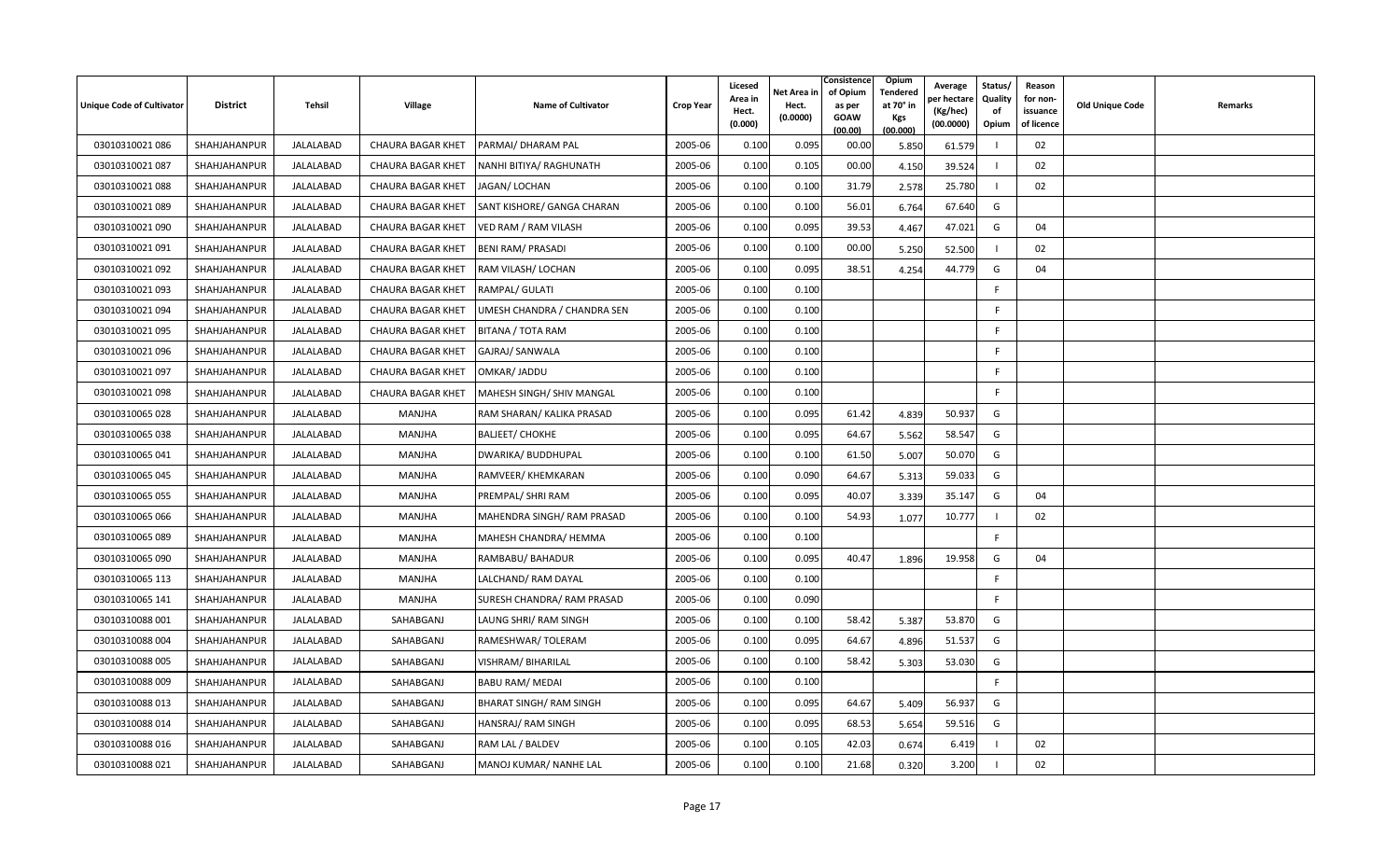| Unique Code of Cultivator | District | Tehsil | Village | Name of Cultivator | Crop Year | Licesed Area in Hect. (0.000) | Net Area in Hect. (0.0000) | Consistence of Opium as per GOAW (00.00) | Opium Tendered at 70° in Kgs (00.000) | Average per hectare (Kg/hec) (00.0000) | Status/ Quality of Opium | Reason for non-issuance of licence | Old Unique Code | Remarks |
|---|---|---|---|---|---|---|---|---|---|---|---|---|---|---|
| 03010310021 086 | SHAHJAHANPUR | JALALABAD | CHAURA BAGAR KHET | PARMAI/ DHARAM PAL | 2005-06 | 0.100 | 0.095 | 00.00 | 5.850 | 61.579 | I | 02 | | |
| 03010310021 087 | SHAHJAHANPUR | JALALABAD | CHAURA BAGAR KHET | NANHI BITIYA/ RAGHUNATH | 2005-06 | 0.100 | 0.105 | 00.00 | 4.150 | 39.524 | I | 02 | | |
| 03010310021 088 | SHAHJAHANPUR | JALALABAD | CHAURA BAGAR KHET | JAGAN/ LOCHAN | 2005-06 | 0.100 | 0.100 | 31.79 | 2.578 | 25.780 | I | 02 | | |
| 03010310021 089 | SHAHJAHANPUR | JALALABAD | CHAURA BAGAR KHET | SANT KISHORE/ GANGA CHARAN | 2005-06 | 0.100 | 0.100 | 56.01 | 6.764 | 67.640 | G | | | |
| 03010310021 090 | SHAHJAHANPUR | JALALABAD | CHAURA BAGAR KHET | VED RAM / RAM VILASH | 2005-06 | 0.100 | 0.095 | 39.53 | 4.467 | 47.021 | G | 04 | | |
| 03010310021 091 | SHAHJAHANPUR | JALALABAD | CHAURA BAGAR KHET | BENI RAM/ PRASADI | 2005-06 | 0.100 | 0.100 | 00.00 | 5.250 | 52.500 | I | 02 | | |
| 03010310021 092 | SHAHJAHANPUR | JALALABAD | CHAURA BAGAR KHET | RAM VILASH/ LOCHAN | 2005-06 | 0.100 | 0.095 | 38.51 | 4.254 | 44.779 | G | 04 | | |
| 03010310021 093 | SHAHJAHANPUR | JALALABAD | CHAURA BAGAR KHET | RAMPAL/ GULATI | 2005-06 | 0.100 | 0.100 | | | | F | | | |
| 03010310021 094 | SHAHJAHANPUR | JALALABAD | CHAURA BAGAR KHET | UMESH CHANDRA / CHANDRA SEN | 2005-06 | 0.100 | 0.100 | | | | F | | | |
| 03010310021 095 | SHAHJAHANPUR | JALALABAD | CHAURA BAGAR KHET | BITANA / TOTA RAM | 2005-06 | 0.100 | 0.100 | | | | F | | | |
| 03010310021 096 | SHAHJAHANPUR | JALALABAD | CHAURA BAGAR KHET | GAJRAJ/ SANWALA | 2005-06 | 0.100 | 0.100 | | | | F | | | |
| 03010310021 097 | SHAHJAHANPUR | JALALABAD | CHAURA BAGAR KHET | OMKAR/ JADDU | 2005-06 | 0.100 | 0.100 | | | | F | | | |
| 03010310021 098 | SHAHJAHANPUR | JALALABAD | CHAURA BAGAR KHET | MAHESH SINGH/ SHIV MANGAL | 2005-06 | 0.100 | 0.100 | | | | F | | | |
| 03010310065 028 | SHAHJAHANPUR | JALALABAD | MANJHA | RAM SHARAN/ KALIKA PRASAD | 2005-06 | 0.100 | 0.095 | 61.42 | 4.839 | 50.937 | G | | | |
| 03010310065 038 | SHAHJAHANPUR | JALALABAD | MANJHA | BALJEET/ CHOKHE | 2005-06 | 0.100 | 0.095 | 64.67 | 5.562 | 58.547 | G | | | |
| 03010310065 041 | SHAHJAHANPUR | JALALABAD | MANJHA | DWARIKA/ BUDDHUPAL | 2005-06 | 0.100 | 0.100 | 61.50 | 5.007 | 50.070 | G | | | |
| 03010310065 045 | SHAHJAHANPUR | JALALABAD | MANJHA | RAMVEER/ KHEMKARAN | 2005-06 | 0.100 | 0.090 | 64.67 | 5.313 | 59.033 | G | | | |
| 03010310065 055 | SHAHJAHANPUR | JALALABAD | MANJHA | PREMPAL/ SHRI RAM | 2005-06 | 0.100 | 0.095 | 40.07 | 3.339 | 35.147 | G | 04 | | |
| 03010310065 066 | SHAHJAHANPUR | JALALABAD | MANJHA | MAHENDRA SINGH/ RAM PRASAD | 2005-06 | 0.100 | 0.100 | 54.93 | 1.077 | 10.777 | I | 02 | | |
| 03010310065 089 | SHAHJAHANPUR | JALALABAD | MANJHA | MAHESH CHANDRA/ HEMMA | 2005-06 | 0.100 | 0.100 | | | | F | | | |
| 03010310065 090 | SHAHJAHANPUR | JALALABAD | MANJHA | RAMBABU/ BAHADUR | 2005-06 | 0.100 | 0.095 | 40.47 | 1.896 | 19.958 | G | 04 | | |
| 03010310065 113 | SHAHJAHANPUR | JALALABAD | MANJHA | LALCHAND/ RAM DAYAL | 2005-06 | 0.100 | 0.100 | | | | F | | | |
| 03010310065 141 | SHAHJAHANPUR | JALALABAD | MANJHA | SURESH CHANDRA/ RAM PRASAD | 2005-06 | 0.100 | 0.090 | | | | F | | | |
| 03010310088 001 | SHAHJAHANPUR | JALALABAD | SAHABGANJ | LAUNG SHRI/ RAM SINGH | 2005-06 | 0.100 | 0.100 | 58.42 | 5.387 | 53.870 | G | | | |
| 03010310088 004 | SHAHJAHANPUR | JALALABAD | SAHABGANJ | RAMESHWAR/ TOLERAM | 2005-06 | 0.100 | 0.095 | 64.67 | 4.896 | 51.537 | G | | | |
| 03010310088 005 | SHAHJAHANPUR | JALALABAD | SAHABGANJ | VISHRAM/ BIHARILAL | 2005-06 | 0.100 | 0.100 | 58.42 | 5.303 | 53.030 | G | | | |
| 03010310088 009 | SHAHJAHANPUR | JALALABAD | SAHABGANJ | BABU RAM/ MEDAI | 2005-06 | 0.100 | 0.100 | | | | F | | | |
| 03010310088 013 | SHAHJAHANPUR | JALALABAD | SAHABGANJ | BHARAT SINGH/ RAM SINGH | 2005-06 | 0.100 | 0.095 | 64.67 | 5.409 | 56.937 | G | | | |
| 03010310088 014 | SHAHJAHANPUR | JALALABAD | SAHABGANJ | HANSRAJ/ RAM SINGH | 2005-06 | 0.100 | 0.095 | 68.53 | 5.654 | 59.516 | G | | | |
| 03010310088 016 | SHAHJAHANPUR | JALALABAD | SAHABGANJ | RAM LAL / BALDEV | 2005-06 | 0.100 | 0.105 | 42.03 | 0.674 | 6.419 | I | 02 | | |
| 03010310088 021 | SHAHJAHANPUR | JALALABAD | SAHABGANJ | MANOJ KUMAR/ NANHE LAL | 2005-06 | 0.100 | 0.100 | 21.68 | 0.320 | 3.200 | I | 02 | | |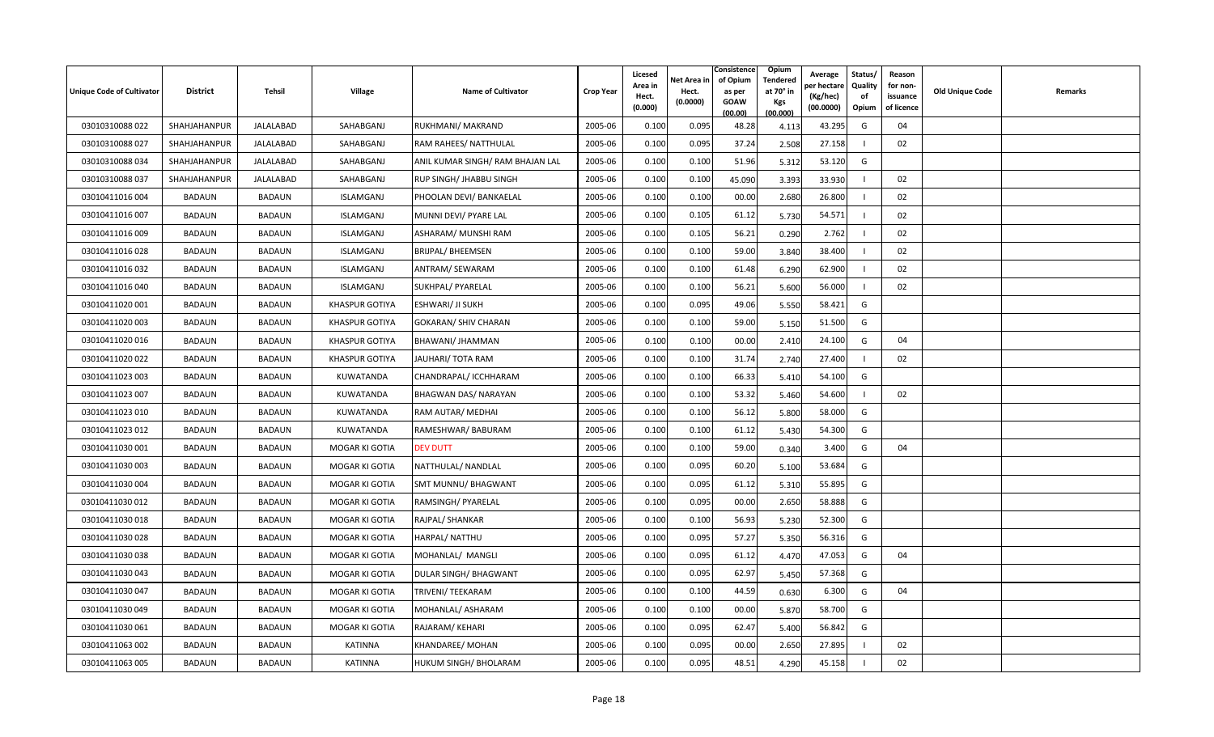| Unique Code of Cultivator | District | Tehsil | Village | Name of Cultivator | Crop Year | Licesed Area in Hect. (0.000) | Net Area in Hect. (0.0000) | Consistence of Opium as per GOAW (00.00) | Opium Tendered at 70° in Kgs (00.000) | Average per hectare (Kg/hec) (00.0000) | Status/ Quality of Opium | Reason for non-issuance of licence | Old Unique Code | Remarks |
|---|---|---|---|---|---|---|---|---|---|---|---|---|---|---|
| 03010310088 022 | SHAHJAHANPUR | JALALABAD | SAHABGANJ | RUKHMANI/ MAKRAND | 2005-06 | 0.100 | 0.095 | 48.28 | 4.113 | 43.295 | G | 04 | | |
| 03010310088 027 | SHAHJAHANPUR | JALALABAD | SAHABGANJ | RAM RAHEES/ NATTHULAL | 2005-06 | 0.100 | 0.095 | 37.24 | 2.508 | 27.158 | I | 02 | | |
| 03010310088 034 | SHAHJAHANPUR | JALALABAD | SAHABGANJ | ANIL KUMAR SINGH/ RAM BHAJAN LAL | 2005-06 | 0.100 | 0.100 | 51.96 | 5.312 | 53.120 | G | | | |
| 03010310088 037 | SHAHJAHANPUR | JALALABAD | SAHABGANJ | RUP SINGH/ JHABBU SINGH | 2005-06 | 0.100 | 0.100 | 45.090 | 3.393 | 33.930 | I | 02 | | |
| 03010411016 004 | BADAUN | BADAUN | ISLAMGANJ | PHOOLAN DEVI/ BANKAELAL | 2005-06 | 0.100 | 0.100 | 00.00 | 2.680 | 26.800 | I | 02 | | |
| 03010411016 007 | BADAUN | BADAUN | ISLAMGANJ | MUNNI DEVI/ PYARE LAL | 2005-06 | 0.100 | 0.105 | 61.12 | 5.730 | 54.571 | I | 02 | | |
| 03010411016 009 | BADAUN | BADAUN | ISLAMGANJ | ASHARAM/ MUNSHI RAM | 2005-06 | 0.100 | 0.105 | 56.21 | 0.290 | 2.762 | I | 02 | | |
| 03010411016 028 | BADAUN | BADAUN | ISLAMGANJ | BRIJPAL/ BHEEMSEN | 2005-06 | 0.100 | 0.100 | 59.00 | 3.840 | 38.400 | I | 02 | | |
| 03010411016 032 | BADAUN | BADAUN | ISLAMGANJ | ANTRAM/ SEWARAM | 2005-06 | 0.100 | 0.100 | 61.48 | 6.290 | 62.900 | I | 02 | | |
| 03010411016 040 | BADAUN | BADAUN | ISLAMGANJ | SUKHPAL/ PYARELAL | 2005-06 | 0.100 | 0.100 | 56.21 | 5.600 | 56.000 | I | 02 | | |
| 03010411020 001 | BADAUN | BADAUN | KHASPUR GOTIYA | ESHWARI/ JI SUKH | 2005-06 | 0.100 | 0.095 | 49.06 | 5.550 | 58.421 | G | | | |
| 03010411020 003 | BADAUN | BADAUN | KHASPUR GOTIYA | GOKARAN/ SHIV CHARAN | 2005-06 | 0.100 | 0.100 | 59.00 | 5.150 | 51.500 | G | | | |
| 03010411020 016 | BADAUN | BADAUN | KHASPUR GOTIYA | BHAWANI/ JHAMMAN | 2005-06 | 0.100 | 0.100 | 00.00 | 2.410 | 24.100 | G | 04 | | |
| 03010411020 022 | BADAUN | BADAUN | KHASPUR GOTIYA | JAUHARI/ TOTA RAM | 2005-06 | 0.100 | 0.100 | 31.74 | 2.740 | 27.400 | I | 02 | | |
| 03010411023 003 | BADAUN | BADAUN | KUWATANDA | CHANDRAPAL/ ICCHHARAM | 2005-06 | 0.100 | 0.100 | 66.33 | 5.410 | 54.100 | G | | | |
| 03010411023 007 | BADAUN | BADAUN | KUWATANDA | BHAGWAN DAS/ NARAYAN | 2005-06 | 0.100 | 0.100 | 53.32 | 5.460 | 54.600 | I | 02 | | |
| 03010411023 010 | BADAUN | BADAUN | KUWATANDA | RAM AUTAR/ MEDHAI | 2005-06 | 0.100 | 0.100 | 56.12 | 5.800 | 58.000 | G | | | |
| 03010411023 012 | BADAUN | BADAUN | KUWATANDA | RAMESHWAR/ BABURAM | 2005-06 | 0.100 | 0.100 | 61.12 | 5.430 | 54.300 | G | | | |
| 03010411030 001 | BADAUN | BADAUN | MOGAR KI GOTIA | DEV DUTT | 2005-06 | 0.100 | 0.100 | 59.00 | 0.340 | 3.400 | G | 04 | | |
| 03010411030 003 | BADAUN | BADAUN | MOGAR KI GOTIA | NATTHULAL/ NANDLAL | 2005-06 | 0.100 | 0.095 | 60.20 | 5.100 | 53.684 | G | | | |
| 03010411030 004 | BADAUN | BADAUN | MOGAR KI GOTIA | SMT MUNNU/ BHAGWANT | 2005-06 | 0.100 | 0.095 | 61.12 | 5.310 | 55.895 | G | | | |
| 03010411030 012 | BADAUN | BADAUN | MOGAR KI GOTIA | RAMSINGH/ PYARELAL | 2005-06 | 0.100 | 0.095 | 00.00 | 2.650 | 58.888 | G | | | |
| 03010411030 018 | BADAUN | BADAUN | MOGAR KI GOTIA | RAJPAL/ SHANKAR | 2005-06 | 0.100 | 0.100 | 56.93 | 5.230 | 52.300 | G | | | |
| 03010411030 028 | BADAUN | BADAUN | MOGAR KI GOTIA | HARPAL/ NATTHU | 2005-06 | 0.100 | 0.095 | 57.27 | 5.350 | 56.316 | G | | | |
| 03010411030 038 | BADAUN | BADAUN | MOGAR KI GOTIA | MOHANLAL/ MANGLI | 2005-06 | 0.100 | 0.095 | 61.12 | 4.470 | 47.053 | G | 04 | | |
| 03010411030 043 | BADAUN | BADAUN | MOGAR KI GOTIA | DULAR SINGH/ BHAGWANT | 2005-06 | 0.100 | 0.095 | 62.97 | 5.450 | 57.368 | G | | | |
| 03010411030 047 | BADAUN | BADAUN | MOGAR KI GOTIA | TRIVENI/ TEEKARAM | 2005-06 | 0.100 | 0.100 | 44.59 | 0.630 | 6.300 | G | 04 | | |
| 03010411030 049 | BADAUN | BADAUN | MOGAR KI GOTIA | MOHANLAL/ ASHARAM | 2005-06 | 0.100 | 0.100 | 00.00 | 5.870 | 58.700 | G | | | |
| 03010411030 061 | BADAUN | BADAUN | MOGAR KI GOTIA | RAJARAM/ KEHARI | 2005-06 | 0.100 | 0.095 | 62.47 | 5.400 | 56.842 | G | | | |
| 03010411063 002 | BADAUN | BADAUN | KATINNA | KHANDAREE/ MOHAN | 2005-06 | 0.100 | 0.095 | 00.00 | 2.650 | 27.895 | I | 02 | | |
| 03010411063 005 | BADAUN | BADAUN | KATINNA | HUKUM SINGH/ BHOLARAM | 2005-06 | 0.100 | 0.095 | 48.51 | 4.290 | 45.158 | I | 02 | | |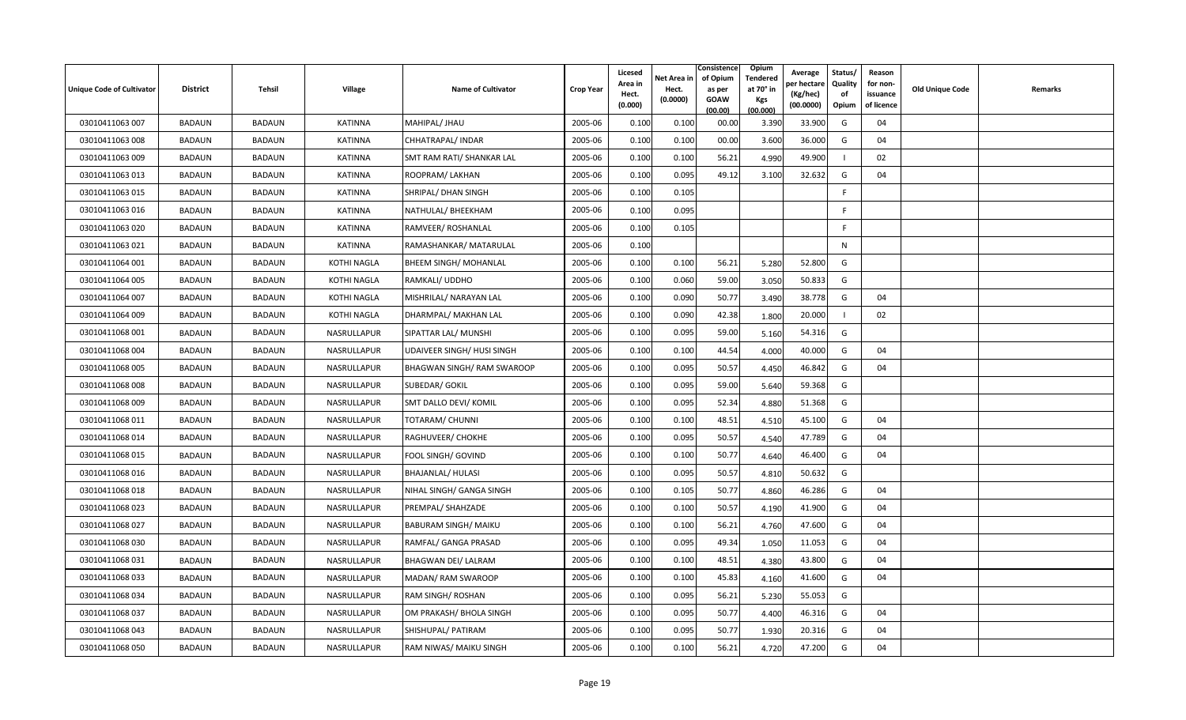| Unique Code of Cultivator | District | Tehsil | Village | Name of Cultivator | Crop Year | Licesed Area in Hect. (0.000) | Net Area in Hect. (0.0000) | Consistence of Opium as per GOAW (00.00) | Opium Tendered at 70° in Kgs (00.000) | Average per hectare (Kg/hec) (00.0000) | Status/ Quality of Opium | Reason for non-issuance of licence | Old Unique Code | Remarks |
|---|---|---|---|---|---|---|---|---|---|---|---|---|---|---|
| 03010411063 007 | BADAUN | BADAUN | KATINNA | MAHIPAL/ JHAU | 2005-06 | 0.100 | 0.100 | 00.00 | 3.390 | 33.900 | G | 04 | | |
| 03010411063 008 | BADAUN | BADAUN | KATINNA | CHHATRAPAL/ INDAR | 2005-06 | 0.100 | 0.100 | 00.00 | 3.600 | 36.000 | G | 04 | | |
| 03010411063 009 | BADAUN | BADAUN | KATINNA | SMT RAM RATI/ SHANKAR LAL | 2005-06 | 0.100 | 0.100 | 56.21 | 4.990 | 49.900 | I | 02 | | |
| 03010411063 013 | BADAUN | BADAUN | KATINNA | ROOPRAM/ LAKHAN | 2005-06 | 0.100 | 0.095 | 49.12 | 3.100 | 32.632 | G | 04 | | |
| 03010411063 015 | BADAUN | BADAUN | KATINNA | SHRIPAL/ DHAN SINGH | 2005-06 | 0.100 | 0.105 | | | | F | | | |
| 03010411063 016 | BADAUN | BADAUN | KATINNA | NATHULAL/ BHEEKHAM | 2005-06 | 0.100 | 0.095 | | | | F | | | |
| 03010411063 020 | BADAUN | BADAUN | KATINNA | RAMVEER/ ROSHANLAL | 2005-06 | 0.100 | 0.105 | | | | F | | | |
| 03010411063 021 | BADAUN | BADAUN | KATINNA | RAMASHANKAR/ MATARULAL | 2005-06 | 0.100 | | | | | N | | | |
| 03010411064 001 | BADAUN | BADAUN | KOTHI NAGLA | BHEEM SINGH/ MOHANLAL | 2005-06 | 0.100 | 0.100 | 56.21 | 5.280 | 52.800 | G | | | |
| 03010411064 005 | BADAUN | BADAUN | KOTHI NAGLA | RAMKALI/ UDDHO | 2005-06 | 0.100 | 0.060 | 59.00 | 3.050 | 50.833 | G | | | |
| 03010411064 007 | BADAUN | BADAUN | KOTHI NAGLA | MISHRILAL/ NARAYAN LAL | 2005-06 | 0.100 | 0.090 | 50.77 | 3.490 | 38.778 | G | 04 | | |
| 03010411064 009 | BADAUN | BADAUN | KOTHI NAGLA | DHARMPAL/ MAKHAN LAL | 2005-06 | 0.100 | 0.090 | 42.38 | 1.800 | 20.000 | I | 02 | | |
| 03010411068 001 | BADAUN | BADAUN | NASRULLAPUR | SIPATTAR LAL/ MUNSHI | 2005-06 | 0.100 | 0.095 | 59.00 | 5.160 | 54.316 | G | | | |
| 03010411068 004 | BADAUN | BADAUN | NASRULLAPUR | UDAIVEER SINGH/ HUSI SINGH | 2005-06 | 0.100 | 0.100 | 44.54 | 4.000 | 40.000 | G | 04 | | |
| 03010411068 005 | BADAUN | BADAUN | NASRULLAPUR | BHAGWAN SINGH/ RAM SWAROOP | 2005-06 | 0.100 | 0.095 | 50.57 | 4.450 | 46.842 | G | 04 | | |
| 03010411068 008 | BADAUN | BADAUN | NASRULLAPUR | SUBEDAR/ GOKIL | 2005-06 | 0.100 | 0.095 | 59.00 | 5.640 | 59.368 | G | | | |
| 03010411068 009 | BADAUN | BADAUN | NASRULLAPUR | SMT DALLO DEVI/ KOMIL | 2005-06 | 0.100 | 0.095 | 52.34 | 4.880 | 51.368 | G | | | |
| 03010411068 011 | BADAUN | BADAUN | NASRULLAPUR | TOTARAM/ CHUNNI | 2005-06 | 0.100 | 0.100 | 48.51 | 4.510 | 45.100 | G | 04 | | |
| 03010411068 014 | BADAUN | BADAUN | NASRULLAPUR | RAGHUVEER/ CHOKHE | 2005-06 | 0.100 | 0.095 | 50.57 | 4.540 | 47.789 | G | 04 | | |
| 03010411068 015 | BADAUN | BADAUN | NASRULLAPUR | FOOL SINGH/ GOVIND | 2005-06 | 0.100 | 0.100 | 50.77 | 4.640 | 46.400 | G | 04 | | |
| 03010411068 016 | BADAUN | BADAUN | NASRULLAPUR | BHAJANLAL/ HULASI | 2005-06 | 0.100 | 0.095 | 50.57 | 4.810 | 50.632 | G | | | |
| 03010411068 018 | BADAUN | BADAUN | NASRULLAPUR | NIHAL SINGH/ GANGA SINGH | 2005-06 | 0.100 | 0.105 | 50.77 | 4.860 | 46.286 | G | 04 | | |
| 03010411068 023 | BADAUN | BADAUN | NASRULLAPUR | PREMPAL/ SHAHZADE | 2005-06 | 0.100 | 0.100 | 50.57 | 4.190 | 41.900 | G | 04 | | |
| 03010411068 027 | BADAUN | BADAUN | NASRULLAPUR | BABURAM SINGH/ MAIKU | 2005-06 | 0.100 | 0.100 | 56.21 | 4.760 | 47.600 | G | 04 | | |
| 03010411068 030 | BADAUN | BADAUN | NASRULLAPUR | RAMFAL/ GANGA PRASAD | 2005-06 | 0.100 | 0.095 | 49.34 | 1.050 | 11.053 | G | 04 | | |
| 03010411068 031 | BADAUN | BADAUN | NASRULLAPUR | BHAGWAN DEI/ LALRAM | 2005-06 | 0.100 | 0.100 | 48.51 | 4.380 | 43.800 | G | 04 | | |
| 03010411068 033 | BADAUN | BADAUN | NASRULLAPUR | MADAN/ RAM SWAROOP | 2005-06 | 0.100 | 0.100 | 45.83 | 4.160 | 41.600 | G | 04 | | |
| 03010411068 034 | BADAUN | BADAUN | NASRULLAPUR | RAM SINGH/ ROSHAN | 2005-06 | 0.100 | 0.095 | 56.21 | 5.230 | 55.053 | G | | | |
| 03010411068 037 | BADAUN | BADAUN | NASRULLAPUR | OM PRAKASH/ BHOLA SINGH | 2005-06 | 0.100 | 0.095 | 50.77 | 4.400 | 46.316 | G | 04 | | |
| 03010411068 043 | BADAUN | BADAUN | NASRULLAPUR | SHISHUPAL/ PATIRAM | 2005-06 | 0.100 | 0.095 | 50.77 | 1.930 | 20.316 | G | 04 | | |
| 03010411068 050 | BADAUN | BADAUN | NASRULLAPUR | RAM NIWAS/ MAIKU SINGH | 2005-06 | 0.100 | 0.100 | 56.21 | 4.720 | 47.200 | G | 04 | | |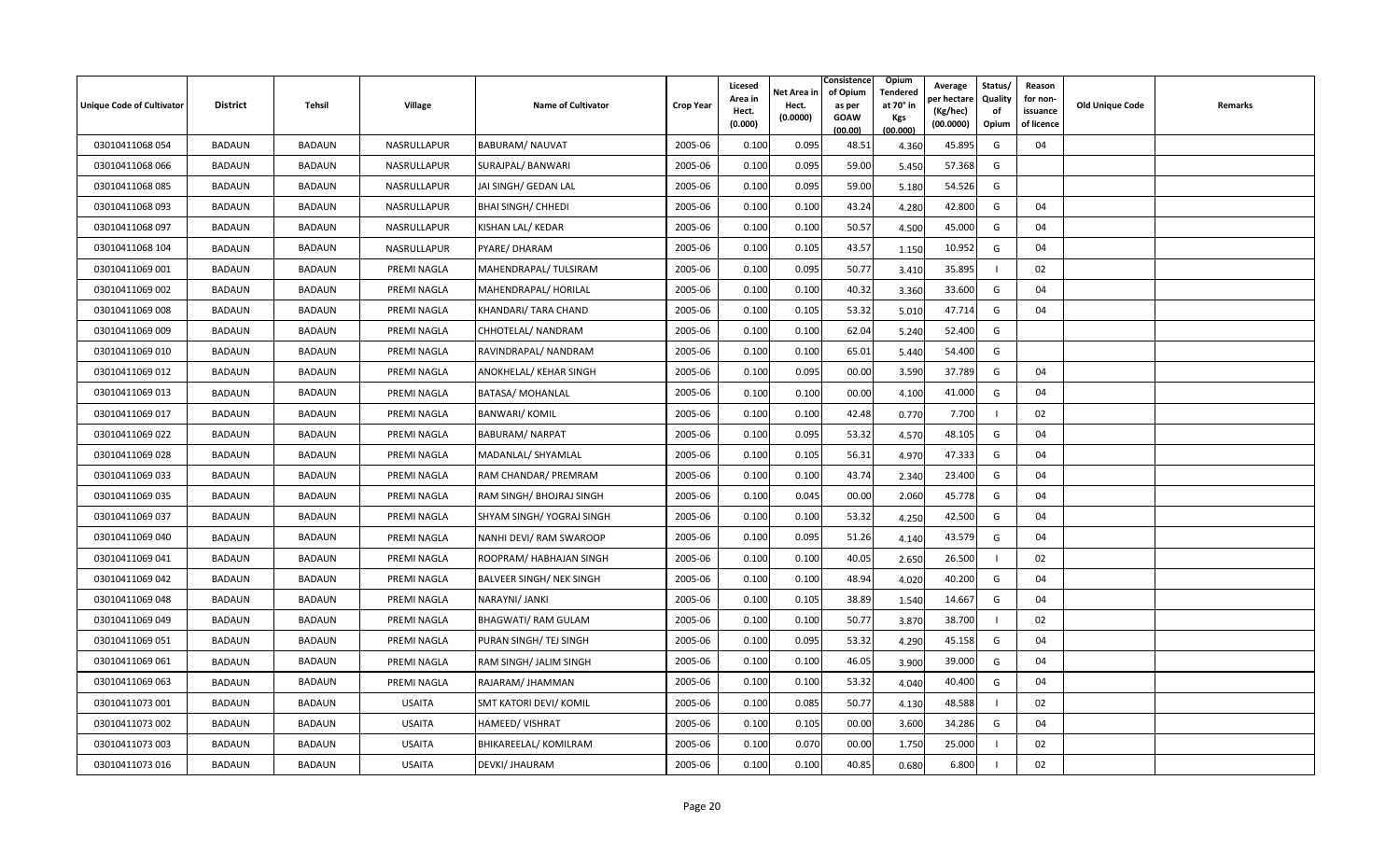| Unique Code of Cultivator | District | Tehsil | Village | Name of Cultivator | Crop Year | Licesed Area in Hect. (0.000) | Net Area in Hect. (0.0000) | Consistence of Opium as per GOAW (00.00) | Opium Tendered at 70° in Kgs (00.000) | Average per hectare (Kg/hec) (00.0000) | Status/ Quality of Opium | Reason for non-issuance of licence | Old Unique Code | Remarks |
|---|---|---|---|---|---|---|---|---|---|---|---|---|---|---|
| 03010411068 054 | BADAUN | BADAUN | NASRULLAPUR | BABURAM/ NAUVAT | 2005-06 | 0.100 | 0.095 | 48.51 | 4.360 | 45.895 | G | 04 | | |
| 03010411068 066 | BADAUN | BADAUN | NASRULLAPUR | SURAJPAL/ BANWARI | 2005-06 | 0.100 | 0.095 | 59.00 | 5.450 | 57.368 | G | | | |
| 03010411068 085 | BADAUN | BADAUN | NASRULLAPUR | JAI SINGH/ GEDAN LAL | 2005-06 | 0.100 | 0.095 | 59.00 | 5.180 | 54.526 | G | | | |
| 03010411068 093 | BADAUN | BADAUN | NASRULLAPUR | BHAI SINGH/ CHHEDI | 2005-06 | 0.100 | 0.100 | 43.24 | 4.280 | 42.800 | G | 04 | | |
| 03010411068 097 | BADAUN | BADAUN | NASRULLAPUR | KISHAN LAL/ KEDAR | 2005-06 | 0.100 | 0.100 | 50.57 | 4.500 | 45.000 | G | 04 | | |
| 03010411068 104 | BADAUN | BADAUN | NASRULLAPUR | PYARE/ DHARAM | 2005-06 | 0.100 | 0.105 | 43.57 | 1.150 | 10.952 | G | 04 | | |
| 03010411069 001 | BADAUN | BADAUN | PREMI NAGLA | MAHENDRAPAL/ TULSIRAM | 2005-06 | 0.100 | 0.095 | 50.77 | 3.410 | 35.895 | I | 02 | | |
| 03010411069 002 | BADAUN | BADAUN | PREMI NAGLA | MAHENDRAPAL/ HORILAL | 2005-06 | 0.100 | 0.100 | 40.32 | 3.360 | 33.600 | G | 04 | | |
| 03010411069 008 | BADAUN | BADAUN | PREMI NAGLA | KHANDARI/ TARA CHAND | 2005-06 | 0.100 | 0.105 | 53.32 | 5.010 | 47.714 | G | 04 | | |
| 03010411069 009 | BADAUN | BADAUN | PREMI NAGLA | CHHOTELAL/ NANDRAM | 2005-06 | 0.100 | 0.100 | 62.04 | 5.240 | 52.400 | G | | | |
| 03010411069 010 | BADAUN | BADAUN | PREMI NAGLA | RAVINDRAPAL/ NANDRAM | 2005-06 | 0.100 | 0.100 | 65.01 | 5.440 | 54.400 | G | | | |
| 03010411069 012 | BADAUN | BADAUN | PREMI NAGLA | ANOKHELAL/ KEHAR SINGH | 2005-06 | 0.100 | 0.095 | 00.00 | 3.590 | 37.789 | G | 04 | | |
| 03010411069 013 | BADAUN | BADAUN | PREMI NAGLA | BATASA/ MOHANLAL | 2005-06 | 0.100 | 0.100 | 00.00 | 4.100 | 41.000 | G | 04 | | |
| 03010411069 017 | BADAUN | BADAUN | PREMI NAGLA | BANWARI/ KOMIL | 2005-06 | 0.100 | 0.100 | 42.48 | 0.770 | 7.700 | I | 02 | | |
| 03010411069 022 | BADAUN | BADAUN | PREMI NAGLA | BABURAM/ NARPAT | 2005-06 | 0.100 | 0.095 | 53.32 | 4.570 | 48.105 | G | 04 | | |
| 03010411069 028 | BADAUN | BADAUN | PREMI NAGLA | MADANLAL/ SHYAMLAL | 2005-06 | 0.100 | 0.105 | 56.31 | 4.970 | 47.333 | G | 04 | | |
| 03010411069 033 | BADAUN | BADAUN | PREMI NAGLA | RAM CHANDAR/ PREMRAM | 2005-06 | 0.100 | 0.100 | 43.74 | 2.340 | 23.400 | G | 04 | | |
| 03010411069 035 | BADAUN | BADAUN | PREMI NAGLA | RAM SINGH/ BHOJRAJ SINGH | 2005-06 | 0.100 | 0.045 | 00.00 | 2.060 | 45.778 | G | 04 | | |
| 03010411069 037 | BADAUN | BADAUN | PREMI NAGLA | SHYAM SINGH/ YOGRAJ SINGH | 2005-06 | 0.100 | 0.100 | 53.32 | 4.250 | 42.500 | G | 04 | | |
| 03010411069 040 | BADAUN | BADAUN | PREMI NAGLA | NANHI DEVI/ RAM SWAROOP | 2005-06 | 0.100 | 0.095 | 51.26 | 4.140 | 43.579 | G | 04 | | |
| 03010411069 041 | BADAUN | BADAUN | PREMI NAGLA | ROOPRAM/ HABHAJAN SINGH | 2005-06 | 0.100 | 0.100 | 40.05 | 2.650 | 26.500 | I | 02 | | |
| 03010411069 042 | BADAUN | BADAUN | PREMI NAGLA | BALVEER SINGH/ NEK SINGH | 2005-06 | 0.100 | 0.100 | 48.94 | 4.020 | 40.200 | G | 04 | | |
| 03010411069 048 | BADAUN | BADAUN | PREMI NAGLA | NARAYNI/ JANKI | 2005-06 | 0.100 | 0.105 | 38.89 | 1.540 | 14.667 | G | 04 | | |
| 03010411069 049 | BADAUN | BADAUN | PREMI NAGLA | BHAGWATI/ RAM GULAM | 2005-06 | 0.100 | 0.100 | 50.77 | 3.870 | 38.700 | I | 02 | | |
| 03010411069 051 | BADAUN | BADAUN | PREMI NAGLA | PURAN SINGH/ TEJ SINGH | 2005-06 | 0.100 | 0.095 | 53.32 | 4.290 | 45.158 | G | 04 | | |
| 03010411069 061 | BADAUN | BADAUN | PREMI NAGLA | RAM SINGH/ JALIM SINGH | 2005-06 | 0.100 | 0.100 | 46.05 | 3.900 | 39.000 | G | 04 | | |
| 03010411069 063 | BADAUN | BADAUN | PREMI NAGLA | RAJARAM/ JHAMMAN | 2005-06 | 0.100 | 0.100 | 53.32 | 4.040 | 40.400 | G | 04 | | |
| 03010411073 001 | BADAUN | BADAUN | USAITA | SMT KATORI DEVI/ KOMIL | 2005-06 | 0.100 | 0.085 | 50.77 | 4.130 | 48.588 | I | 02 | | |
| 03010411073 002 | BADAUN | BADAUN | USAITA | HAMEED/ VISHRAT | 2005-06 | 0.100 | 0.105 | 00.00 | 3.600 | 34.286 | G | 04 | | |
| 03010411073 003 | BADAUN | BADAUN | USAITA | BHIKAREELAL/ KOMILRAM | 2005-06 | 0.100 | 0.070 | 00.00 | 1.750 | 25.000 | I | 02 | | |
| 03010411073 016 | BADAUN | BADAUN | USAITA | DEVKI/ JHAURAM | 2005-06 | 0.100 | 0.100 | 40.85 | 0.680 | 6.800 | I | 02 | | |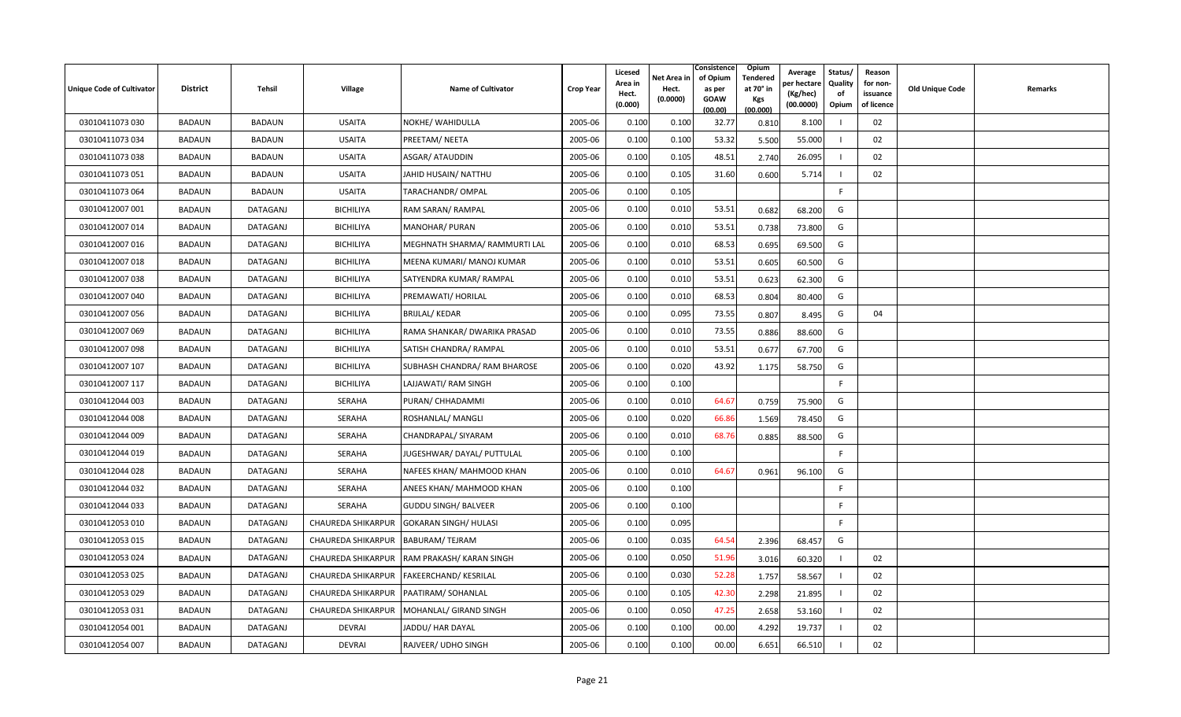| Unique Code of Cultivator | District | Tehsil | Village | Name of Cultivator | Crop Year | Licesed Area in Hect. (0.000) | Net Area in Hect. (0.0000) | Consistence of Opium as per GOAW (00.00) | Opium Tendered at 70° in Kgs (00.000) | Average per hectare (Kg/hec) (00.0000) | Status/ Quality of Opium | Reason for non-issuance of licence | Old Unique Code | Remarks |
|---|---|---|---|---|---|---|---|---|---|---|---|---|---|---|
| 03010411073 030 | BADAUN | BADAUN | USAITA | NOKHE/ WAHIDULLA | 2005-06 | 0.100 | 0.100 | 32.77 | 0.810 | 8.100 | I | 02 | | |
| 03010411073 034 | BADAUN | BADAUN | USAITA | PREETAM/ NEETA | 2005-06 | 0.100 | 0.100 | 53.32 | 5.500 | 55.000 | I | 02 | | |
| 03010411073 038 | BADAUN | BADAUN | USAITA | ASGAR/ ATAUDDIN | 2005-06 | 0.100 | 0.105 | 48.51 | 2.740 | 26.095 | I | 02 | | |
| 03010411073 051 | BADAUN | BADAUN | USAITA | JAHID HUSAIN/ NATTHU | 2005-06 | 0.100 | 0.105 | 31.60 | 0.600 | 5.714 | I | 02 | | |
| 03010411073 064 | BADAUN | BADAUN | USAITA | TARACHANDR/ OMPAL | 2005-06 | 0.100 | 0.105 | | | | F | | | |
| 03010412007 001 | BADAUN | DATAGANJ | BICHILIYA | RAM SARAN/ RAMPAL | 2005-06 | 0.100 | 0.010 | 53.51 | 0.682 | 68.200 | G | | | |
| 03010412007 014 | BADAUN | DATAGANJ | BICHILIYA | MANOHAR/ PURAN | 2005-06 | 0.100 | 0.010 | 53.51 | 0.738 | 73.800 | G | | | |
| 03010412007 016 | BADAUN | DATAGANJ | BICHILIYA | MEGHNATH SHARMA/ RAMMURTI LAL | 2005-06 | 0.100 | 0.010 | 68.53 | 0.695 | 69.500 | G | | | |
| 03010412007 018 | BADAUN | DATAGANJ | BICHILIYA | MEENA KUMARI/ MANOJ KUMAR | 2005-06 | 0.100 | 0.010 | 53.51 | 0.605 | 60.500 | G | | | |
| 03010412007 038 | BADAUN | DATAGANJ | BICHILIYA | SATYENDRA KUMAR/ RAMPAL | 2005-06 | 0.100 | 0.010 | 53.51 | 0.623 | 62.300 | G | | | |
| 03010412007 040 | BADAUN | DATAGANJ | BICHILIYA | PREMAWATI/ HORILAL | 2005-06 | 0.100 | 0.010 | 68.53 | 0.804 | 80.400 | G | | | |
| 03010412007 056 | BADAUN | DATAGANJ | BICHILIYA | BRIJLAL/ KEDAR | 2005-06 | 0.100 | 0.095 | 73.55 | 0.807 | 8.495 | G | 04 | | |
| 03010412007 069 | BADAUN | DATAGANJ | BICHILIYA | RAMA SHANKAR/ DWARIKA PRASAD | 2005-06 | 0.100 | 0.010 | 73.55 | 0.886 | 88.600 | G | | | |
| 03010412007 098 | BADAUN | DATAGANJ | BICHILIYA | SATISH CHANDRA/ RAMPAL | 2005-06 | 0.100 | 0.010 | 53.51 | 0.677 | 67.700 | G | | | |
| 03010412007 107 | BADAUN | DATAGANJ | BICHILIYA | SUBHASH CHANDRA/ RAM BHAROSE | 2005-06 | 0.100 | 0.020 | 43.92 | 1.175 | 58.750 | G | | | |
| 03010412007 117 | BADAUN | DATAGANJ | BICHILIYA | LAJJAWATI/ RAM SINGH | 2005-06 | 0.100 | 0.100 | | | | F | | | |
| 03010412044 003 | BADAUN | DATAGANJ | SERAHA | PURAN/ CHHADAMMI | 2005-06 | 0.100 | 0.010 | 64.67 | 0.759 | 75.900 | G | | | |
| 03010412044 008 | BADAUN | DATAGANJ | SERAHA | ROSHANLAL/ MANGLI | 2005-06 | 0.100 | 0.020 | 66.86 | 1.569 | 78.450 | G | | | |
| 03010412044 009 | BADAUN | DATAGANJ | SERAHA | CHANDRAPAL/ SIYARAM | 2005-06 | 0.100 | 0.010 | 68.76 | 0.885 | 88.500 | G | | | |
| 03010412044 019 | BADAUN | DATAGANJ | SERAHA | JUGESHWAR/ DAYAL/ PUTTULAL | 2005-06 | 0.100 | 0.100 | | | | F | | | |
| 03010412044 028 | BADAUN | DATAGANJ | SERAHA | NAFEES KHAN/ MAHMOOD KHAN | 2005-06 | 0.100 | 0.010 | 64.67 | 0.961 | 96.100 | G | | | |
| 03010412044 032 | BADAUN | DATAGANJ | SERAHA | ANEES KHAN/ MAHMOOD KHAN | 2005-06 | 0.100 | 0.100 | | | | F | | | |
| 03010412044 033 | BADAUN | DATAGANJ | SERAHA | GUDDU SINGH/ BALVEER | 2005-06 | 0.100 | 0.100 | | | | F | | | |
| 03010412053 010 | BADAUN | DATAGANJ | CHAUREDA SHIKARPUR | GOKARAN SINGH/ HULASI | 2005-06 | 0.100 | 0.095 | | | | F | | | |
| 03010412053 015 | BADAUN | DATAGANJ | CHAUREDA SHIKARPUR | BABURAM/ TEJRAM | 2005-06 | 0.100 | 0.035 | 64.54 | 2.396 | 68.457 | G | | | |
| 03010412053 024 | BADAUN | DATAGANJ | CHAUREDA SHIKARPUR | RAM PRAKASH/ KARAN SINGH | 2005-06 | 0.100 | 0.050 | 51.96 | 3.016 | 60.320 | I | 02 | | |
| 03010412053 025 | BADAUN | DATAGANJ | CHAUREDA SHIKARPUR | FAKEERCHAND/ KESRILAL | 2005-06 | 0.100 | 0.030 | 52.28 | 1.757 | 58.567 | I | 02 | | |
| 03010412053 029 | BADAUN | DATAGANJ | CHAUREDA SHIKARPUR | PAATIRAM/ SOHANLAL | 2005-06 | 0.100 | 0.105 | 42.30 | 2.298 | 21.895 | I | 02 | | |
| 03010412053 031 | BADAUN | DATAGANJ | CHAUREDA SHIKARPUR | MOHANLAL/ GIRAND SINGH | 2005-06 | 0.100 | 0.050 | 47.25 | 2.658 | 53.160 | I | 02 | | |
| 03010412054 001 | BADAUN | DATAGANJ | DEVRAI | JADDU/ HAR DAYAL | 2005-06 | 0.100 | 0.100 | 00.00 | 4.292 | 19.737 | I | 02 | | |
| 03010412054 007 | BADAUN | DATAGANJ | DEVRAI | RAJVEER/ UDHO SINGH | 2005-06 | 0.100 | 0.100 | 00.00 | 6.651 | 66.510 | I | 02 | | |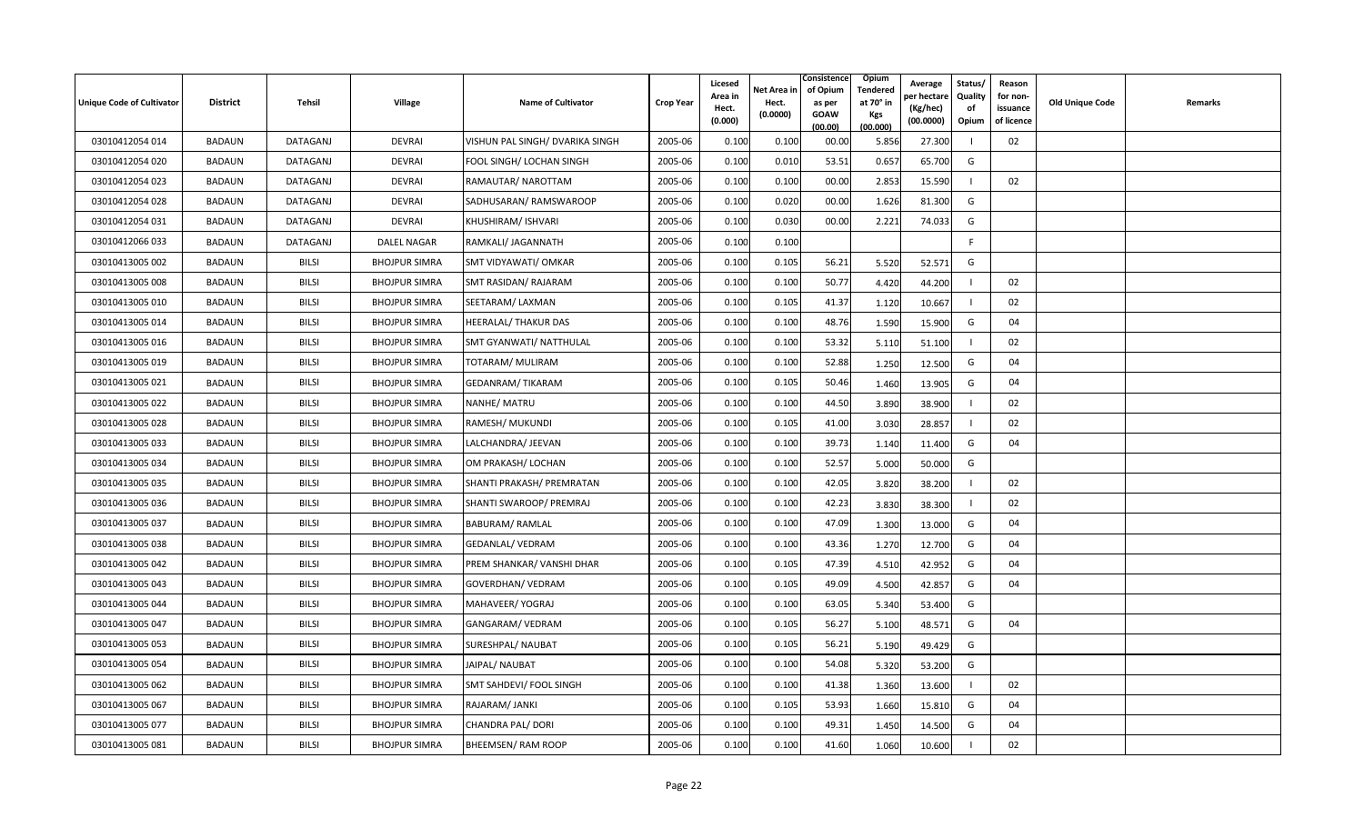| Unique Code of Cultivator | District | Tehsil | Village | Name of Cultivator | Crop Year | Licesed Area in Hect. (0.000) | Net Area in Hect. (0.0000) | Consistence of Opium as per GOAW (00.00) | Opium Tendered at 70° in Kgs (00.000) | Average per hectare (Kg/hec) (00.0000) | Status/ Quality of Opium | Reason for non-issuance of licence | Old Unique Code | Remarks |
|---|---|---|---|---|---|---|---|---|---|---|---|---|---|---|
| 03010412054 014 | BADAUN | DATAGANJ | DEVRAI | VISHUN PAL SINGH/ DVARIKA SINGH | 2005-06 | 0.100 | 0.100 | 00.00 | 5.856 | 27.300 | I | 02 | | |
| 03010412054 020 | BADAUN | DATAGANJ | DEVRAI | FOOL SINGH/ LOCHAN SINGH | 2005-06 | 0.100 | 0.010 | 53.51 | 0.657 | 65.700 | G | | | |
| 03010412054 023 | BADAUN | DATAGANJ | DEVRAI | RAMAUTAR/ NAROTTAM | 2005-06 | 0.100 | 0.100 | 00.00 | 2.853 | 15.590 | I | 02 | | |
| 03010412054 028 | BADAUN | DATAGANJ | DEVRAI | SADHUSARAN/ RAMSWAROOP | 2005-06 | 0.100 | 0.020 | 00.00 | 1.626 | 81.300 | G | | | |
| 03010412054 031 | BADAUN | DATAGANJ | DEVRAI | KHUSHIRAM/ ISHVARI | 2005-06 | 0.100 | 0.030 | 00.00 | 2.221 | 74.033 | G | | | |
| 03010412066 033 | BADAUN | DATAGANJ | DALEL NAGAR | RAMKALI/ JAGANNATH | 2005-06 | 0.100 | 0.100 | | | | F | | | |
| 03010413005 002 | BADAUN | BILSI | BHOJPUR SIMRA | SMT VIDYAWATI/ OMKAR | 2005-06 | 0.100 | 0.105 | 56.21 | 5.520 | 52.571 | G | | | |
| 03010413005 008 | BADAUN | BILSI | BHOJPUR SIMRA | SMT RASIDAN/ RAJARAM | 2005-06 | 0.100 | 0.100 | 50.77 | 4.420 | 44.200 | I | 02 | | |
| 03010413005 010 | BADAUN | BILSI | BHOJPUR SIMRA | SEETARAM/ LAXMAN | 2005-06 | 0.100 | 0.105 | 41.37 | 1.120 | 10.667 | I | 02 | | |
| 03010413005 014 | BADAUN | BILSI | BHOJPUR SIMRA | HEERALAL/ THAKUR DAS | 2005-06 | 0.100 | 0.100 | 48.76 | 1.590 | 15.900 | G | 04 | | |
| 03010413005 016 | BADAUN | BILSI | BHOJPUR SIMRA | SMT GYANWATI/ NATTHULAL | 2005-06 | 0.100 | 0.100 | 53.32 | 5.110 | 51.100 | I | 02 | | |
| 03010413005 019 | BADAUN | BILSI | BHOJPUR SIMRA | TOTARAM/ MULIRAM | 2005-06 | 0.100 | 0.100 | 52.88 | 1.250 | 12.500 | G | 04 | | |
| 03010413005 021 | BADAUN | BILSI | BHOJPUR SIMRA | GEDANRAM/ TIKARAM | 2005-06 | 0.100 | 0.105 | 50.46 | 1.460 | 13.905 | G | 04 | | |
| 03010413005 022 | BADAUN | BILSI | BHOJPUR SIMRA | NANHE/ MATRU | 2005-06 | 0.100 | 0.100 | 44.50 | 3.890 | 38.900 | I | 02 | | |
| 03010413005 028 | BADAUN | BILSI | BHOJPUR SIMRA | RAMESH/ MUKUNDI | 2005-06 | 0.100 | 0.105 | 41.00 | 3.030 | 28.857 | I | 02 | | |
| 03010413005 033 | BADAUN | BILSI | BHOJPUR SIMRA | LALCHANDRA/ JEEVAN | 2005-06 | 0.100 | 0.100 | 39.73 | 1.140 | 11.400 | G | 04 | | |
| 03010413005 034 | BADAUN | BILSI | BHOJPUR SIMRA | OM PRAKASH/ LOCHAN | 2005-06 | 0.100 | 0.100 | 52.57 | 5.000 | 50.000 | G | | | |
| 03010413005 035 | BADAUN | BILSI | BHOJPUR SIMRA | SHANTI PRAKASH/ PREMRATAN | 2005-06 | 0.100 | 0.100 | 42.05 | 3.820 | 38.200 | I | 02 | | |
| 03010413005 036 | BADAUN | BILSI | BHOJPUR SIMRA | SHANTI SWAROOP/ PREMRAJ | 2005-06 | 0.100 | 0.100 | 42.23 | 3.830 | 38.300 | I | 02 | | |
| 03010413005 037 | BADAUN | BILSI | BHOJPUR SIMRA | BABURAM/ RAMLAL | 2005-06 | 0.100 | 0.100 | 47.09 | 1.300 | 13.000 | G | 04 | | |
| 03010413005 038 | BADAUN | BILSI | BHOJPUR SIMRA | GEDANLAL/ VEDRAM | 2005-06 | 0.100 | 0.100 | 43.36 | 1.270 | 12.700 | G | 04 | | |
| 03010413005 042 | BADAUN | BILSI | BHOJPUR SIMRA | PREM SHANKAR/ VANSHI DHAR | 2005-06 | 0.100 | 0.105 | 47.39 | 4.510 | 42.952 | G | 04 | | |
| 03010413005 043 | BADAUN | BILSI | BHOJPUR SIMRA | GOVERDHAN/ VEDRAM | 2005-06 | 0.100 | 0.105 | 49.09 | 4.500 | 42.857 | G | 04 | | |
| 03010413005 044 | BADAUN | BILSI | BHOJPUR SIMRA | MAHAVEER/ YOGRAJ | 2005-06 | 0.100 | 0.100 | 63.05 | 5.340 | 53.400 | G | | | |
| 03010413005 047 | BADAUN | BILSI | BHOJPUR SIMRA | GANGARAM/ VEDRAM | 2005-06 | 0.100 | 0.105 | 56.27 | 5.100 | 48.571 | G | 04 | | |
| 03010413005 053 | BADAUN | BILSI | BHOJPUR SIMRA | SURESHPAL/ NAUBAT | 2005-06 | 0.100 | 0.105 | 56.21 | 5.190 | 49.429 | G | | | |
| 03010413005 054 | BADAUN | BILSI | BHOJPUR SIMRA | JAIPAL/ NAUBAT | 2005-06 | 0.100 | 0.100 | 54.08 | 5.320 | 53.200 | G | | | |
| 03010413005 062 | BADAUN | BILSI | BHOJPUR SIMRA | SMT SAHDEVI/ FOOL SINGH | 2005-06 | 0.100 | 0.100 | 41.38 | 1.360 | 13.600 | I | 02 | | |
| 03010413005 067 | BADAUN | BILSI | BHOJPUR SIMRA | RAJARAM/ JANKI | 2005-06 | 0.100 | 0.105 | 53.93 | 1.660 | 15.810 | G | 04 | | |
| 03010413005 077 | BADAUN | BILSI | BHOJPUR SIMRA | CHANDRA PAL/ DORI | 2005-06 | 0.100 | 0.100 | 49.31 | 1.450 | 14.500 | G | 04 | | |
| 03010413005 081 | BADAUN | BILSI | BHOJPUR SIMRA | BHEEMSEN/ RAM ROOP | 2005-06 | 0.100 | 0.100 | 41.60 | 1.060 | 10.600 | I | 02 | | |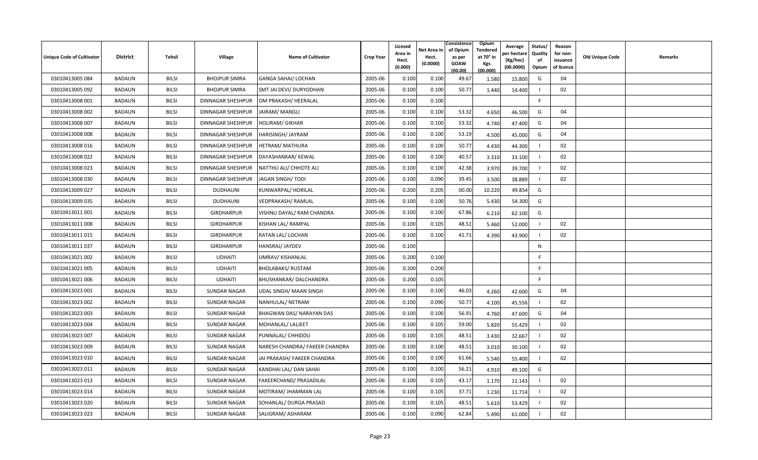| Unique Code of Cultivator | District | Tehsil | Village | Name of Cultivator | Crop Year | Licesed Area in Hect. (0.000) | Net Area in Hect. (0.0000) | Consistence of Opium as per GOAW (00.00) | Opium Tendered at 70° in Kgs (00.000) | Average per hectare (Kg/hec) (00.0000) | Status/ Quality of Opium | Reason for non-issuance of licence | Old Unique Code | Remarks |
|---|---|---|---|---|---|---|---|---|---|---|---|---|---|---|
| 03010413005 084 | BADAUN | BILSI | BHOJPUR SIMRA | GANGA SAHAI/ LOCHAN | 2005-06 | 0.100 | 0.100 | 49.67 | 1.580 | 15.800 | G | 04 | | |
| 03010413005 092 | BADAUN | BILSI | BHOJPUR SIMRA | SMT JAI DEVI/ DURYODHAN | 2005-06 | 0.100 | 0.100 | 50.77 | 1.440 | 14.400 | I | 02 | | |
| 03010413008 001 | BADAUN | BILSI | DINNAGAR SHESHPUR | OM PRAKASH/ HEERALAL | 2005-06 | 0.100 | 0.100 | | | | F | | | |
| 03010413008 002 | BADAUN | BILSI | DINNAGAR SHESHPUR | JAIRAM/ MANGLI | 2005-06 | 0.100 | 0.100 | 53.32 | 4.650 | 46.500 | G | 04 | | |
| 03010413008 007 | BADAUN | BILSI | DINNAGAR SHESHPUR | HOLIRAM/ GIKHAR | 2005-06 | 0.100 | 0.100 | 53.32 | 4.740 | 47.400 | G | 04 | | |
| 03010413008 008 | BADAUN | BILSI | DINNAGAR SHESHPUR | HARISINGH/ JAYRAM | 2005-06 | 0.100 | 0.100 | 53.19 | 4.500 | 45.000 | G | 04 | | |
| 03010413008 016 | BADAUN | BILSI | DINNAGAR SHESHPUR | HETRAM/ MATHURA | 2005-06 | 0.100 | 0.100 | 50.77 | 4.430 | 44.300 | I | 02 | | |
| 03010413008 022 | BADAUN | BILSI | DINNAGAR SHESHPUR | DAYASHANKAR/ KEWAL | 2005-06 | 0.100 | 0.100 | 40.57 | 3.310 | 33.100 | I | 02 | | |
| 03010413008 023 | BADAUN | BILSI | DINNAGAR SHESHPUR | NATTHU ALI/ CHHOTE ALI | 2005-06 | 0.100 | 0.100 | 42.38 | 3.970 | 39.700 | I | 02 | | |
| 03010413008 030 | BADAUN | BILSI | DINNAGAR SHESHPUR | JAGAN SINGH/ TODI | 2005-06 | 0.100 | 0.090 | 39.45 | 3.500 | 38.889 | I | 02 | | |
| 03010413009 027 | BADAUN | BILSI | DUDHAUNI | KUNWARPAL/ HORILAL | 2005-06 | 0.200 | 0.205 | 00.00 | 10.220 | 49.854 | G | | | |
| 03010413009 035 | BADAUN | BILSI | DUDHAUNI | VEDPRAKASH/ RAMLAL | 2005-06 | 0.100 | 0.100 | 50.76 | 5.430 | 54.300 | G | | | |
| 03010413011 001 | BADAUN | BILSI | GIRDHARPUR | VISHNU DAYAL/ RAM CHANDRA | 2005-06 | 0.100 | 0.100 | 67.86 | 6.210 | 62.100 | G | | | |
| 03010413011 008 | BADAUN | BILSI | GIRDHARPUR | KISHAN LAL/ RAMPAL | 2005-06 | 0.100 | 0.105 | 48.51 | 5.460 | 52.000 | I | 02 | | |
| 03010413011 015 | BADAUN | BILSI | GIRDHARPUR | RATAN LAL/ LOCHAN | 2005-06 | 0.100 | 0.100 | 41.71 | 4.390 | 43.900 | I | 02 | | |
| 03010413011 037 | BADAUN | BILSI | GIRDHARPUR | HANSRAJ/ JAYDEV | 2005-06 | 0.100 | | | | | N | | | |
| 03010413021 002 | BADAUN | BILSI | UDHAITI | UMRAV/ KISHANLAL | 2005-06 | 0.200 | 0.100 | | | | F | | | |
| 03010413021 005 | BADAUN | BILSI | UDHAITI | BHOLABAKS/ RUSTAM | 2005-06 | 0.200 | 0.200 | | | | F | | | |
| 03010413021 006 | BADAUN | BILSI | UDHAITI | BHUSHANKAR/ DALCHANDRA | 2005-06 | 0.200 | 0.105 | | | | F | | | |
| 03010413023 001 | BADAUN | BILSI | SUNDAR NAGAR | UDAL SINGH/ MAAN SINGH | 2005-06 | 0.100 | 0.100 | 46.03 | 4.260 | 42.600 | G | 04 | | |
| 03010413023 002 | BADAUN | BILSI | SUNDAR NAGAR | NANHULAL/ NETRAM | 2005-06 | 0.100 | 0.090 | 50.77 | 4.100 | 45.556 | I | 02 | | |
| 03010413023 003 | BADAUN | BILSI | SUNDAR NAGAR | BHAGWAN DAS/ NARAYAN DAS | 2005-06 | 0.100 | 0.100 | 56.91 | 4.760 | 47.600 | G | 04 | | |
| 03010413023 004 | BADAUN | BILSI | SUNDAR NAGAR | MOHANLAL/ LALJEET | 2005-06 | 0.100 | 0.105 | 59.00 | 5.820 | 55.429 | I | 02 | | |
| 03010413023 007 | BADAUN | BILSI | SUNDAR NAGAR | PUNNALAL/ CHHIDDU | 2005-06 | 0.100 | 0.105 | 48.51 | 3.430 | 32.667 | I | 02 | | |
| 03010413023 009 | BADAUN | BILSI | SUNDAR NAGAR | NARESH CHANDRA/ FAKEER CHANDRA | 2005-06 | 0.100 | 0.100 | 48.51 | 3.010 | 30.100 | I | 02 | | |
| 03010413023 010 | BADAUN | BILSI | SUNDAR NAGAR | JAI PRAKASH/ FAKEER CHANDRA | 2005-06 | 0.100 | 0.100 | 61.66 | 5.540 | 55.400 | I | 02 | | |
| 03010413023 011 | BADAUN | BILSI | SUNDAR NAGAR | KANDHAI LAL/ DAN SAHAI | 2005-06 | 0.100 | 0.100 | 56.21 | 4.910 | 49.100 | G | | | |
| 03010413023 013 | BADAUN | BILSI | SUNDAR NAGAR | FAKEERCHAND/ PRASADILAL | 2005-06 | 0.100 | 0.105 | 43.17 | 1.170 | 11.143 | I | 02 | | |
| 03010413023 014 | BADAUN | BILSI | SUNDAR NAGAR | MOTIRAM/ JHAMMAN LAL | 2005-06 | 0.100 | 0.105 | 37.71 | 1.230 | 11.714 | I | 02 | | |
| 03010413023 020 | BADAUN | BILSI | SUNDAR NAGAR | SOHANLAL/ DURGA PRASAD | 2005-06 | 0.100 | 0.105 | 48.51 | 5.610 | 53.429 | I | 02 | | |
| 03010413023 023 | BADAUN | BILSI | SUNDAR NAGAR | SALIGRAM/ ASHARAM | 2005-06 | 0.100 | 0.090 | 62.84 | 5.490 | 61.000 | I | 02 | | |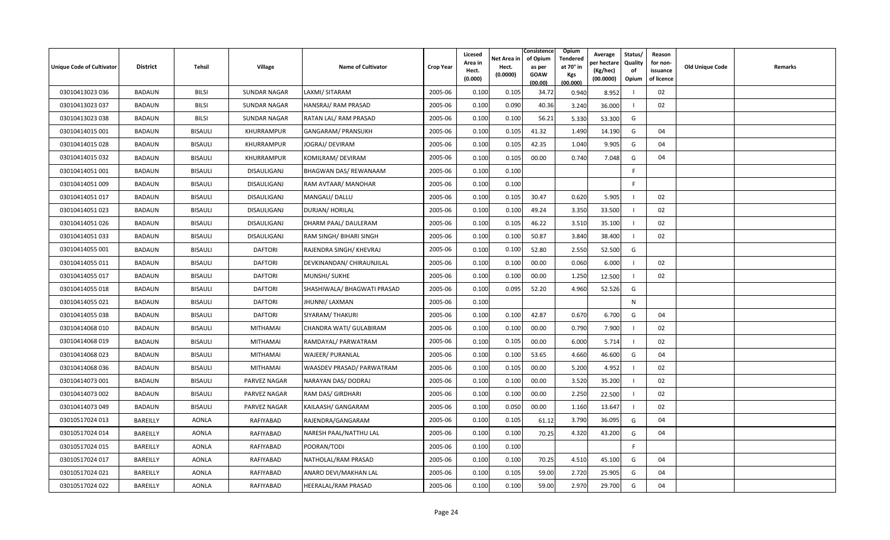| Unique Code of Cultivator | District | Tehsil | Village | Name of Cultivator | Crop Year | Licesed Area in Hect. (0.000) | Net Area in Hect. (0.0000) | Consistence of Opium as per GOAW (00.00) | Opium Tendered at 70° in Kgs (00.000) | Average per hectare (Kg/hec) (00.0000) | Status/ Quality of Opium | Reason for non-issuance of licence | Old Unique Code | Remarks |
|---|---|---|---|---|---|---|---|---|---|---|---|---|---|---|
| 03010413023 036 | BADAUN | BILSI | SUNDAR NAGAR | LAXMI/ SITARAM | 2005-06 | 0.100 | 0.105 | 34.72 | 0.940 | 8.952 | I | 02 | | |
| 03010413023 037 | BADAUN | BILSI | SUNDAR NAGAR | HANSRAJ/ RAM PRASAD | 2005-06 | 0.100 | 0.090 | 40.36 | 3.240 | 36.000 | I | 02 | | |
| 03010413023 038 | BADAUN | BILSI | SUNDAR NAGAR | RATAN LAL/ RAM PRASAD | 2005-06 | 0.100 | 0.100 | 56.21 | 5.330 | 53.300 | G | | | |
| 03010414015 001 | BADAUN | BISAULI | KHURRAMPUR | GANGARAM/ PRANSUKH | 2005-06 | 0.100 | 0.105 | 41.32 | 1.490 | 14.190 | G | 04 | | |
| 03010414015 028 | BADAUN | BISAULI | KHURRAMPUR | JOGRAJ/ DEVIRAM | 2005-06 | 0.100 | 0.105 | 42.35 | 1.040 | 9.905 | G | 04 | | |
| 03010414015 032 | BADAUN | BISAULI | KHURRAMPUR | KOMILRAM/ DEVIRAM | 2005-06 | 0.100 | 0.105 | 00.00 | 0.740 | 7.048 | G | 04 | | |
| 03010414051 001 | BADAUN | BISAULI | DISAULIGANJ | BHAGWAN DAS/ REWANAAM | 2005-06 | 0.100 | 0.100 | | | | F | | | |
| 03010414051 009 | BADAUN | BISAULI | DISAULIGANJ | RAM AVTAAR/ MANOHAR | 2005-06 | 0.100 | 0.100 | | | | F | | | |
| 03010414051 017 | BADAUN | BISAULI | DISAULIGANJ | MANGALI/ DALLU | 2005-06 | 0.100 | 0.105 | 30.47 | 0.620 | 5.905 | I | 02 | | |
| 03010414051 023 | BADAUN | BISAULI | DISAULIGANJ | DURJAN/ HORILAL | 2005-06 | 0.100 | 0.100 | 49.24 | 3.350 | 33.500 | I | 02 | | |
| 03010414051 026 | BADAUN | BISAULI | DISAULIGANJ | DHARM PAAL/ DAULERAM | 2005-06 | 0.100 | 0.105 | 46.22 | 3.510 | 35.100 | I | 02 | | |
| 03010414051 033 | BADAUN | BISAULI | DISAULIGANJ | RAM SINGH/ BIHARI SINGH | 2005-06 | 0.100 | 0.100 | 50.87 | 3.840 | 38.400 | I | 02 | | |
| 03010414055 001 | BADAUN | BISAULI | DAFTORI | RAJENDRA SINGH/ KHEVRAJ | 2005-06 | 0.100 | 0.100 | 52.80 | 2.550 | 52.500 | G | | | |
| 03010414055 011 | BADAUN | BISAULI | DAFTORI | DEVKINANDAN/ CHIRAUNJILAL | 2005-06 | 0.100 | 0.100 | 00.00 | 0.060 | 6.000 | I | 02 | | |
| 03010414055 017 | BADAUN | BISAULI | DAFTORI | MUNSHI/ SUKHE | 2005-06 | 0.100 | 0.100 | 00.00 | 1.250 | 12.500 | I | 02 | | |
| 03010414055 018 | BADAUN | BISAULI | DAFTORI | SHASHIWALA/ BHAGWATI PRASAD | 2005-06 | 0.100 | 0.095 | 52.20 | 4.960 | 52.526 | G | | | |
| 03010414055 021 | BADAUN | BISAULI | DAFTORI | JHUNNI/ LAXMAN | 2005-06 | 0.100 | | | | | N | | | |
| 03010414055 038 | BADAUN | BISAULI | DAFTORI | SIYARAM/ THAKURI | 2005-06 | 0.100 | 0.100 | 42.87 | 0.670 | 6.700 | G | 04 | | |
| 03010414068 010 | BADAUN | BISAULI | MITHAMAI | CHANDRA WATI/ GULABIRAM | 2005-06 | 0.100 | 0.100 | 00.00 | 0.790 | 7.900 | I | 02 | | |
| 03010414068 019 | BADAUN | BISAULI | MITHAMAI | RAMDAYAL/ PARWATRAM | 2005-06 | 0.100 | 0.105 | 00.00 | 6.000 | 5.714 | I | 02 | | |
| 03010414068 023 | BADAUN | BISAULI | MITHAMAI | WAJEER/ PURANLAL | 2005-06 | 0.100 | 0.100 | 53.65 | 4.660 | 46.600 | G | 04 | | |
| 03010414068 036 | BADAUN | BISAULI | MITHAMAI | WAASDEV PRASAD/ PARWATRAM | 2005-06 | 0.100 | 0.105 | 00.00 | 5.200 | 4.952 | I | 02 | | |
| 03010414073 001 | BADAUN | BISAULI | PARVEZ NAGAR | NARAYAN DAS/ DODRAJ | 2005-06 | 0.100 | 0.100 | 00.00 | 3.520 | 35.200 | I | 02 | | |
| 03010414073 002 | BADAUN | BISAULI | PARVEZ NAGAR | RAM DAS/ GIRDHARI | 2005-06 | 0.100 | 0.100 | 00.00 | 2.250 | 22.500 | I | 02 | | |
| 03010414073 049 | BADAUN | BISAULI | PARVEZ NAGAR | KAILAASH/ GANGARAM | 2005-06 | 0.100 | 0.050 | 00.00 | 1.160 | 13.647 | I | 02 | | |
| 03010517024 013 | BAREILLY | AONLA | RAFIYABAD | RAJENDRA/GANGARAM | 2005-06 | 0.100 | 0.105 | 61.12 | 3.790 | 36.095 | G | 04 | | |
| 03010517024 014 | BAREILLY | AONLA | RAFIYABAD | NARESH PAAL/NATTHU LAL | 2005-06 | 0.100 | 0.100 | 70.25 | 4.320 | 43.200 | G | 04 | | |
| 03010517024 015 | BAREILLY | AONLA | RAFIYABAD | POORAN/TODI | 2005-06 | 0.100 | 0.100 | | | | F | | | |
| 03010517024 017 | BAREILLY | AONLA | RAFIYABAD | NATHOLAL/RAM PRASAD | 2005-06 | 0.100 | 0.100 | 70.25 | 4.510 | 45.100 | G | 04 | | |
| 03010517024 021 | BAREILLY | AONLA | RAFIYABAD | ANARO DEVI/MAKHAN LAL | 2005-06 | 0.100 | 0.105 | 59.00 | 2.720 | 25.905 | G | 04 | | |
| 03010517024 022 | BAREILLY | AONLA | RAFIYABAD | HEERALAL/RAM PRASAD | 2005-06 | 0.100 | 0.100 | 59.00 | 2.970 | 29.700 | G | 04 | | |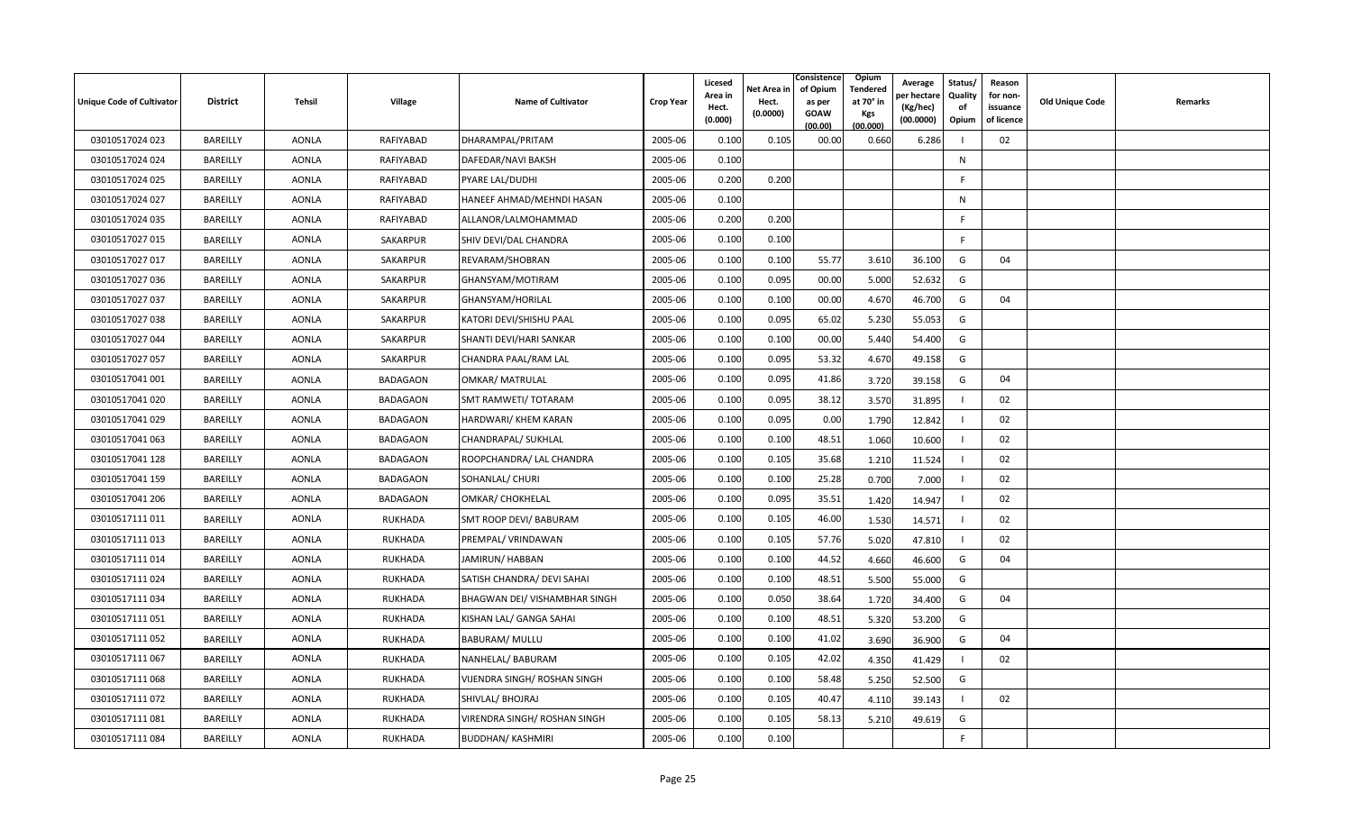| Unique Code of Cultivator | District | Tehsil | Village | Name of Cultivator | Crop Year | Licesed Area in Hect. (0.000) | Net Area in Hect. (0.0000) | Consistence of Opium as per GOAW (00.00) | Opium Tendered at 70° in Kgs (00.000) | Average per hectare (Kg/hec) (00.0000) | Status/ Quality of Opium | Reason for non-issuance of licence | Old Unique Code | Remarks |
|---|---|---|---|---|---|---|---|---|---|---|---|---|---|---|
| 03010517024 023 | BAREILLY | AONLA | RAFIYABAD | DHARAMPAL/PRITAM | 2005-06 | 0.100 | 0.105 | 00.00 | 0.660 | 6.286 | I | 02 | | |
| 03010517024 024 | BAREILLY | AONLA | RAFIYABAD | DAFEDAR/NAVI BAKSH | 2005-06 | 0.100 | | | | | N | | | |
| 03010517024 025 | BAREILLY | AONLA | RAFIYABAD | PYARE LAL/DUDHI | 2005-06 | 0.200 | 0.200 | | | | F | | | |
| 03010517024 027 | BAREILLY | AONLA | RAFIYABAD | HANEEF AHMAD/MEHNDI HASAN | 2005-06 | 0.100 | | | | | N | | | |
| 03010517024 035 | BAREILLY | AONLA | RAFIYABAD | ALLANOR/LALMOHAMMAD | 2005-06 | 0.200 | 0.200 | | | | F | | | |
| 03010517027 015 | BAREILLY | AONLA | SAKARPUR | SHIV DEVI/DAL CHANDRA | 2005-06 | 0.100 | 0.100 | | | | F | | | |
| 03010517027 017 | BAREILLY | AONLA | SAKARPUR | REVARAM/SHOBRAN | 2005-06 | 0.100 | 0.100 | 55.77 | 3.610 | 36.100 | G | 04 | | |
| 03010517027 036 | BAREILLY | AONLA | SAKARPUR | GHANSYAM/MOTIRAM | 2005-06 | 0.100 | 0.095 | 00.00 | 5.000 | 52.632 | G | | | |
| 03010517027 037 | BAREILLY | AONLA | SAKARPUR | GHANSYAM/HORILAL | 2005-06 | 0.100 | 0.100 | 00.00 | 4.670 | 46.700 | G | 04 | | |
| 03010517027 038 | BAREILLY | AONLA | SAKARPUR | KATORI DEVI/SHISHU PAAL | 2005-06 | 0.100 | 0.095 | 65.02 | 5.230 | 55.053 | G | | | |
| 03010517027 044 | BAREILLY | AONLA | SAKARPUR | SHANTI DEVI/HARI SANKAR | 2005-06 | 0.100 | 0.100 | 00.00 | 5.440 | 54.400 | G | | | |
| 03010517027 057 | BAREILLY | AONLA | SAKARPUR | CHANDRA PAAL/RAM LAL | 2005-06 | 0.100 | 0.095 | 53.32 | 4.670 | 49.158 | G | | | |
| 03010517041 001 | BAREILLY | AONLA | BADAGAON | OMKAR/ MATRULAL | 2005-06 | 0.100 | 0.095 | 41.86 | 3.720 | 39.158 | G | 04 | | |
| 03010517041 020 | BAREILLY | AONLA | BADAGAON | SMT RAMWETI/ TOTARAM | 2005-06 | 0.100 | 0.095 | 38.12 | 3.570 | 31.895 | I | 02 | | |
| 03010517041 029 | BAREILLY | AONLA | BADAGAON | HARDWARI/ KHEM KARAN | 2005-06 | 0.100 | 0.095 | 0.00 | 1.790 | 12.842 | I | 02 | | |
| 03010517041 063 | BAREILLY | AONLA | BADAGAON | CHANDRAPAL/ SUKHLAL | 2005-06 | 0.100 | 0.100 | 48.51 | 1.060 | 10.600 | I | 02 | | |
| 03010517041 128 | BAREILLY | AONLA | BADAGAON | ROOPCHANDRA/ LAL CHANDRA | 2005-06 | 0.100 | 0.105 | 35.68 | 1.210 | 11.524 | I | 02 | | |
| 03010517041 159 | BAREILLY | AONLA | BADAGAON | SOHANLAL/ CHURI | 2005-06 | 0.100 | 0.100 | 25.28 | 0.700 | 7.000 | I | 02 | | |
| 03010517041 206 | BAREILLY | AONLA | BADAGAON | OMKAR/ CHOKHELAL | 2005-06 | 0.100 | 0.095 | 35.51 | 1.420 | 14.947 | I | 02 | | |
| 03010517111 011 | BAREILLY | AONLA | RUKHADA | SMT ROOP DEVI/ BABURAM | 2005-06 | 0.100 | 0.105 | 46.00 | 1.530 | 14.571 | I | 02 | | |
| 03010517111 013 | BAREILLY | AONLA | RUKHADA | PREMPAL/ VRINDAWAN | 2005-06 | 0.100 | 0.105 | 57.76 | 5.020 | 47.810 | I | 02 | | |
| 03010517111 014 | BAREILLY | AONLA | RUKHADA | JAMIRUN/ HABBAN | 2005-06 | 0.100 | 0.100 | 44.52 | 4.660 | 46.600 | G | 04 | | |
| 03010517111 024 | BAREILLY | AONLA | RUKHADA | SATISH CHANDRA/ DEVI SAHAI | 2005-06 | 0.100 | 0.100 | 48.51 | 5.500 | 55.000 | G | | | |
| 03010517111 034 | BAREILLY | AONLA | RUKHADA | BHAGWAN DEI/ VISHAMBHAR SINGH | 2005-06 | 0.100 | 0.050 | 38.64 | 1.720 | 34.400 | G | 04 | | |
| 03010517111 051 | BAREILLY | AONLA | RUKHADA | KISHAN LAL/ GANGA SAHAI | 2005-06 | 0.100 | 0.100 | 48.51 | 5.320 | 53.200 | G | | | |
| 03010517111 052 | BAREILLY | AONLA | RUKHADA | BABURAM/ MULLU | 2005-06 | 0.100 | 0.100 | 41.02 | 3.690 | 36.900 | G | 04 | | |
| 03010517111 067 | BAREILLY | AONLA | RUKHADA | NANHELAL/ BABURAM | 2005-06 | 0.100 | 0.105 | 42.02 | 4.350 | 41.429 | I | 02 | | |
| 03010517111 068 | BAREILLY | AONLA | RUKHADA | VIJENDRA SINGH/ ROSHAN SINGH | 2005-06 | 0.100 | 0.100 | 58.48 | 5.250 | 52.500 | G | | | |
| 03010517111 072 | BAREILLY | AONLA | RUKHADA | SHIVLAL/ BHOJRAJ | 2005-06 | 0.100 | 0.105 | 40.47 | 4.110 | 39.143 | I | 02 | | |
| 03010517111 081 | BAREILLY | AONLA | RUKHADA | VIRENDRA SINGH/ ROSHAN SINGH | 2005-06 | 0.100 | 0.105 | 58.13 | 5.210 | 49.619 | G | | | |
| 03010517111 084 | BAREILLY | AONLA | RUKHADA | BUDDHAN/ KASHMIRI | 2005-06 | 0.100 | 0.100 | | | | F | | | |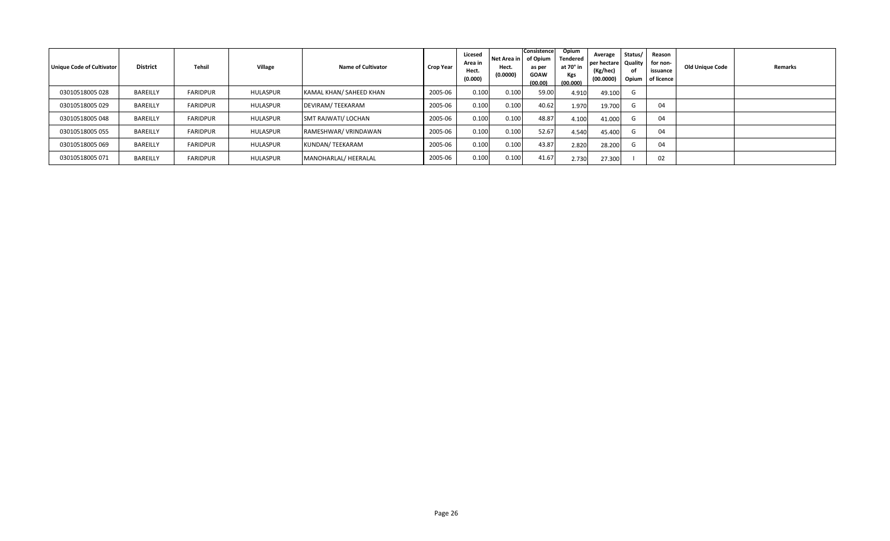| Unique Code of Cultivator | District | Tehsil | Village | Name of Cultivator | Crop Year | Licesed Area in Hect. (0.000) | Net Area in Hect. (0.0000) | Consistence of Opium as per GOAW (00.00) | Opium Tendered at 70° in Kgs (00.000) | Average per hectare (Kg/hec) (00.0000) | Status/ Quality of Opium | Reason for non-issuance of licence | Old Unique Code | Remarks |
|---|---|---|---|---|---|---|---|---|---|---|---|---|---|---|
| 03010518005 028 | BAREILLY | FARIDPUR | HULASPUR | KAMAL KHAN/ SAHEED KHAN | 2005-06 | 0.100 | 0.100 | 59.00 | 4.910 | 49.100 | G | | | |
| 03010518005 029 | BAREILLY | FARIDPUR | HULASPUR | DEVIRAM/ TEEKARAM | 2005-06 | 0.100 | 0.100 | 40.62 | 1.970 | 19.700 | G | 04 | | |
| 03010518005 048 | BAREILLY | FARIDPUR | HULASPUR | SMT RAJWATI/ LOCHAN | 2005-06 | 0.100 | 0.100 | 48.87 | 4.100 | 41.000 | G | 04 | | |
| 03010518005 055 | BAREILLY | FARIDPUR | HULASPUR | RAMESHWAR/ VRINDAWAN | 2005-06 | 0.100 | 0.100 | 52.67 | 4.540 | 45.400 | G | 04 | | |
| 03010518005 069 | BAREILLY | FARIDPUR | HULASPUR | KUNDAN/ TEEKARAM | 2005-06 | 0.100 | 0.100 | 43.87 | 2.820 | 28.200 | G | 04 | | |
| 03010518005 071 | BAREILLY | FARIDPUR | HULASPUR | MANOHARLAL/ HEERALAL | 2005-06 | 0.100 | 0.100 | 41.67 | 2.730 | 27.300 | I | 02 | | |